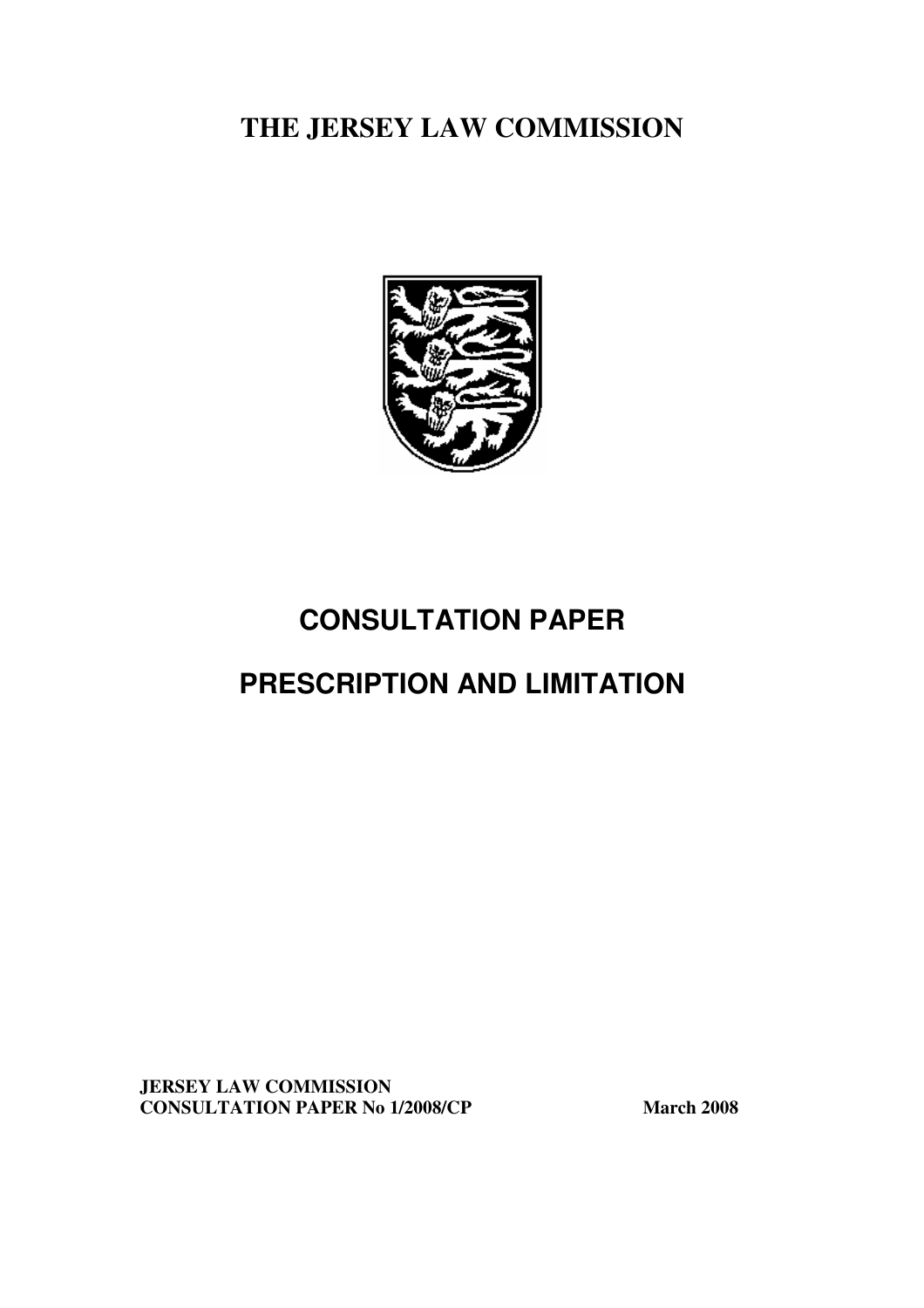# THE JERSEY LAW COMMISSION

## CONSULTATION PAPER

## PRESCRIPTION AND LIMITATION

**JERSEY LAW COMMISSION**
**CONSULTATION PAPER No 1/2008/CP** **March 2008**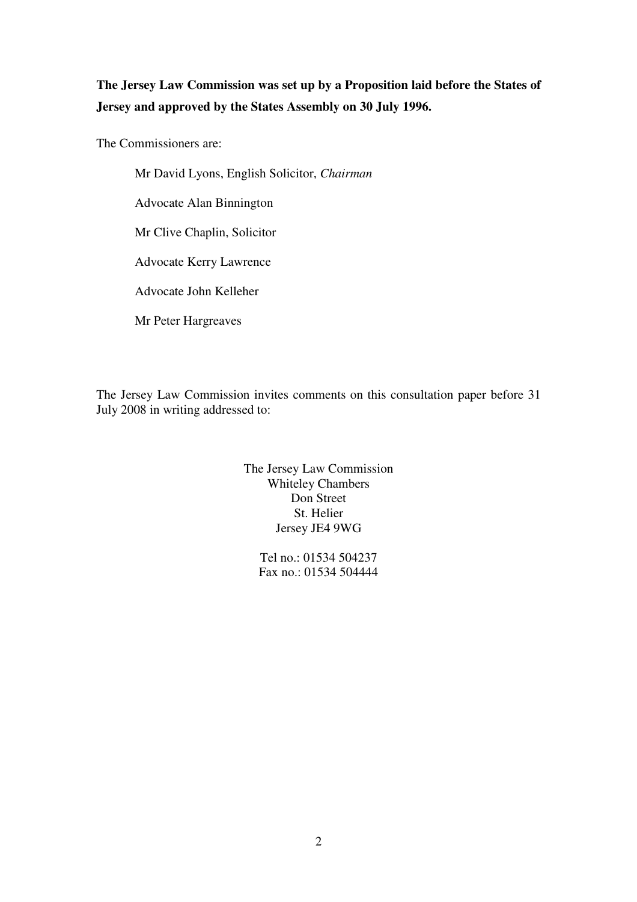**The Jersey Law Commission was set up by a Proposition laid before the States of Jersey and approved by the States Assembly on 30 July 1996.**

The Commissioners are:

Mr David Lyons, English Solicitor, *Chairman*

Advocate Alan Binnington

Mr Clive Chaplin, Solicitor

Advocate Kerry Lawrence

Advocate John Kelleher

Mr Peter Hargreaves

The Jersey Law Commission invites comments on this consultation paper before 31 July 2008 in writing addressed to:

The Jersey Law Commission
Whiteley Chambers
Don Street
St. Helier
Jersey JE4 9WG

Tel no.: 01534 504237
Fax no.: 01534 504444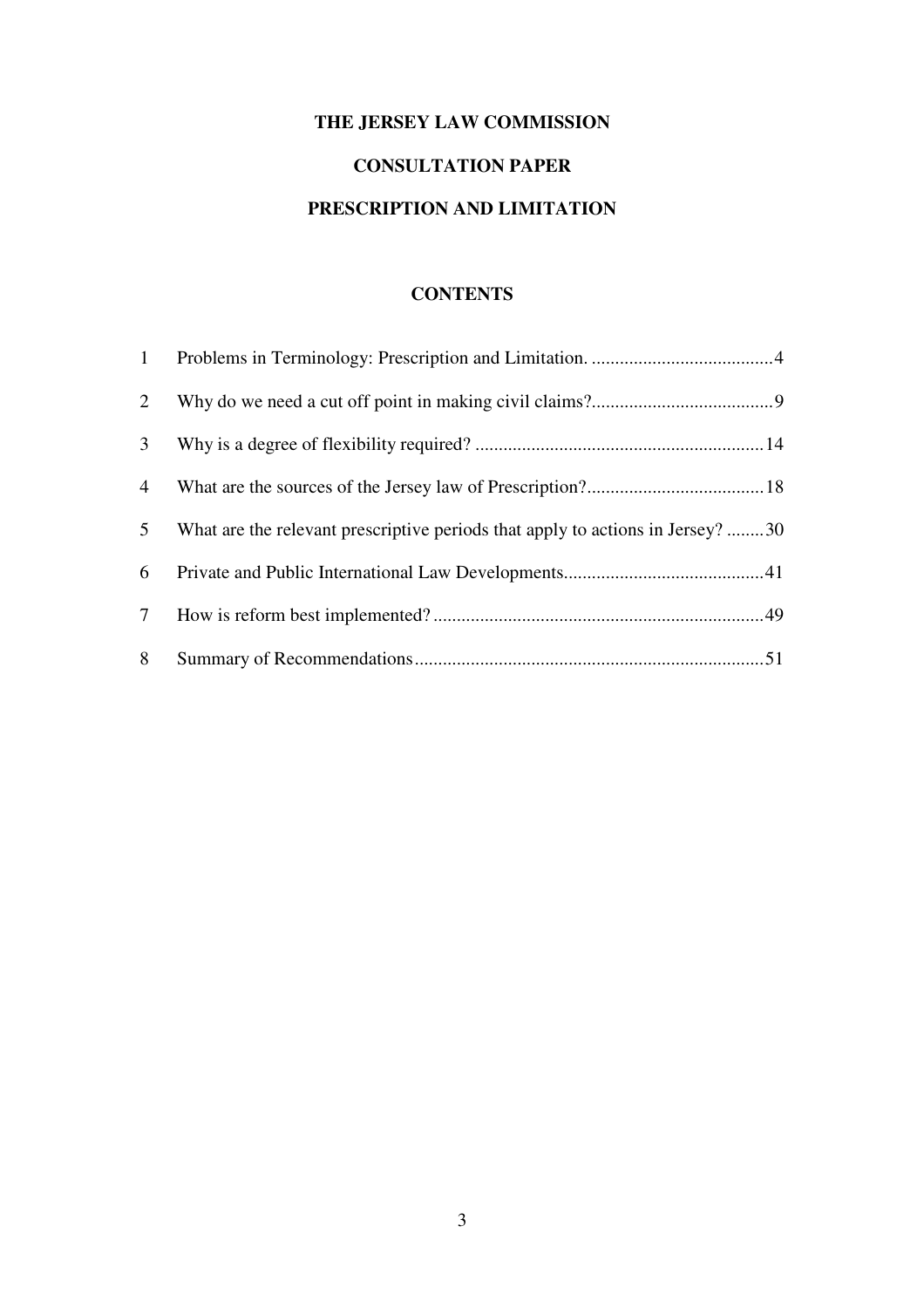**THE JERSEY LAW COMMISSION**

**CONSULTATION PAPER**

**PRESCRIPTION AND LIMITATION**

**CONTENTS**

| | | |
|---|---|---|
| 1 | Problems in Terminology: Prescription and Limitation. | 4 |
| 2 | Why do we need a cut off point in making civil claims? | 9 |
| 3 | Why is a degree of flexibility required? | 14 |
| 4 | What are the sources of the Jersey law of Prescription? | 18 |
| 5 | What are the relevant prescriptive periods that apply to actions in Jersey? | 30 |
| 6 | Private and Public International Law Developments | 41 |
| 7 | How is reform best implemented? | 49 |
| 8 | Summary of Recommendations | 51 |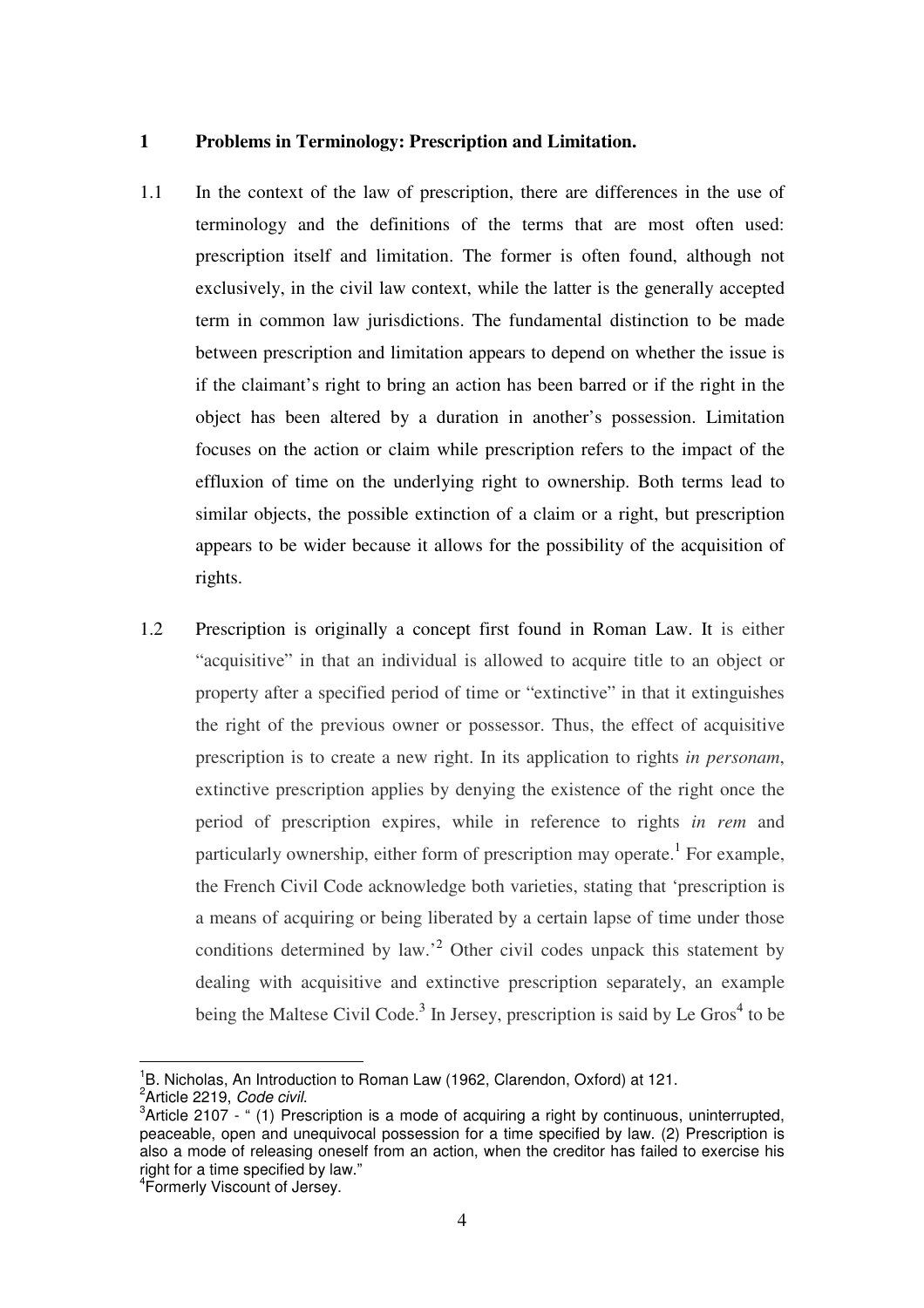## 1 Problems in Terminology: Prescription and Limitation.

1.1 In the context of the law of prescription, there are differences in the use of terminology and the definitions of the terms that are most often used: prescription itself and limitation. The former is often found, although not exclusively, in the civil law context, while the latter is the generally accepted term in common law jurisdictions. The fundamental distinction to be made between prescription and limitation appears to depend on whether the issue is if the claimant's right to bring an action has been barred or if the right in the object has been altered by a duration in another's possession. Limitation focuses on the action or claim while prescription refers to the impact of the effluxion of time on the underlying right to ownership. Both terms lead to similar objects, the possible extinction of a claim or a right, but prescription appears to be wider because it allows for the possibility of the acquisition of rights.

1.2 Prescription is originally a concept first found in Roman Law. It is either "acquisitive" in that an individual is allowed to acquire title to an object or property after a specified period of time or "extinctive" in that it extinguishes the right of the previous owner or possessor. Thus, the effect of acquisitive prescription is to create a new right. In its application to rights *in personam*, extinctive prescription applies by denying the existence of the right once the period of prescription expires, while in reference to rights *in rem* and particularly ownership, either form of prescription may operate.[1] For example, the French Civil Code acknowledge both varieties, stating that 'prescription is a means of acquiring or being liberated by a certain lapse of time under those conditions determined by law.'[2] Other civil codes unpack this statement by dealing with acquisitive and extinctive prescription separately, an example being the Maltese Civil Code.[3] In Jersey, prescription is said by Le Gros[4] to be

---

[1] B. Nicholas, An Introduction to Roman Law (1962, Clarendon, Oxford) at 121.

[2] Article 2219, *Code civil.*

[3] Article 2107 - " (1) Prescription is a mode of acquiring a right by continuous, uninterrupted, peaceable, open and unequivocal possession for a time specified by law. (2) Prescription is also a mode of releasing oneself from an action, when the creditor has failed to exercise his right for a time specified by law."

[4] Formerly Viscount of Jersey.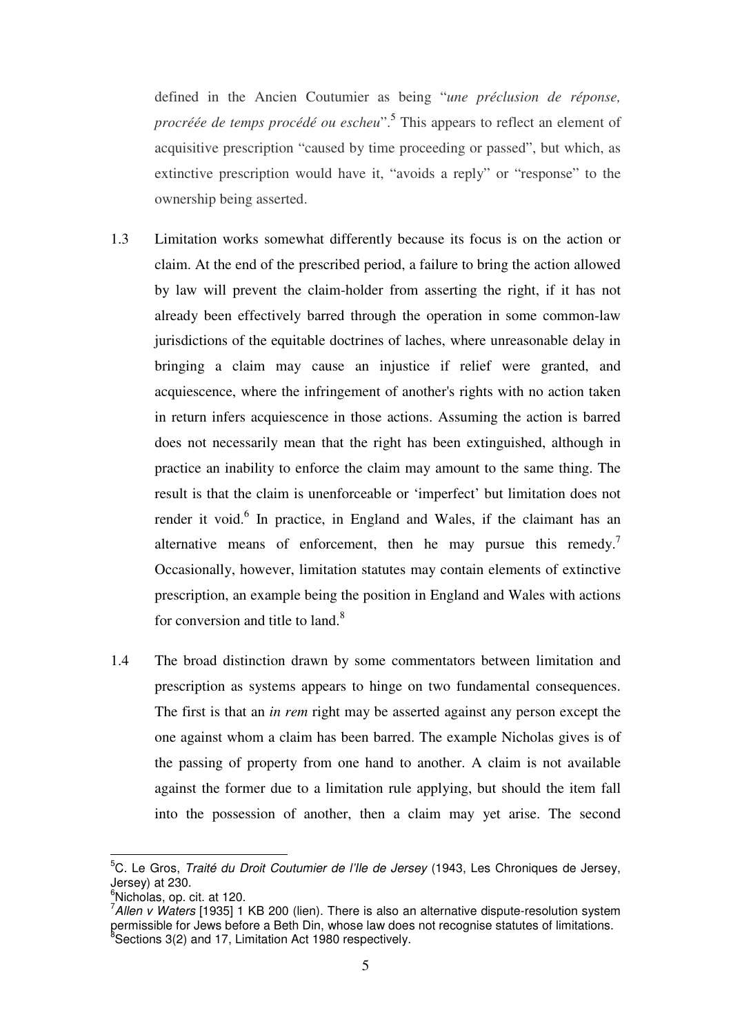defined in the Ancien Coutumier as being "*une préclusion de réponse, procréée de temps procédé ou escheu*".[5] This appears to reflect an element of acquisitive prescription "caused by time proceeding or passed", but which, as extinctive prescription would have it, "avoids a reply" or "response" to the ownership being asserted.

1.3 Limitation works somewhat differently because its focus is on the action or claim. At the end of the prescribed period, a failure to bring the action allowed by law will prevent the claim-holder from asserting the right, if it has not already been effectively barred through the operation in some common-law jurisdictions of the equitable doctrines of laches, where unreasonable delay in bringing a claim may cause an injustice if relief were granted, and acquiescence, where the infringement of another's rights with no action taken in return infers acquiescence in those actions. Assuming the action is barred does not necessarily mean that the right has been extinguished, although in practice an inability to enforce the claim may amount to the same thing. The result is that the claim is unenforceable or 'imperfect' but limitation does not render it void.[6] In practice, in England and Wales, if the claimant has an alternative means of enforcement, then he may pursue this remedy.[7] Occasionally, however, limitation statutes may contain elements of extinctive prescription, an example being the position in England and Wales with actions for conversion and title to land.[8]

1.4 The broad distinction drawn by some commentators between limitation and prescription as systems appears to hinge on two fundamental consequences. The first is that an *in rem* right may be asserted against any person except the one against whom a claim has been barred. The example Nicholas gives is of the passing of property from one hand to another. A claim is not available against the former due to a limitation rule applying, but should the item fall into the possession of another, then a claim may yet arise. The second

---

[5] C. Le Gros, *Traité du Droit Coutumier de l'Ile de Jersey* (1943, Les Chroniques de Jersey, Jersey) at 230.

[6] Nicholas, op. cit. at 120.

[7] *Allen v Waters* [1935] 1 KB 200 (lien). There is also an alternative dispute-resolution system permissible for Jews before a Beth Din, whose law does not recognise statutes of limitations.

[8] Sections 3(2) and 17, Limitation Act 1980 respectively.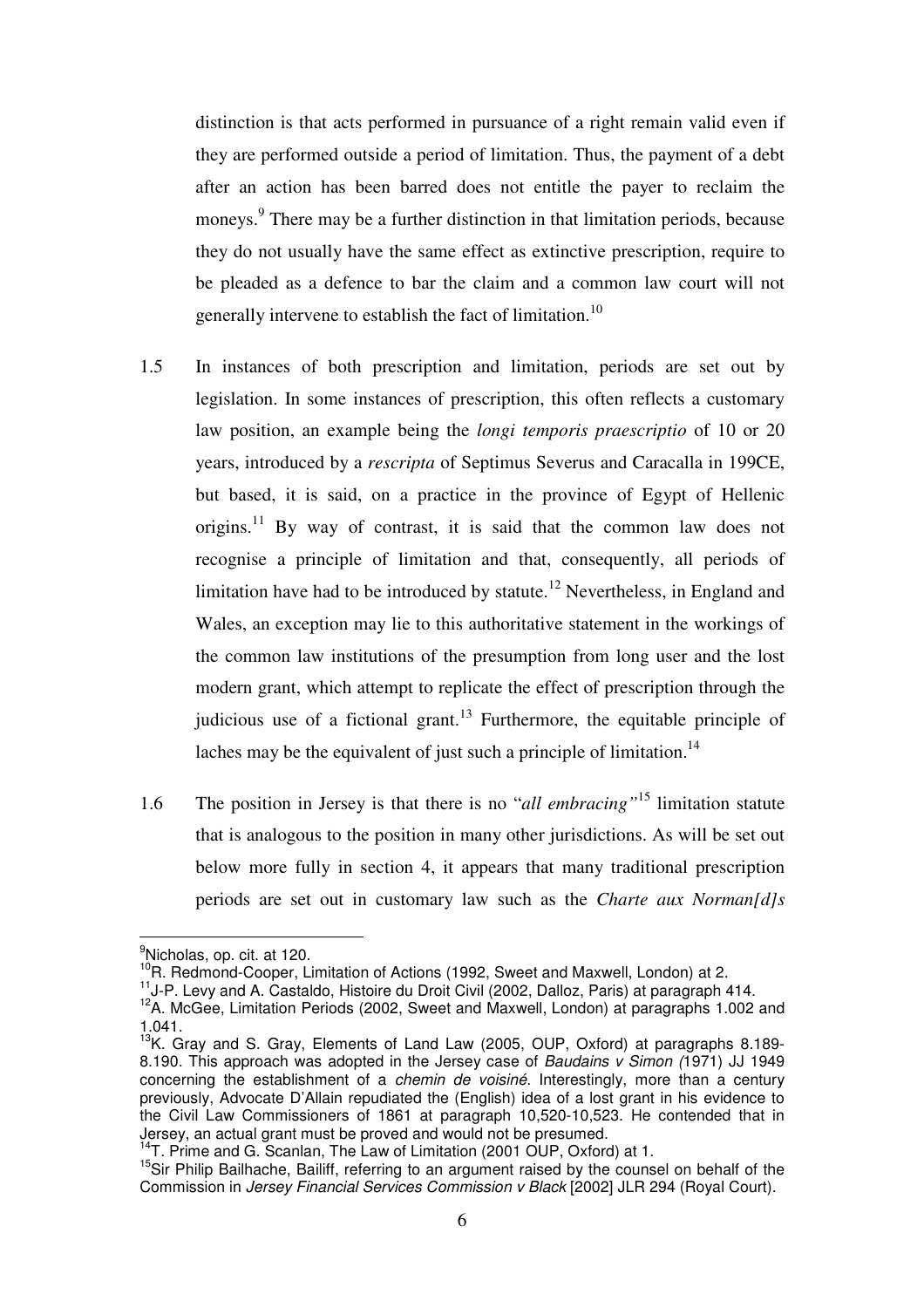distinction is that acts performed in pursuance of a right remain valid even if they are performed outside a period of limitation. Thus, the payment of a debt after an action has been barred does not entitle the payer to reclaim the moneys.[9] There may be a further distinction in that limitation periods, because they do not usually have the same effect as extinctive prescription, require to be pleaded as a defence to bar the claim and a common law court will not generally intervene to establish the fact of limitation.[10]

1.5 In instances of both prescription and limitation, periods are set out by legislation. In some instances of prescription, this often reflects a customary law position, an example being the *longi temporis praescriptio* of 10 or 20 years, introduced by a *rescripta* of Septimus Severus and Caracalla in 199CE, but based, it is said, on a practice in the province of Egypt of Hellenic origins.[11] By way of contrast, it is said that the common law does not recognise a principle of limitation and that, consequently, all periods of limitation have had to be introduced by statute.[12] Nevertheless, in England and Wales, an exception may lie to this authoritative statement in the workings of the common law institutions of the presumption from long user and the lost modern grant, which attempt to replicate the effect of prescription through the judicious use of a fictional grant.[13] Furthermore, the equitable principle of laches may be the equivalent of just such a principle of limitation.[14]

1.6 The position in Jersey is that there is no "*all embracing"*[15] limitation statute that is analogous to the position in many other jurisdictions. As will be set out below more fully in section 4, it appears that many traditional prescription periods are set out in customary law such as the *Charte aux Norman[d]s*

---

[9] Nicholas, op. cit. at 120.

[10] R. Redmond-Cooper, Limitation of Actions (1992, Sweet and Maxwell, London) at 2.

[11] J-P. Levy and A. Castaldo, Histoire du Droit Civil (2002, Dalloz, Paris) at paragraph 414.

[12] A. McGee, Limitation Periods (2002, Sweet and Maxwell, London) at paragraphs 1.002 and 1.041.

[13] K. Gray and S. Gray, Elements of Land Law (2005, OUP, Oxford) at paragraphs 8.189-8.190. This approach was adopted in the Jersey case of *Baudains v Simon (*1971) JJ 1949 concerning the establishment of a *chemin de voisiné*. Interestingly, more than a century previously, Advocate D'Allain repudiated the (English) idea of a lost grant in his evidence to the Civil Law Commissioners of 1861 at paragraph 10,520-10,523. He contended that in Jersey, an actual grant must be proved and would not be presumed.

[14] T. Prime and G. Scanlan, The Law of Limitation (2001 OUP, Oxford) at 1.

[15] Sir Philip Bailhache, Bailiff, referring to an argument raised by the counsel on behalf of the Commission in *Jersey Financial Services Commission v Black* [2002] JLR 294 (Royal Court).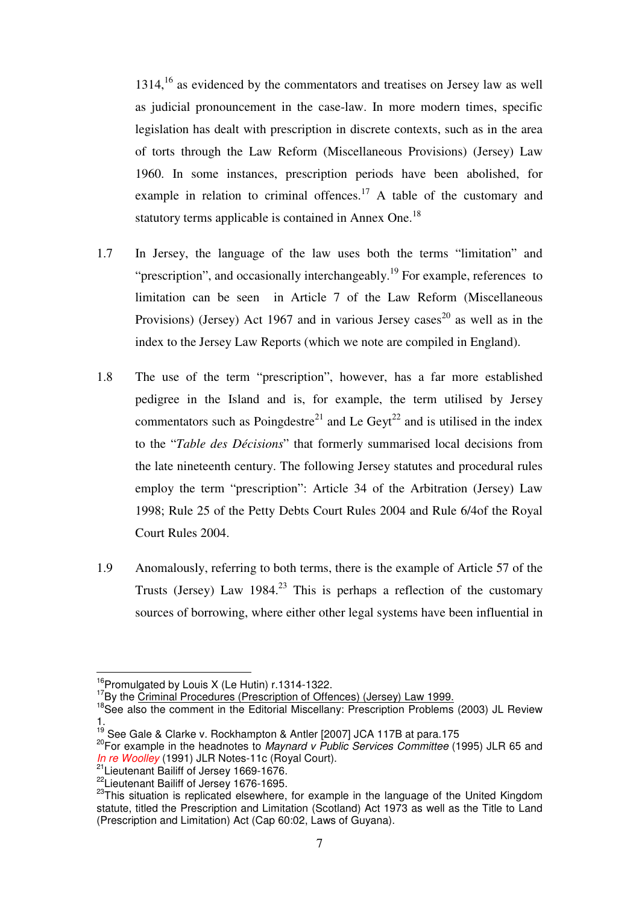1314,[16] as evidenced by the commentators and treatises on Jersey law as well as judicial pronouncement in the case-law. In more modern times, specific legislation has dealt with prescription in discrete contexts, such as in the area of torts through the Law Reform (Miscellaneous Provisions) (Jersey) Law 1960. In some instances, prescription periods have been abolished, for example in relation to criminal offences.[17] A table of the customary and statutory terms applicable is contained in Annex One.[18]

1.7 In Jersey, the language of the law uses both the terms "limitation" and "prescription", and occasionally interchangeably.[19] For example, references to limitation can be seen in Article 7 of the Law Reform (Miscellaneous Provisions) (Jersey) Act 1967 and in various Jersey cases[20] as well as in the index to the Jersey Law Reports (which we note are compiled in England).

1.8 The use of the term "prescription", however, has a far more established pedigree in the Island and is, for example, the term utilised by Jersey commentators such as Poingdestre[21] and Le Geyt[22] and is utilised in the index to the "*Table des Décisions*" that formerly summarised local decisions from the late nineteenth century. The following Jersey statutes and procedural rules employ the term "prescription": Article 34 of the Arbitration (Jersey) Law 1998; Rule 25 of the Petty Debts Court Rules 2004 and Rule 6/4of the Royal Court Rules 2004.

1.9 Anomalously, referring to both terms, there is the example of Article 57 of the Trusts (Jersey) Law 1984.[23] This is perhaps a reflection of the customary sources of borrowing, where either other legal systems have been influential in

---

[16] Promulgated by Louis X (Le Hutin) r.1314-1322.

[17] By the Criminal Procedures (Prescription of Offences) (Jersey) Law 1999.

[18] See also the comment in the Editorial Miscellany: Prescription Problems (2003) JL Review 1.

[19] See Gale & Clarke v. Rockhampton & Antler [2007] JCA 117B at para.175

[20] For example in the headnotes to *Maynard v Public Services Committee* (1995) JLR 65 and *In re Woolley* (1991) JLR Notes-11c (Royal Court).

[21] Lieutenant Bailiff of Jersey 1669-1676.

[22] Lieutenant Bailiff of Jersey 1676-1695.

[23] This situation is replicated elsewhere, for example in the language of the United Kingdom statute, titled the Prescription and Limitation (Scotland) Act 1973 as well as the Title to Land (Prescription and Limitation) Act (Cap 60:02, Laws of Guyana).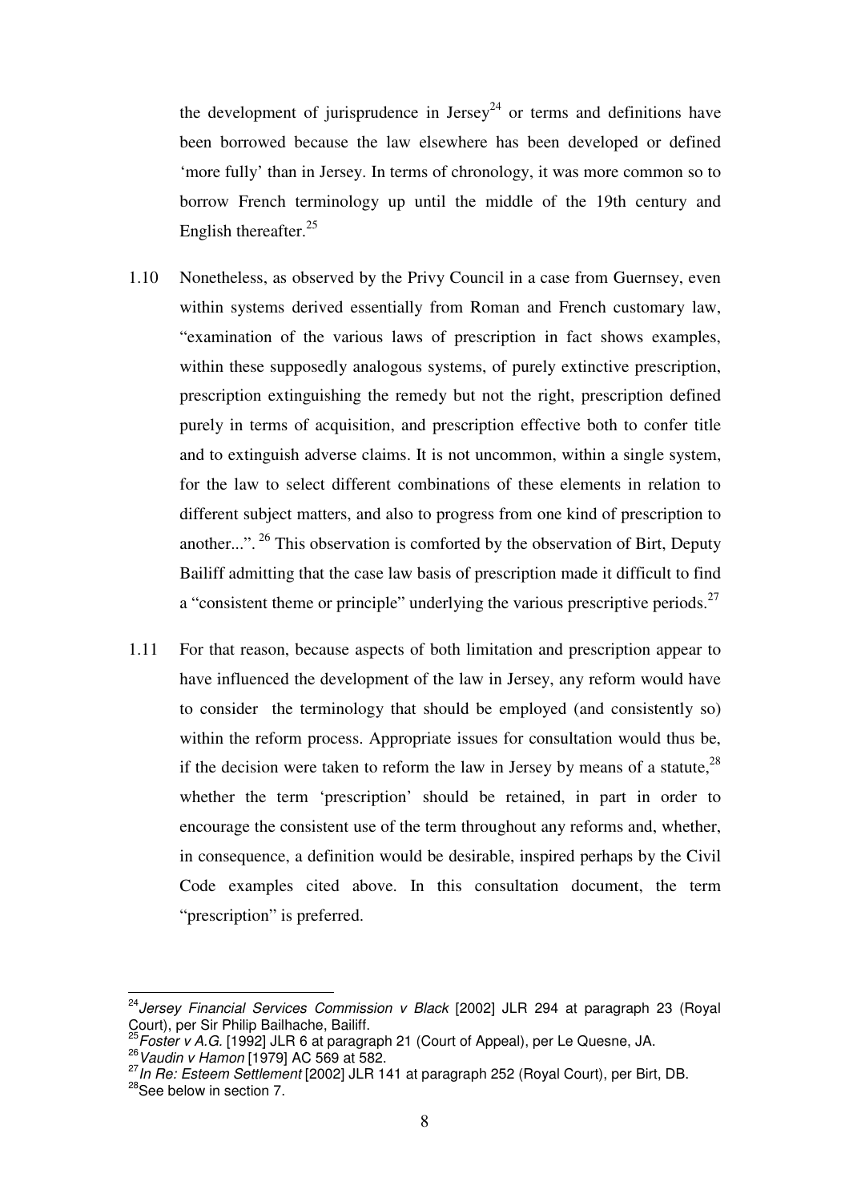the development of jurisprudence in Jersey[24] or terms and definitions have been borrowed because the law elsewhere has been developed or defined 'more fully' than in Jersey. In terms of chronology, it was more common so to borrow French terminology up until the middle of the 19th century and English thereafter.[25]

1.10 Nonetheless, as observed by the Privy Council in a case from Guernsey, even within systems derived essentially from Roman and French customary law, "examination of the various laws of prescription in fact shows examples, within these supposedly analogous systems, of purely extinctive prescription, prescription extinguishing the remedy but not the right, prescription defined purely in terms of acquisition, and prescription effective both to confer title and to extinguish adverse claims. It is not uncommon, within a single system, for the law to select different combinations of these elements in relation to different subject matters, and also to progress from one kind of prescription to another...".[26] This observation is comforted by the observation of Birt, Deputy Bailiff admitting that the case law basis of prescription made it difficult to find a "consistent theme or principle" underlying the various prescriptive periods.[27]

1.11 For that reason, because aspects of both limitation and prescription appear to have influenced the development of the law in Jersey, any reform would have to consider the terminology that should be employed (and consistently so) within the reform process. Appropriate issues for consultation would thus be, if the decision were taken to reform the law in Jersey by means of a statute,[28] whether the term 'prescription' should be retained, in part in order to encourage the consistent use of the term throughout any reforms and, whether, in consequence, a definition would be desirable, inspired perhaps by the Civil Code examples cited above. In this consultation document, the term "prescription" is preferred.

---

[24] *Jersey Financial Services Commission v Black* [2002] JLR 294 at paragraph 23 (Royal Court), per Sir Philip Bailhache, Bailiff.

[25] *Foster v A.G.* [1992] JLR 6 at paragraph 21 (Court of Appeal), per Le Quesne, JA.

[26] *Vaudin v Hamon* [1979] AC 569 at 582.

[27] *In Re: Esteem Settlement* [2002] JLR 141 at paragraph 252 (Royal Court), per Birt, DB.

[28] See below in section 7.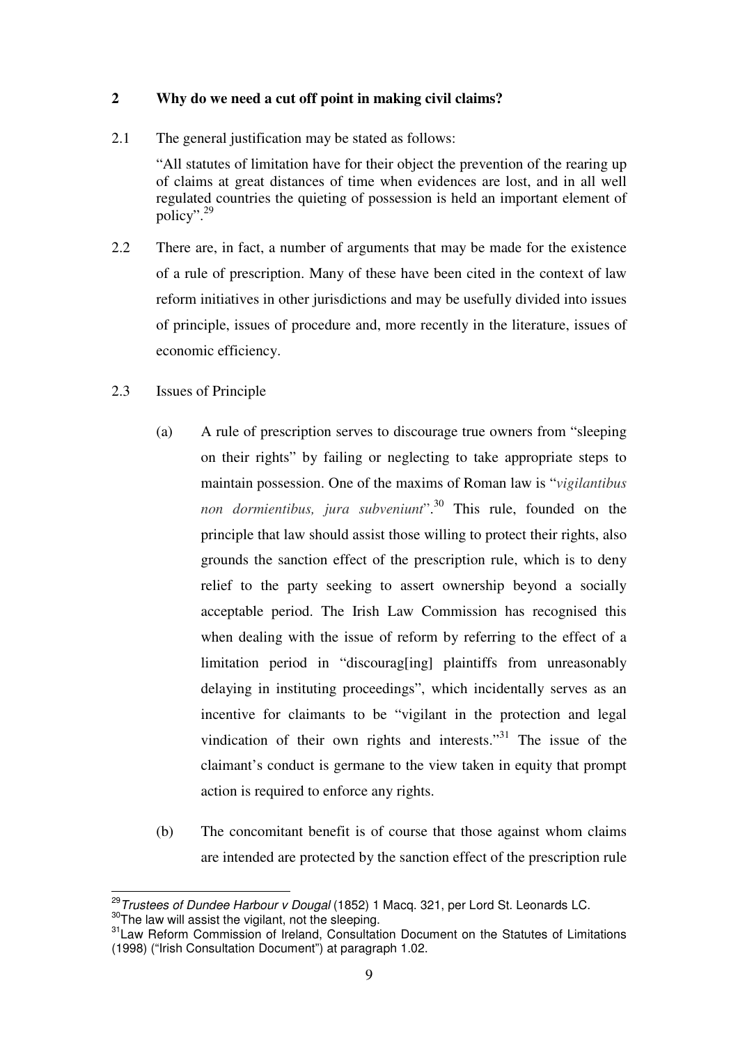## 2 Why do we need a cut off point in making civil claims?

2.1 The general justification may be stated as follows:

> "All statutes of limitation have for their object the prevention of the rearing up of claims at great distances of time when evidences are lost, and in all well regulated countries the quieting of possession is held an important element of policy".[29]

2.2 There are, in fact, a number of arguments that may be made for the existence of a rule of prescription. Many of these have been cited in the context of law reform initiatives in other jurisdictions and may be usefully divided into issues of principle, issues of procedure and, more recently in the literature, issues of economic efficiency.

2.3 Issues of Principle

(a) A rule of prescription serves to discourage true owners from "sleeping on their rights" by failing or neglecting to take appropriate steps to maintain possession. One of the maxims of Roman law is "*vigilantibus non dormientibus, jura subveniunt*".[30] This rule, founded on the principle that law should assist those willing to protect their rights, also grounds the sanction effect of the prescription rule, which is to deny relief to the party seeking to assert ownership beyond a socially acceptable period. The Irish Law Commission has recognised this when dealing with the issue of reform by referring to the effect of a limitation period in "discourag[ing] plaintiffs from unreasonably delaying in instituting proceedings", which incidentally serves as an incentive for claimants to be "vigilant in the protection and legal vindication of their own rights and interests."[31] The issue of the claimant's conduct is germane to the view taken in equity that prompt action is required to enforce any rights.

(b) The concomitant benefit is of course that those against whom claims are intended are protected by the sanction effect of the prescription rule

---

[29] *Trustees of Dundee Harbour v Dougal* (1852) 1 Macq. 321, per Lord St. Leonards LC.

[30] The law will assist the vigilant, not the sleeping.

[31] Law Reform Commission of Ireland, Consultation Document on the Statutes of Limitations (1998) ("Irish Consultation Document") at paragraph 1.02.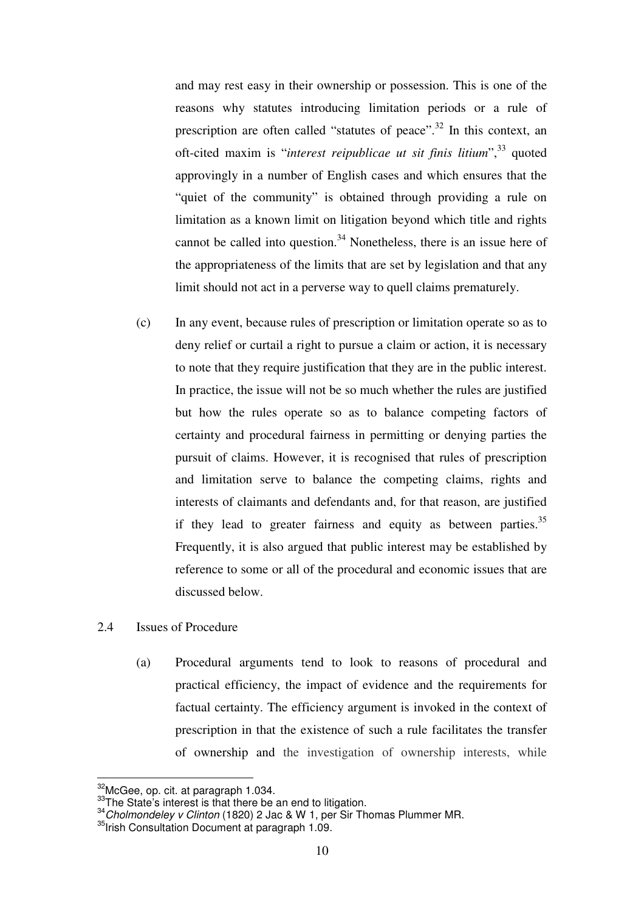and may rest easy in their ownership or possession. This is one of the reasons why statutes introducing limitation periods or a rule of prescription are often called "statutes of peace".[32] In this context, an oft-cited maxim is "*interest reipublicae ut sit finis litium*",[33] quoted approvingly in a number of English cases and which ensures that the "quiet of the community" is obtained through providing a rule on limitation as a known limit on litigation beyond which title and rights cannot be called into question.[34] Nonetheless, there is an issue here of the appropriateness of the limits that are set by legislation and that any limit should not act in a perverse way to quell claims prematurely.

(c) In any event, because rules of prescription or limitation operate so as to deny relief or curtail a right to pursue a claim or action, it is necessary to note that they require justification that they are in the public interest. In practice, the issue will not be so much whether the rules are justified but how the rules operate so as to balance competing factors of certainty and procedural fairness in permitting or denying parties the pursuit of claims. However, it is recognised that rules of prescription and limitation serve to balance the competing claims, rights and interests of claimants and defendants and, for that reason, are justified if they lead to greater fairness and equity as between parties.[35] Frequently, it is also argued that public interest may be established by reference to some or all of the procedural and economic issues that are discussed below.

2.4 Issues of Procedure

(a) Procedural arguments tend to look to reasons of procedural and practical efficiency, the impact of evidence and the requirements for factual certainty. The efficiency argument is invoked in the context of prescription in that the existence of such a rule facilitates the transfer of ownership and the investigation of ownership interests, while

---

[32] McGee, op. cit. at paragraph 1.034.

[33] The State's interest is that there be an end to litigation.

[34] *Cholmondeley v Clinton* (1820) 2 Jac & W 1, per Sir Thomas Plummer MR.

[35] Irish Consultation Document at paragraph 1.09.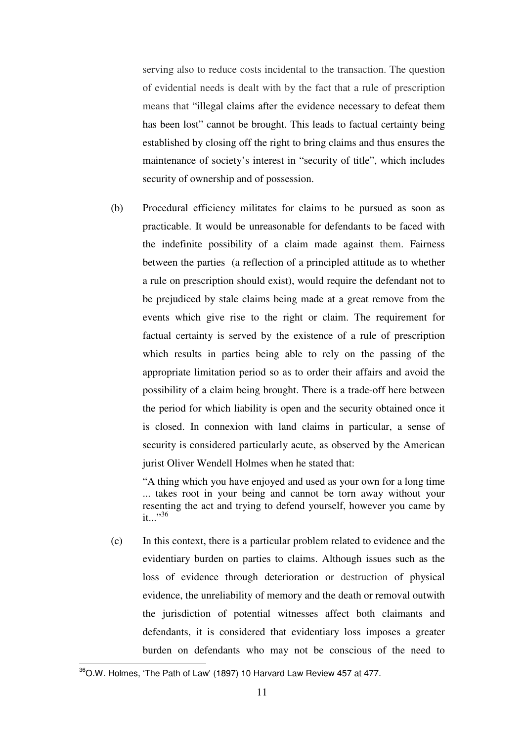serving also to reduce costs incidental to the transaction. The question of evidential needs is dealt with by the fact that a rule of prescription means that "illegal claims after the evidence necessary to defeat them has been lost" cannot be brought. This leads to factual certainty being established by closing off the right to bring claims and thus ensures the maintenance of society's interest in "security of title", which includes security of ownership and of possession.

(b) Procedural efficiency militates for claims to be pursued as soon as practicable. It would be unreasonable for defendants to be faced with the indefinite possibility of a claim made against them. Fairness between the parties (a reflection of a principled attitude as to whether a rule on prescription should exist), would require the defendant not to be prejudiced by stale claims being made at a great remove from the events which give rise to the right or claim. The requirement for factual certainty is served by the existence of a rule of prescription which results in parties being able to rely on the passing of the appropriate limitation period so as to order their affairs and avoid the possibility of a claim being brought. There is a trade-off here between the period for which liability is open and the security obtained once it is closed. In connexion with land claims in particular, a sense of security is considered particularly acute, as observed by the American jurist Oliver Wendell Holmes when he stated that:

> "A thing which you have enjoyed and used as your own for a long time ... takes root in your being and cannot be torn away without your resenting the act and trying to defend yourself, however you came by it..."[36]

(c) In this context, there is a particular problem related to evidence and the evidentiary burden on parties to claims. Although issues such as the loss of evidence through deterioration or destruction of physical evidence, the unreliability of memory and the death or removal outwith the jurisdiction of potential witnesses affect both claimants and defendants, it is considered that evidentiary loss imposes a greater burden on defendants who may not be conscious of the need to

[36] O.W. Holmes, 'The Path of Law' (1897) 10 Harvard Law Review 457 at 477.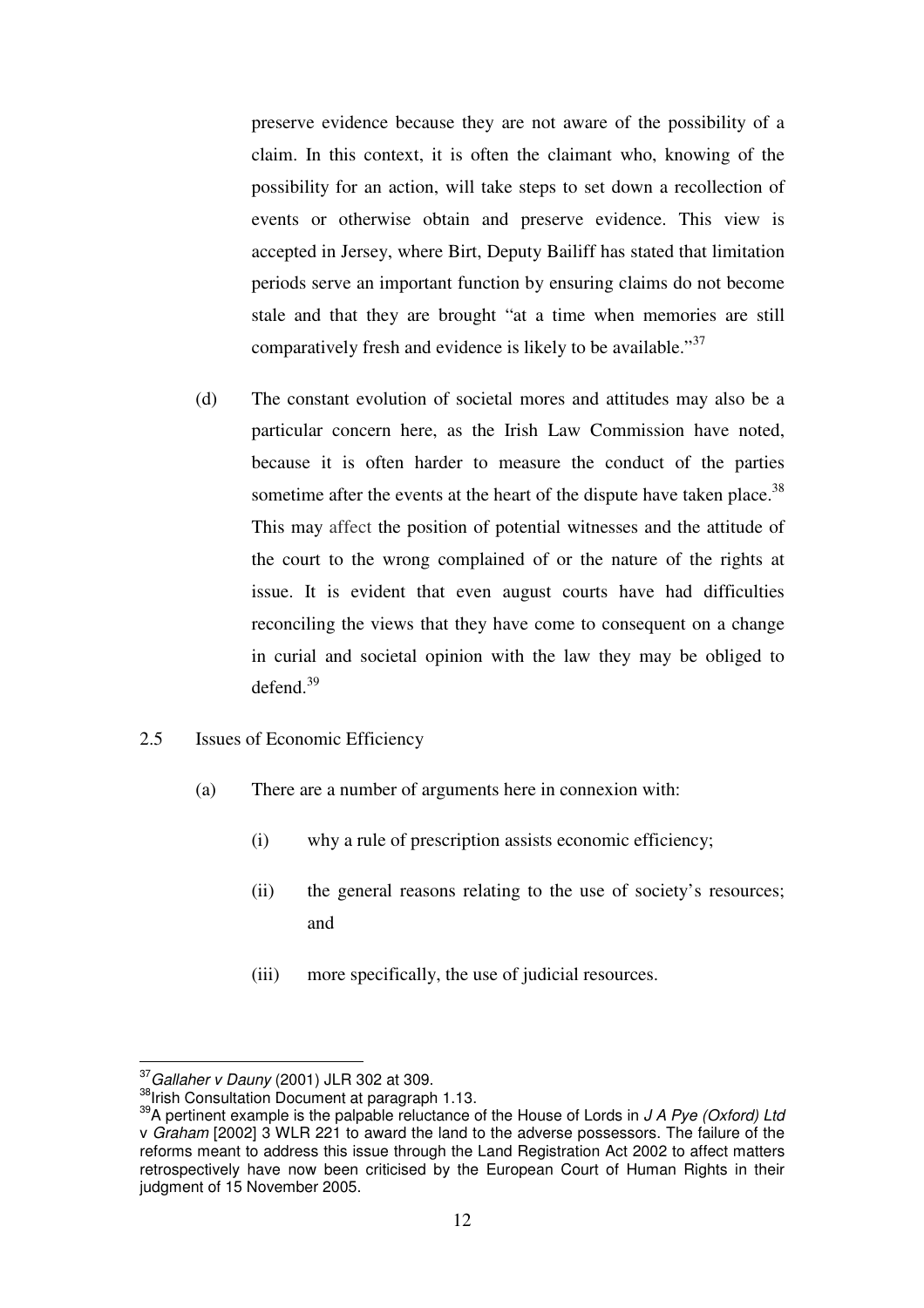preserve evidence because they are not aware of the possibility of a claim. In this context, it is often the claimant who, knowing of the possibility for an action, will take steps to set down a recollection of events or otherwise obtain and preserve evidence. This view is accepted in Jersey, where Birt, Deputy Bailiff has stated that limitation periods serve an important function by ensuring claims do not become stale and that they are brought "at a time when memories are still comparatively fresh and evidence is likely to be available."[37]

(d) The constant evolution of societal mores and attitudes may also be a particular concern here, as the Irish Law Commission have noted, because it is often harder to measure the conduct of the parties sometime after the events at the heart of the dispute have taken place.[38] This may affect the position of potential witnesses and the attitude of the court to the wrong complained of or the nature of the rights at issue. It is evident that even august courts have had difficulties reconciling the views that they have come to consequent on a change in curial and societal opinion with the law they may be obliged to defend.[39]

2.5 Issues of Economic Efficiency

(a) There are a number of arguments here in connexion with:

(i) why a rule of prescription assists economic efficiency;

(ii) the general reasons relating to the use of society's resources; and

(iii) more specifically, the use of judicial resources.

---

[37] *Gallaher v Dauny* (2001) JLR 302 at 309.

[38] Irish Consultation Document at paragraph 1.13.

[39] A pertinent example is the palpable reluctance of the House of Lords in *J A Pye (Oxford) Ltd* v *Graham* [2002] 3 WLR 221 to award the land to the adverse possessors. The failure of the reforms meant to address this issue through the Land Registration Act 2002 to affect matters retrospectively have now been criticised by the European Court of Human Rights in their judgment of 15 November 2005.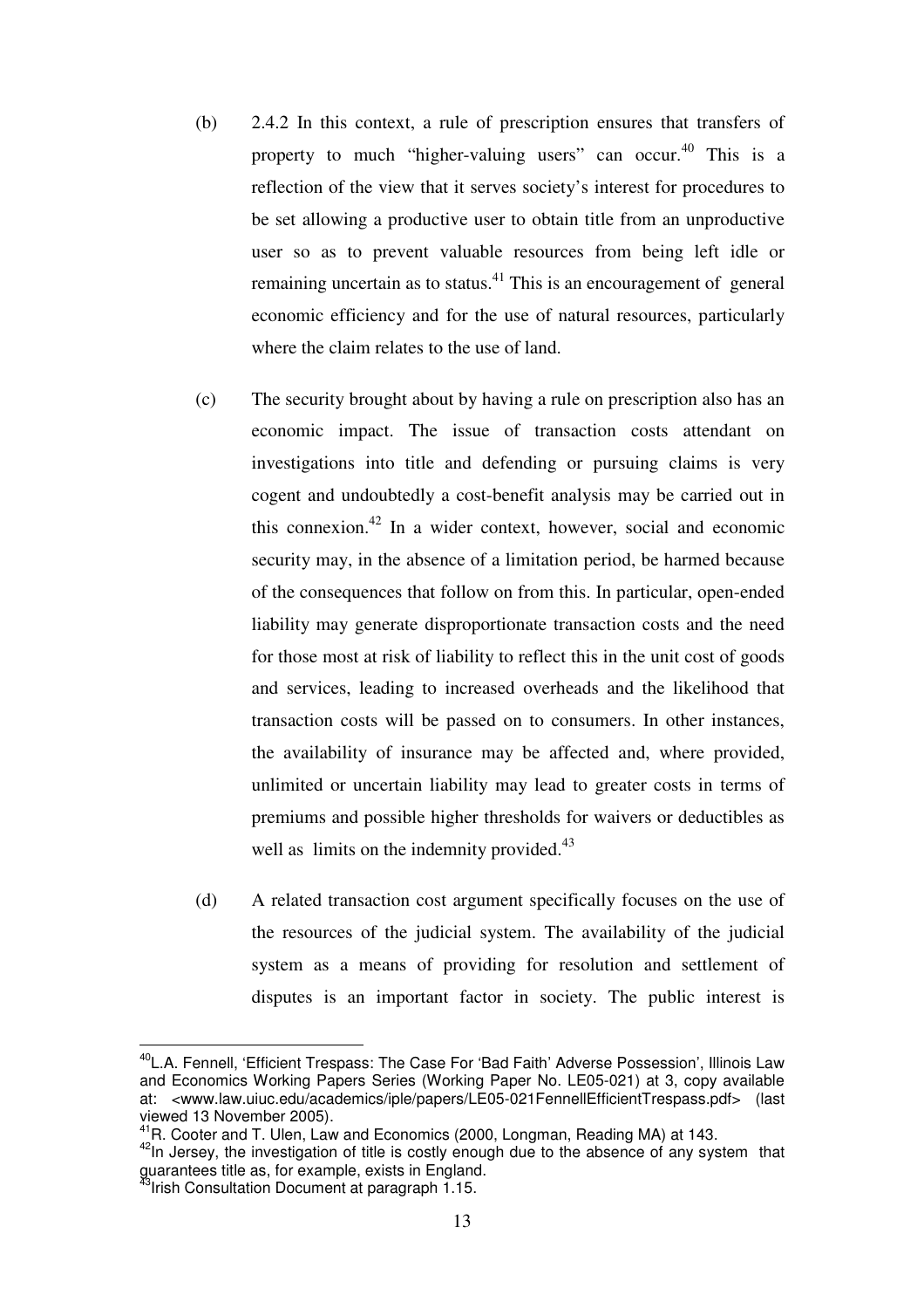(b) 2.4.2 In this context, a rule of prescription ensures that transfers of property to much "higher-valuing users" can occur.[40] This is a reflection of the view that it serves society's interest for procedures to be set allowing a productive user to obtain title from an unproductive user so as to prevent valuable resources from being left idle or remaining uncertain as to status.[41] This is an encouragement of general economic efficiency and for the use of natural resources, particularly where the claim relates to the use of land.

(c) The security brought about by having a rule on prescription also has an economic impact. The issue of transaction costs attendant on investigations into title and defending or pursuing claims is very cogent and undoubtedly a cost-benefit analysis may be carried out in this connexion.[42] In a wider context, however, social and economic security may, in the absence of a limitation period, be harmed because of the consequences that follow on from this. In particular, open-ended liability may generate disproportionate transaction costs and the need for those most at risk of liability to reflect this in the unit cost of goods and services, leading to increased overheads and the likelihood that transaction costs will be passed on to consumers. In other instances, the availability of insurance may be affected and, where provided, unlimited or uncertain liability may lead to greater costs in terms of premiums and possible higher thresholds for waivers or deductibles as well as limits on the indemnity provided.[43]

(d) A related transaction cost argument specifically focuses on the use of the resources of the judicial system. The availability of the judicial system as a means of providing for resolution and settlement of disputes is an important factor in society. The public interest is

---

[40] L.A. Fennell, 'Efficient Trespass: The Case For 'Bad Faith' Adverse Possession', Illinois Law and Economics Working Papers Series (Working Paper No. LE05-021) at 3, copy available at: <www.law.uiuc.edu/academics/iple/papers/LE05-021FennellEfficientTrespass.pdf> (last viewed 13 November 2005).

[41] R. Cooter and T. Ulen, Law and Economics (2000, Longman, Reading MA) at 143.

[42] In Jersey, the investigation of title is costly enough due to the absence of any system that guarantees title as, for example, exists in England.

[43] Irish Consultation Document at paragraph 1.15.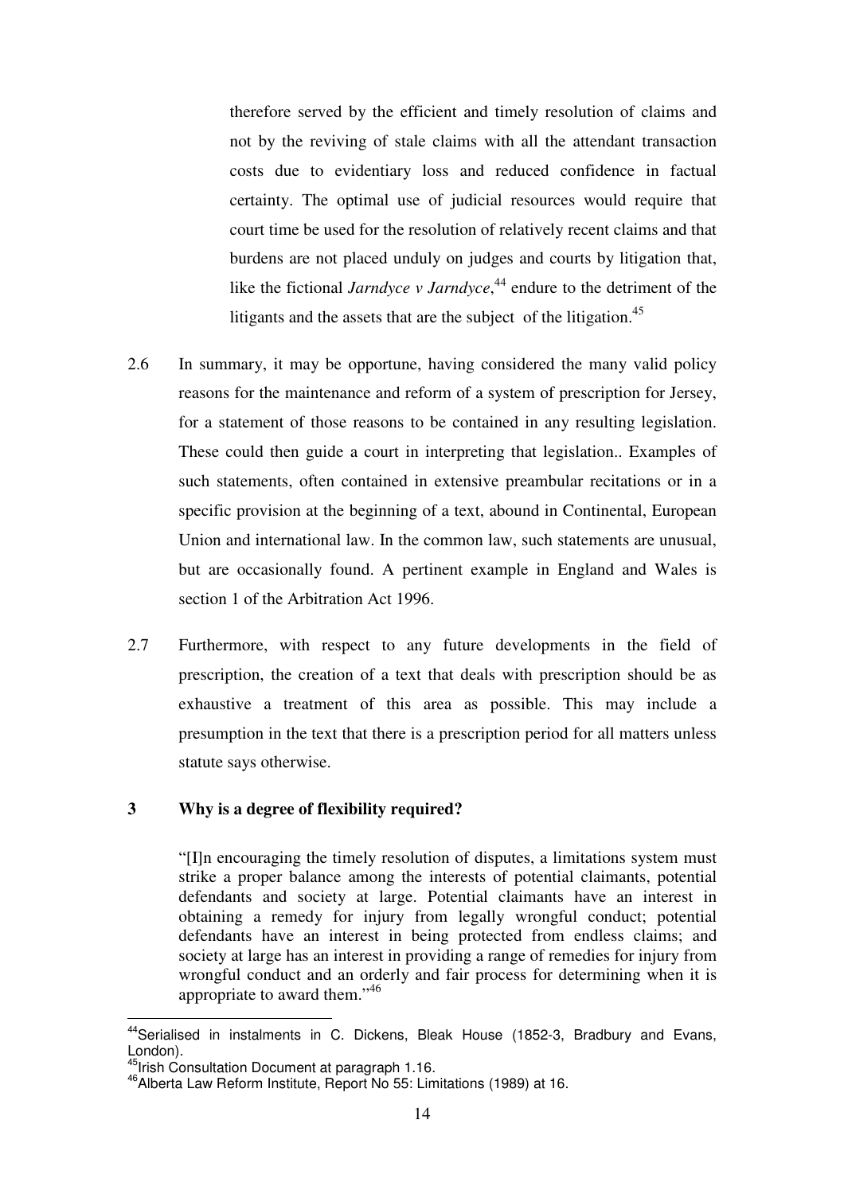therefore served by the efficient and timely resolution of claims and not by the reviving of stale claims with all the attendant transaction costs due to evidentiary loss and reduced confidence in factual certainty. The optimal use of judicial resources would require that court time be used for the resolution of relatively recent claims and that burdens are not placed unduly on judges and courts by litigation that, like the fictional *Jarndyce v Jarndyce*,[44] endure to the detriment of the litigants and the assets that are the subject of the litigation.[45]

2.6 In summary, it may be opportune, having considered the many valid policy reasons for the maintenance and reform of a system of prescription for Jersey, for a statement of those reasons to be contained in any resulting legislation. These could then guide a court in interpreting that legislation.. Examples of such statements, often contained in extensive preambular recitations or in a specific provision at the beginning of a text, abound in Continental, European Union and international law. In the common law, such statements are unusual, but are occasionally found. A pertinent example in England and Wales is section 1 of the Arbitration Act 1996.

2.7 Furthermore, with respect to any future developments in the field of prescription, the creation of a text that deals with prescription should be as exhaustive a treatment of this area as possible. This may include a presumption in the text that there is a prescription period for all matters unless statute says otherwise.

## 3 Why is a degree of flexibility required?

> "[I]n encouraging the timely resolution of disputes, a limitations system must strike a proper balance among the interests of potential claimants, potential defendants and society at large. Potential claimants have an interest in obtaining a remedy for injury from legally wrongful conduct; potential defendants have an interest in being protected from endless claims; and society at large has an interest in providing a range of remedies for injury from wrongful conduct and an orderly and fair process for determining when it is appropriate to award them."[46]

---

[44] Serialised in instalments in C. Dickens, Bleak House (1852-3, Bradbury and Evans, London).

[45] Irish Consultation Document at paragraph 1.16.

[46] Alberta Law Reform Institute, Report No 55: Limitations (1989) at 16.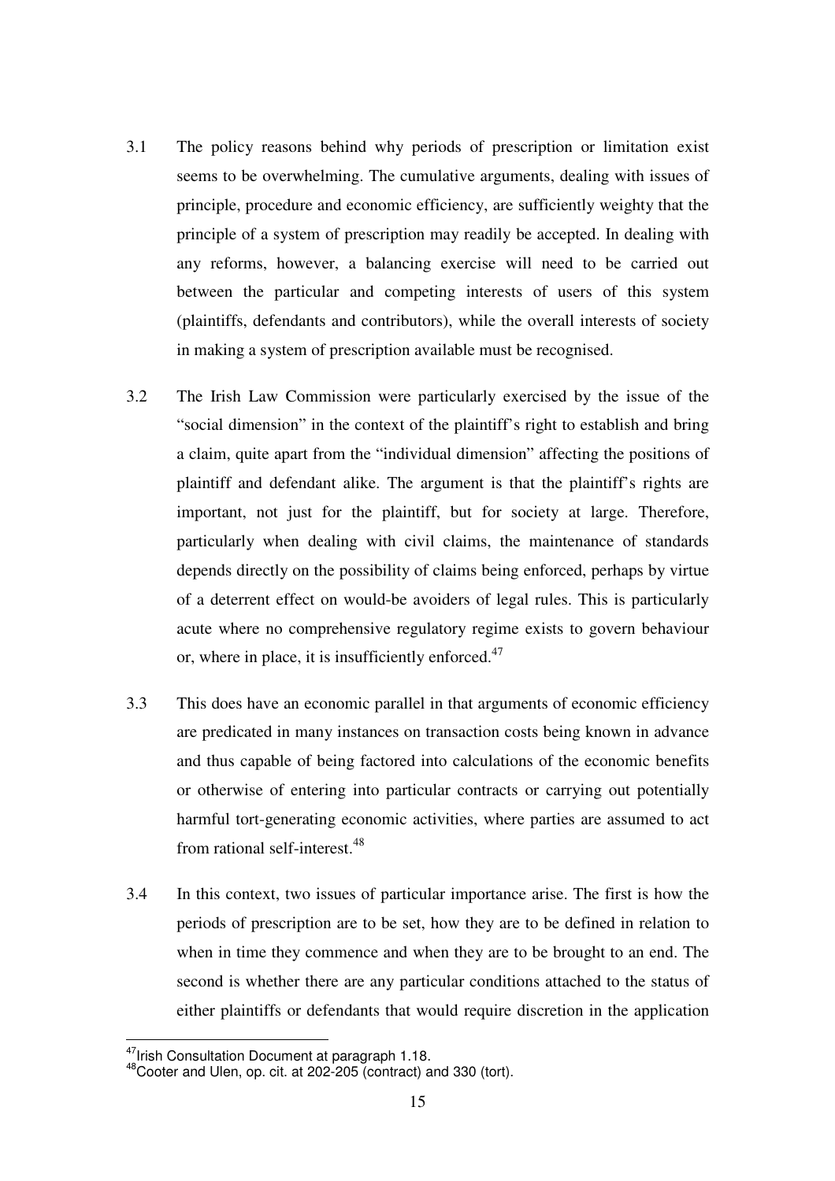3.1 The policy reasons behind why periods of prescription or limitation exist seems to be overwhelming. The cumulative arguments, dealing with issues of principle, procedure and economic efficiency, are sufficiently weighty that the principle of a system of prescription may readily be accepted. In dealing with any reforms, however, a balancing exercise will need to be carried out between the particular and competing interests of users of this system (plaintiffs, defendants and contributors), while the overall interests of society in making a system of prescription available must be recognised.

3.2 The Irish Law Commission were particularly exercised by the issue of the "social dimension" in the context of the plaintiff's right to establish and bring a claim, quite apart from the "individual dimension" affecting the positions of plaintiff and defendant alike. The argument is that the plaintiff's rights are important, not just for the plaintiff, but for society at large. Therefore, particularly when dealing with civil claims, the maintenance of standards depends directly on the possibility of claims being enforced, perhaps by virtue of a deterrent effect on would-be avoiders of legal rules. This is particularly acute where no comprehensive regulatory regime exists to govern behaviour or, where in place, it is insufficiently enforced.[47]

3.3 This does have an economic parallel in that arguments of economic efficiency are predicated in many instances on transaction costs being known in advance and thus capable of being factored into calculations of the economic benefits or otherwise of entering into particular contracts or carrying out potentially harmful tort-generating economic activities, where parties are assumed to act from rational self-interest.[48]

3.4 In this context, two issues of particular importance arise. The first is how the periods of prescription are to be set, how they are to be defined in relation to when in time they commence and when they are to be brought to an end. The second is whether there are any particular conditions attached to the status of either plaintiffs or defendants that would require discretion in the application

---

[47] Irish Consultation Document at paragraph 1.18.

[48] Cooter and Ulen, op. cit. at 202-205 (contract) and 330 (tort).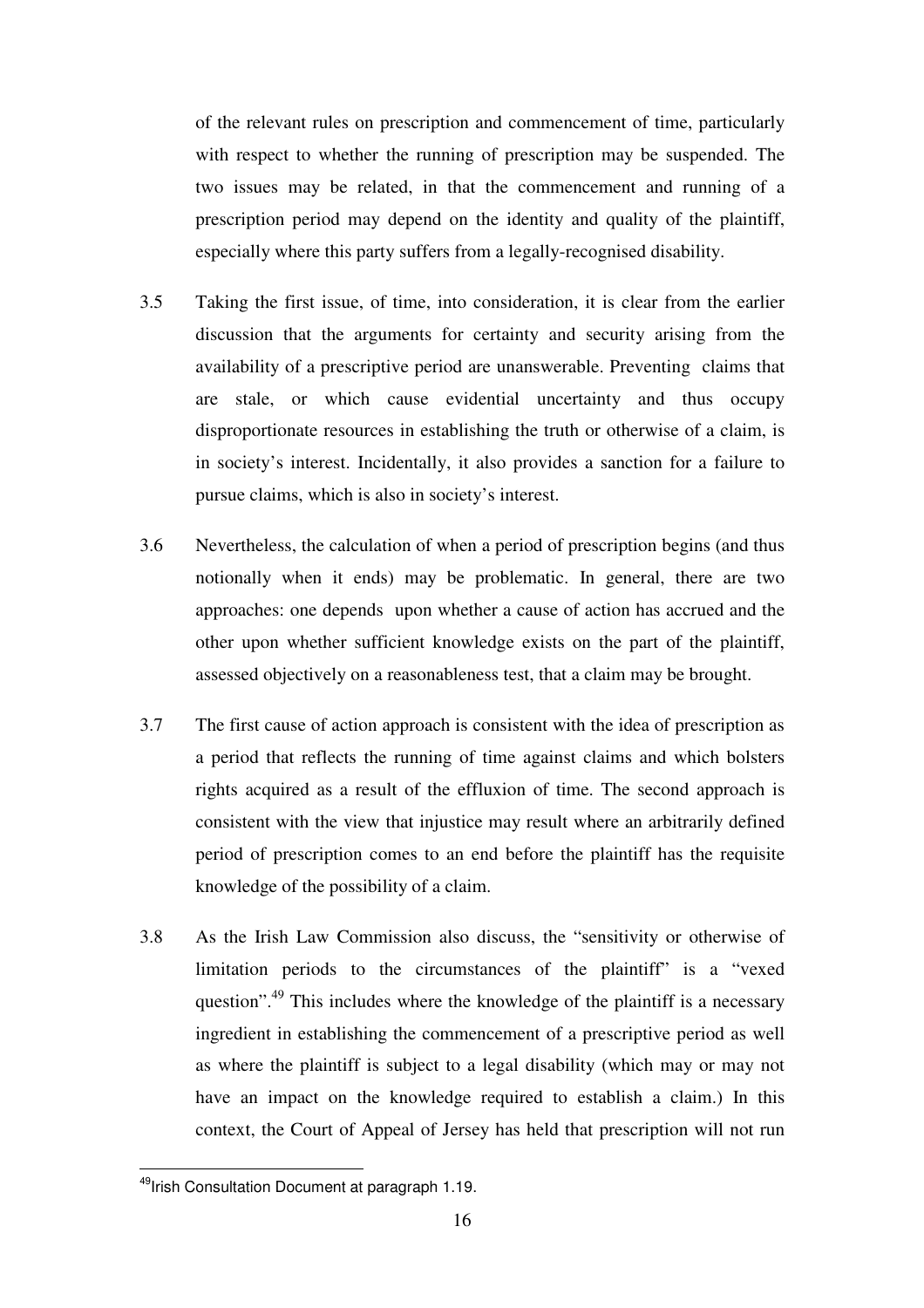of the relevant rules on prescription and commencement of time, particularly with respect to whether the running of prescription may be suspended. The two issues may be related, in that the commencement and running of a prescription period may depend on the identity and quality of the plaintiff, especially where this party suffers from a legally-recognised disability.

3.5 Taking the first issue, of time, into consideration, it is clear from the earlier discussion that the arguments for certainty and security arising from the availability of a prescriptive period are unanswerable. Preventing claims that are stale, or which cause evidential uncertainty and thus occupy disproportionate resources in establishing the truth or otherwise of a claim, is in society's interest. Incidentally, it also provides a sanction for a failure to pursue claims, which is also in society's interest.

3.6 Nevertheless, the calculation of when a period of prescription begins (and thus notionally when it ends) may be problematic. In general, there are two approaches: one depends upon whether a cause of action has accrued and the other upon whether sufficient knowledge exists on the part of the plaintiff, assessed objectively on a reasonableness test, that a claim may be brought.

3.7 The first cause of action approach is consistent with the idea of prescription as a period that reflects the running of time against claims and which bolsters rights acquired as a result of the effluxion of time. The second approach is consistent with the view that injustice may result where an arbitrarily defined period of prescription comes to an end before the plaintiff has the requisite knowledge of the possibility of a claim.

3.8 As the Irish Law Commission also discuss, the "sensitivity or otherwise of limitation periods to the circumstances of the plaintiff" is a "vexed question".[49] This includes where the knowledge of the plaintiff is a necessary ingredient in establishing the commencement of a prescriptive period as well as where the plaintiff is subject to a legal disability (which may or may not have an impact on the knowledge required to establish a claim.) In this context, the Court of Appeal of Jersey has held that prescription will not run

[49] Irish Consultation Document at paragraph 1.19.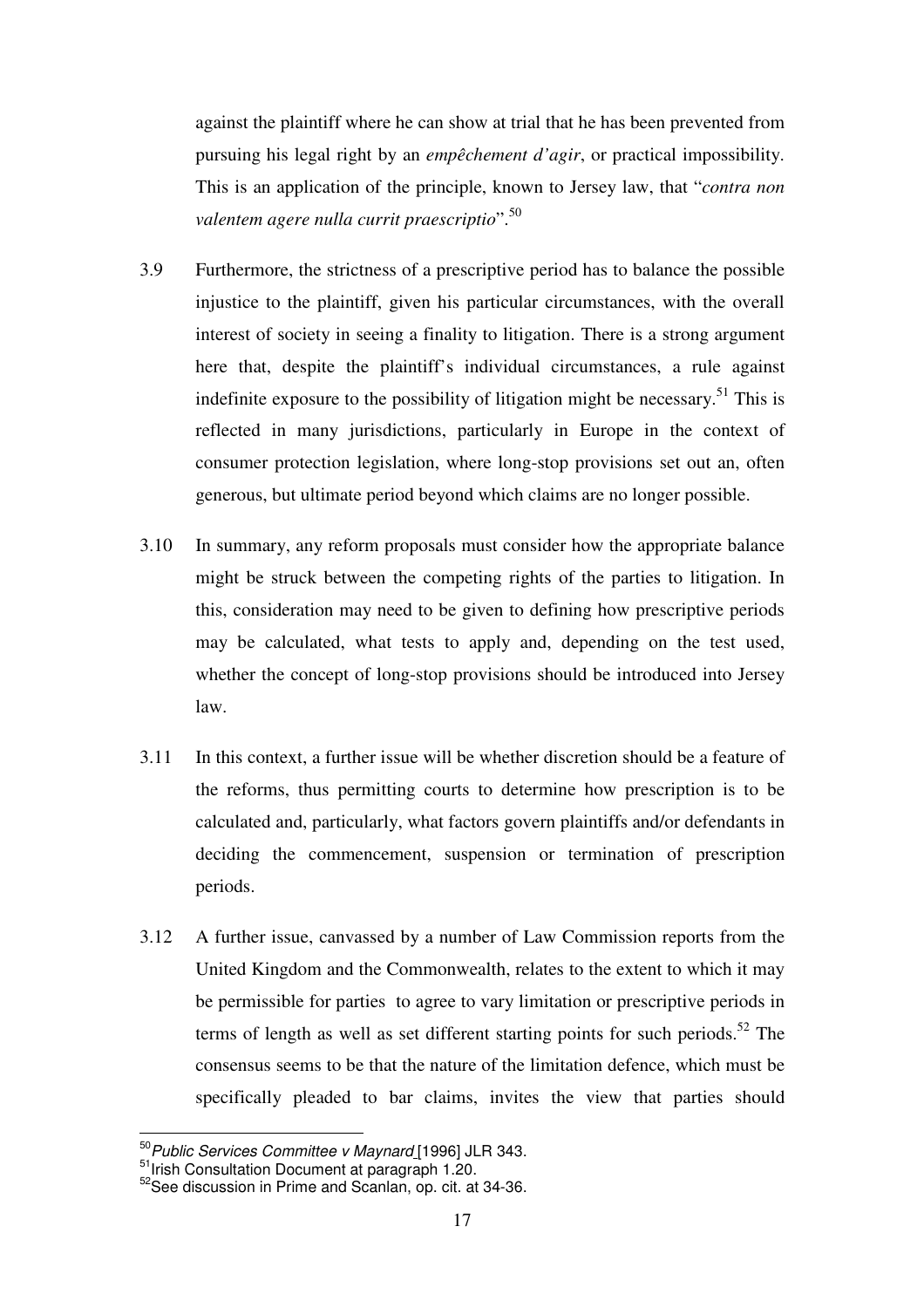against the plaintiff where he can show at trial that he has been prevented from pursuing his legal right by an *empêchement d'agir*, or practical impossibility. This is an application of the principle, known to Jersey law, that "*contra non valentem agere nulla currit praescriptio*".[50]

3.9 Furthermore, the strictness of a prescriptive period has to balance the possible injustice to the plaintiff, given his particular circumstances, with the overall interest of society in seeing a finality to litigation. There is a strong argument here that, despite the plaintiff's individual circumstances, a rule against indefinite exposure to the possibility of litigation might be necessary.[51] This is reflected in many jurisdictions, particularly in Europe in the context of consumer protection legislation, where long-stop provisions set out an, often generous, but ultimate period beyond which claims are no longer possible.

3.10 In summary, any reform proposals must consider how the appropriate balance might be struck between the competing rights of the parties to litigation. In this, consideration may need to be given to defining how prescriptive periods may be calculated, what tests to apply and, depending on the test used, whether the concept of long-stop provisions should be introduced into Jersey law.

3.11 In this context, a further issue will be whether discretion should be a feature of the reforms, thus permitting courts to determine how prescription is to be calculated and, particularly, what factors govern plaintiffs and/or defendants in deciding the commencement, suspension or termination of prescription periods.

3.12 A further issue, canvassed by a number of Law Commission reports from the United Kingdom and the Commonwealth, relates to the extent to which it may be permissible for parties to agree to vary limitation or prescriptive periods in terms of length as well as set different starting points for such periods.[52] The consensus seems to be that the nature of the limitation defence, which must be specifically pleaded to bar claims, invites the view that parties should

---

[50] *Public Services Committee v Maynard* [1996] JLR 343.

[51] Irish Consultation Document at paragraph 1.20.

[52] See discussion in Prime and Scanlan, op. cit. at 34-36.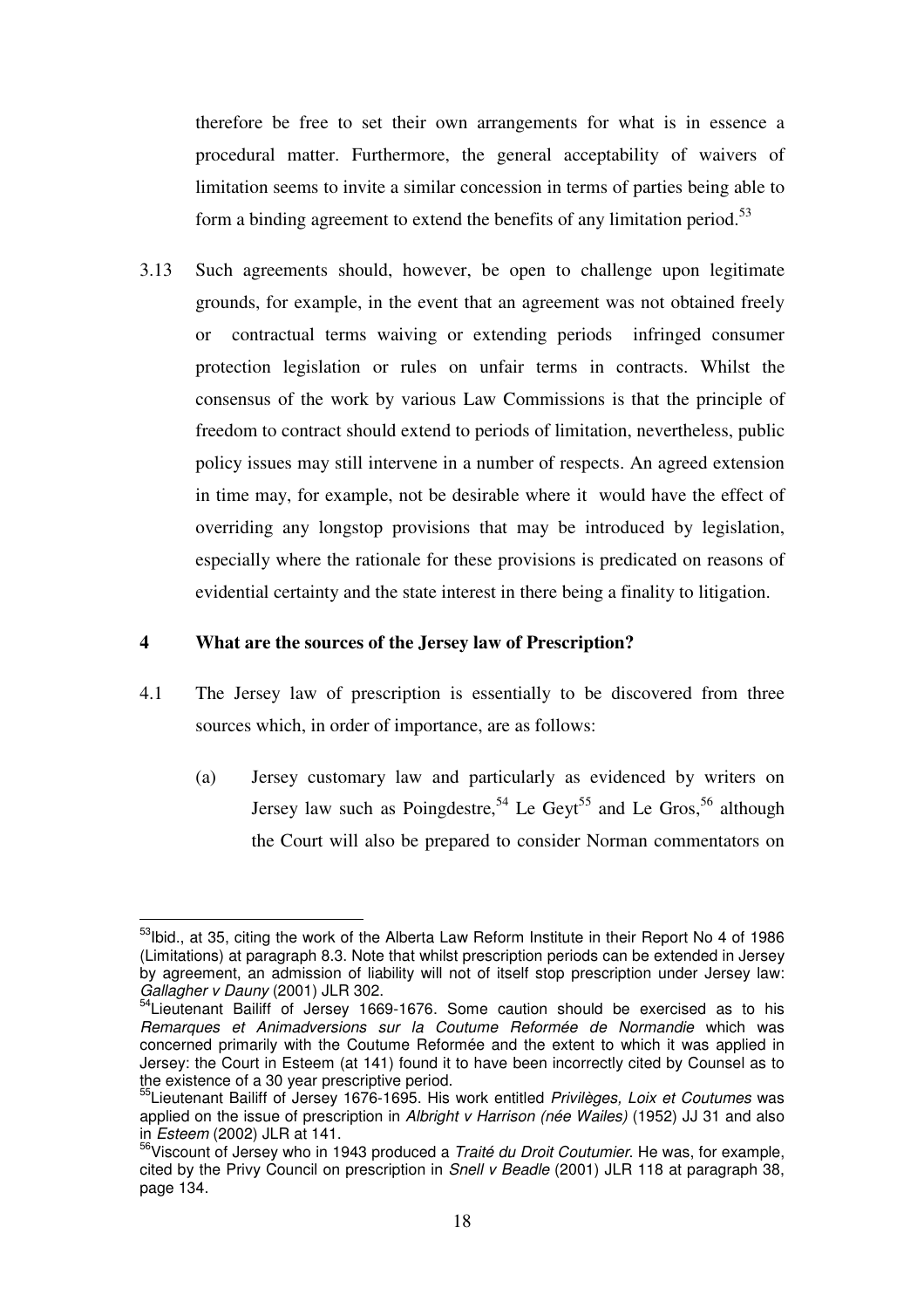therefore be free to set their own arrangements for what is in essence a procedural matter. Furthermore, the general acceptability of waivers of limitation seems to invite a similar concession in terms of parties being able to form a binding agreement to extend the benefits of any limitation period.[53]

3.13 Such agreements should, however, be open to challenge upon legitimate grounds, for example, in the event that an agreement was not obtained freely or contractual terms waiving or extending periods infringed consumer protection legislation or rules on unfair terms in contracts. Whilst the consensus of the work by various Law Commissions is that the principle of freedom to contract should extend to periods of limitation, nevertheless, public policy issues may still intervene in a number of respects. An agreed extension in time may, for example, not be desirable where it would have the effect of overriding any longstop provisions that may be introduced by legislation, especially where the rationale for these provisions is predicated on reasons of evidential certainty and the state interest in there being a finality to litigation.

## 4 What are the sources of the Jersey law of Prescription?

4.1 The Jersey law of prescription is essentially to be discovered from three sources which, in order of importance, are as follows:

(a) Jersey customary law and particularly as evidenced by writers on Jersey law such as Poingdestre,[54] Le Geyt[55] and Le Gros,[56] although the Court will also be prepared to consider Norman commentators on

---

[53] Ibid., at 35, citing the work of the Alberta Law Reform Institute in their Report No 4 of 1986 (Limitations) at paragraph 8.3. Note that whilst prescription periods can be extended in Jersey by agreement, an admission of liability will not of itself stop prescription under Jersey law: *Gallagher v Dauny* (2001) JLR 302.

[54] Lieutenant Bailiff of Jersey 1669-1676. Some caution should be exercised as to his *Remarques et Animadversions sur la Coutume Reformée de Normandie* which was concerned primarily with the Coutume Reformée and the extent to which it was applied in Jersey: the Court in Esteem (at 141) found it to have been incorrectly cited by Counsel as to the existence of a 30 year prescriptive period.

[55] Lieutenant Bailiff of Jersey 1676-1695. His work entitled *Privilèges, Loix et Coutumes* was applied on the issue of prescription in *Albright v Harrison (née Wailes)* (1952) JJ 31 and also in *Esteem* (2002) JLR at 141.

[56] Viscount of Jersey who in 1943 produced a *Traité du Droit Coutumier*. He was, for example, cited by the Privy Council on prescription in *Snell v Beadle* (2001) JLR 118 at paragraph 38, page 134.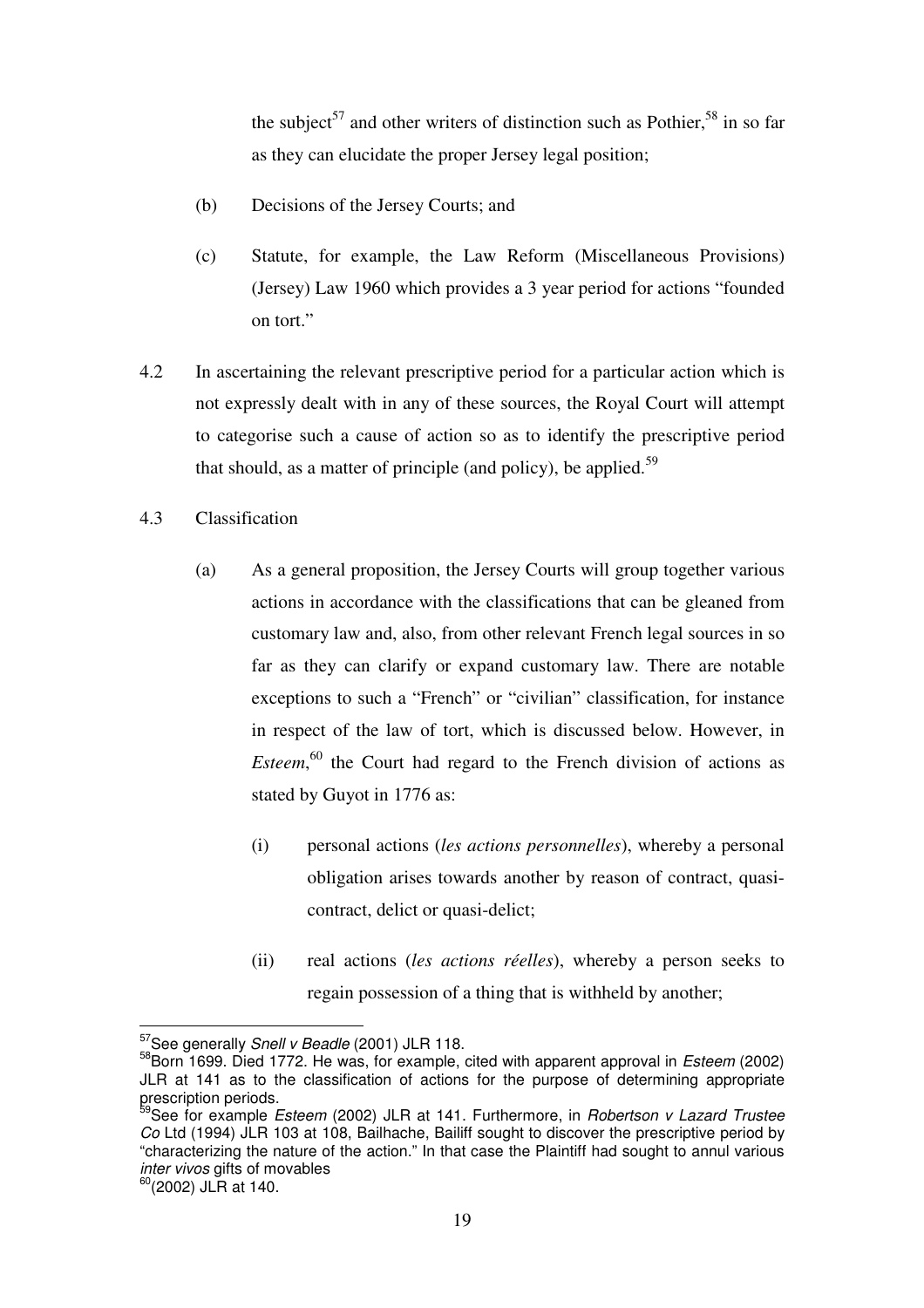the subject[57] and other writers of distinction such as Pothier,[58] in so far as they can elucidate the proper Jersey legal position;

(b) Decisions of the Jersey Courts; and

(c) Statute, for example, the Law Reform (Miscellaneous Provisions) (Jersey) Law 1960 which provides a 3 year period for actions "founded on tort."

4.2 In ascertaining the relevant prescriptive period for a particular action which is not expressly dealt with in any of these sources, the Royal Court will attempt to categorise such a cause of action so as to identify the prescriptive period that should, as a matter of principle (and policy), be applied.[59]

4.3 Classification

(a) As a general proposition, the Jersey Courts will group together various actions in accordance with the classifications that can be gleaned from customary law and, also, from other relevant French legal sources in so far as they can clarify or expand customary law. There are notable exceptions to such a "French" or "civilian" classification, for instance in respect of the law of tort, which is discussed below. However, in *Esteem*,[60] the Court had regard to the French division of actions as stated by Guyot in 1776 as:

(i) personal actions (*les actions personnelles*), whereby a personal obligation arises towards another by reason of contract, quasi-contract, delict or quasi-delict;

(ii) real actions (*les actions réelles*), whereby a person seeks to regain possession of a thing that is withheld by another;

---

[57] See generally *Snell v Beadle* (2001) JLR 118.

[58] Born 1699. Died 1772. He was, for example, cited with apparent approval in *Esteem* (2002) JLR at 141 as to the classification of actions for the purpose of determining appropriate prescription periods.

[59] See for example *Esteem* (2002) JLR at 141. Furthermore, in *Robertson v Lazard Trustee Co* Ltd (1994) JLR 103 at 108, Bailhache, Bailiff sought to discover the prescriptive period by "characterizing the nature of the action." In that case the Plaintiff had sought to annul various *inter vivos* gifts of movables

[60] (2002) JLR at 140.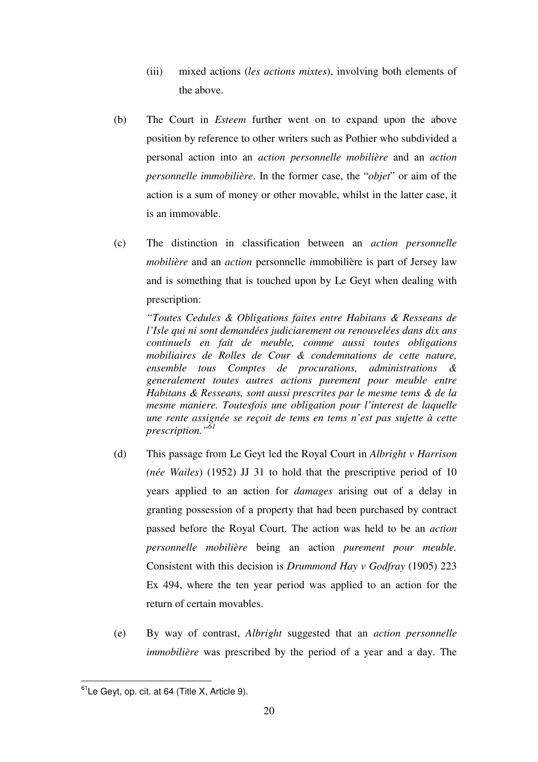(iii) mixed actions (*les actions mixtes*), involving both elements of the above.

(b) The Court in *Esteem* further went on to expand upon the above position by reference to other writers such as Pothier who subdivided a personal action into an *action personnelle mobilière* and an *action personnelle immobilière*. In the former case, the "*objet*" or aim of the action is a sum of money or other movable, whilst in the latter case, it is an immovable.

(c) The distinction in classification between an *action personnelle mobilière* and an *action* personnelle *i*mmobilière is part of Jersey law and is something that is touched upon by Le Geyt when dealing with prescription:

> *"Toutes Cedules & Obligations faites entre Habitans & Resseans de l'Isle qui ni sont demandées judiciarement ou renouvelées dans dix ans continuels en fait de meuble, comme aussi toutes obligations mobiliaires de Rolles de Cour & condemnations de cette nature, ensemble tous Comptes de procurations, administrations & generalement toutes autres actions purement pour meuble entre Habitans & Resseans, sont aussi prescrites par le mesme tems & de la mesme maniere. Toutesfois une obligation pour l'interest de laquelle une rente assignée se reçoit de tems en tems n'est pas sujette à cette prescription."*[61]

(d) This passage from Le Geyt led the Royal Court in *Albright v Harrison (née Wailes*) (1952) JJ 31 to hold that the prescriptive period of 10 years applied to an action for *damages* arising out of a delay in granting possession of a property that had been purchased by contract passed before the Royal Court. The action was held to be an *action personnelle mobilière* being an action *purement pour meuble.* Consistent with this decision is *Drummond Hay v Godfray* (1905) 223 Ex 494, where the ten year period was applied to an action for the return of certain movables.

(e) By way of contrast, *Albright* suggested that an *action personnelle immobilière* was prescribed by the period of a year and a day. The

---

[61] Le Geyt, op. cit. at 64 (Title X, Article 9).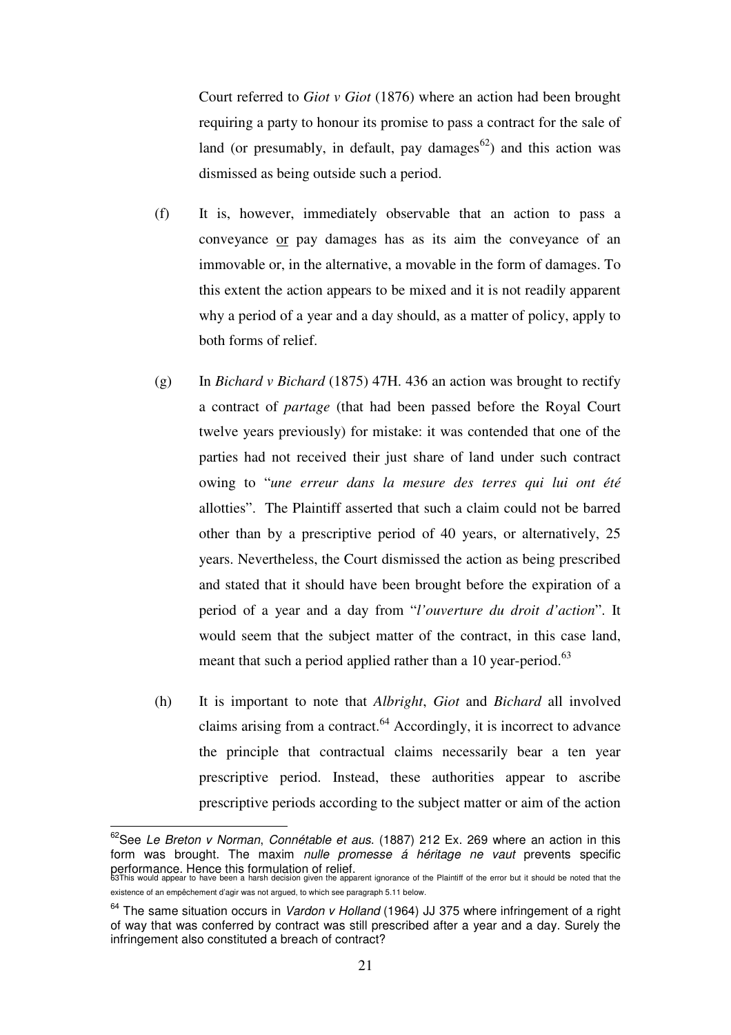Court referred to *Giot v Giot* (1876) where an action had been brought requiring a party to honour its promise to pass a contract for the sale of land (or presumably, in default, pay damages[62]) and this action was dismissed as being outside such a period.

(f) It is, however, immediately observable that an action to pass a conveyance <u>or</u> pay damages has as its aim the conveyance of an immovable or, in the alternative, a movable in the form of damages. To this extent the action appears to be mixed and it is not readily apparent why a period of a year and a day should, as a matter of policy, apply to both forms of relief.

(g) In *Bichard v Bichard* (1875) 47H. 436 an action was brought to rectify a contract of *partage* (that had been passed before the Royal Court twelve years previously) for mistake: it was contended that one of the parties had not received their just share of land under such contract owing to "*une erreur dans la mesure des terres qui lui ont été* allotties". The Plaintiff asserted that such a claim could not be barred other than by a prescriptive period of 40 years, or alternatively, 25 years. Nevertheless, the Court dismissed the action as being prescribed and stated that it should have been brought before the expiration of a period of a year and a day from "*l'ouverture du droit d'action*". It would seem that the subject matter of the contract, in this case land, meant that such a period applied rather than a 10 year-period.[63]

(h) It is important to note that *Albright*, *Giot* and *Bichard* all involved claims arising from a contract.[64] Accordingly, it is incorrect to advance the principle that contractual claims necessarily bear a ten year prescriptive period. Instead, these authorities appear to ascribe prescriptive periods according to the subject matter or aim of the action

---

[62] See *Le Breton v Norman*, *Connétable et aus.* (1887) 212 Ex. 269 where an action in this form was brought. The maxim *nulle promesse á héritage ne vaut* prevents specific performance. Hence this formulation of relief.

[63] This would appear to have been a harsh decision given the apparent ignorance of the Plaintiff of the error but it should be noted that the existence of an empêchement d'agir was not argued, to which see paragraph 5.11 below.

[64] The same situation occurs in *Vardon v Holland* (1964) JJ 375 where infringement of a right of way that was conferred by contract was still prescribed after a year and a day. Surely the infringement also constituted a breach of contract?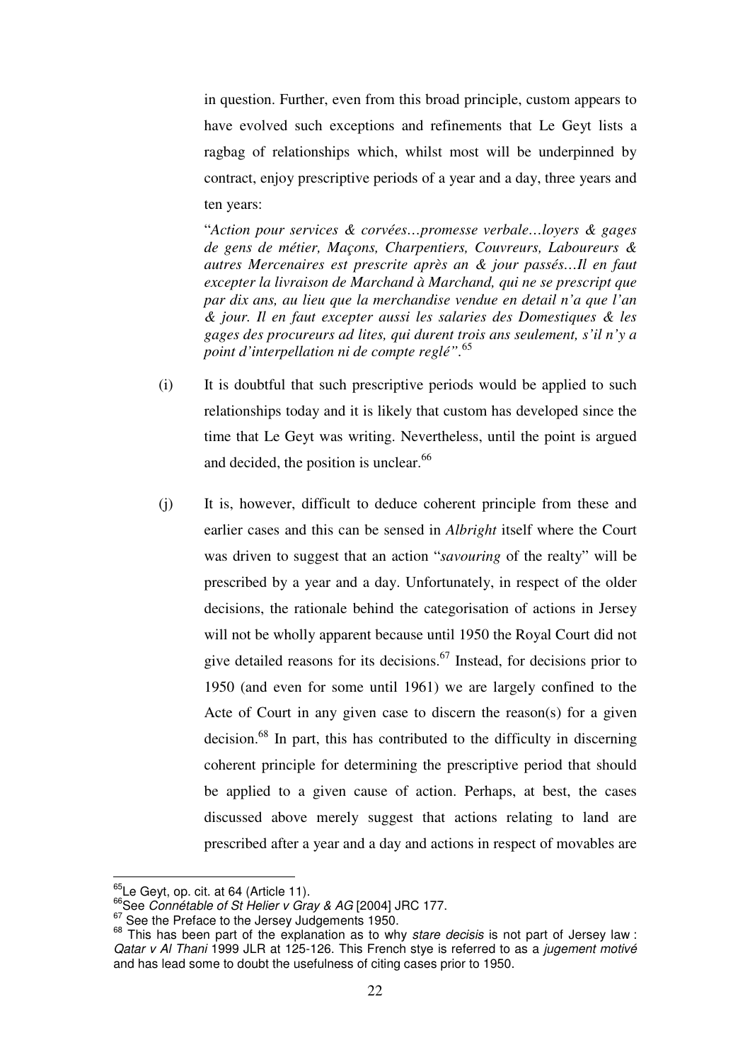in question. Further, even from this broad principle, custom appears to have evolved such exceptions and refinements that Le Geyt lists a ragbag of relationships which, whilst most will be underpinned by contract, enjoy prescriptive periods of a year and a day, three years and ten years:

"*Action pour services & corvées…promesse verbale…loyers & gages de gens de métier, Maçons, Charpentiers, Couvreurs, Laboureurs & autres Mercenaires est prescrite après an & jour passés…Il en faut excepter la livraison de Marchand à Marchand, qui ne se prescrit que par dix ans, au lieu que la merchandise vendue en detail n'a que l'an & jour. Il en faut excepter aussi les salaries des Domestiques & les gages des procureurs ad lites, qui durent trois ans seulement, s'il n'y a point d'interpellation ni de compte reglé*".[65]

(i) It is doubtful that such prescriptive periods would be applied to such relationships today and it is likely that custom has developed since the time that Le Geyt was writing. Nevertheless, until the point is argued and decided, the position is unclear.[66]

(j) It is, however, difficult to deduce coherent principle from these and earlier cases and this can be sensed in *Albright* itself where the Court was driven to suggest that an action "*savouring* of the realty" will be prescribed by a year and a day. Unfortunately, in respect of the older decisions, the rationale behind the categorisation of actions in Jersey will not be wholly apparent because until 1950 the Royal Court did not give detailed reasons for its decisions.[67] Instead, for decisions prior to 1950 (and even for some until 1961) we are largely confined to the Acte of Court in any given case to discern the reason(s) for a given decision.[68] In part, this has contributed to the difficulty in discerning coherent principle for determining the prescriptive period that should be applied to a given cause of action. Perhaps, at best, the cases discussed above merely suggest that actions relating to land are prescribed after a year and a day and actions in respect of movables are

---

[65] Le Geyt, op. cit. at 64 (Article 11).

[66] See *Connétable of St Helier v Gray & AG* [2004] JRC 177.

[67] See the Preface to the Jersey Judgements 1950.

[68] This has been part of the explanation as to why *stare decisis* is not part of Jersey law : *Qatar v Al Thani* 1999 JLR at 125-126. This French stye is referred to as a *jugement motivé* and has lead some to doubt the usefulness of citing cases prior to 1950.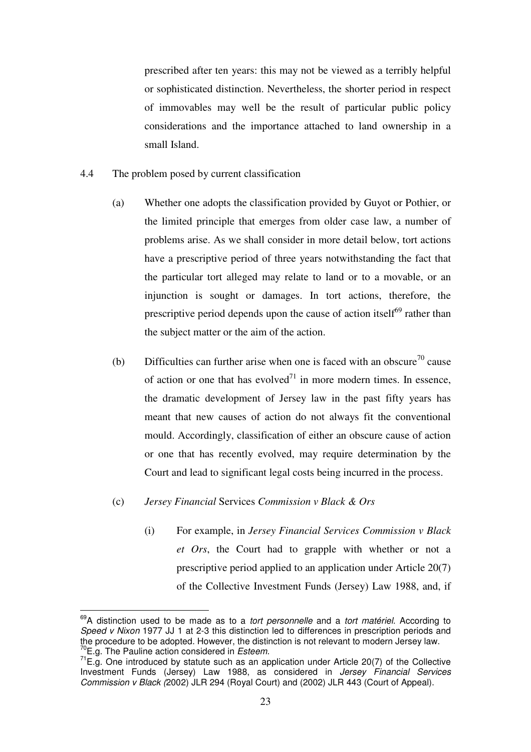prescribed after ten years: this may not be viewed as a terribly helpful or sophisticated distinction. Nevertheless, the shorter period in respect of immovables may well be the result of particular public policy considerations and the importance attached to land ownership in a small Island.

4.4 The problem posed by current classification

(a) Whether one adopts the classification provided by Guyot or Pothier, or the limited principle that emerges from older case law, a number of problems arise. As we shall consider in more detail below, tort actions have a prescriptive period of three years notwithstanding the fact that the particular tort alleged may relate to land or to a movable, or an injunction is sought or damages. In tort actions, therefore, the prescriptive period depends upon the cause of action itself[69] rather than the subject matter or the aim of the action.

(b) Difficulties can further arise when one is faced with an obscure[70] cause of action or one that has evolved[71] in more modern times. In essence, the dramatic development of Jersey law in the past fifty years has meant that new causes of action do not always fit the conventional mould. Accordingly, classification of either an obscure cause of action or one that has recently evolved, may require determination by the Court and lead to significant legal costs being incurred in the process.

(c) *Jersey Financial* Services *Commission v Black & Ors*

(i) For example, in *Jersey Financial Services Commission v Black et Ors*, the Court had to grapple with whether or not a prescriptive period applied to an application under Article 20(7) of the Collective Investment Funds (Jersey) Law 1988, and, if

---

[69] A distinction used to be made as to a *tort personnelle* and a *tort matériel*. According to *Speed v Nixon* 1977 JJ 1 at 2-3 this distinction led to differences in prescription periods and the procedure to be adopted. However, the distinction is not relevant to modern Jersey law.

[70] E.g. The Pauline action considered in *Esteem.*

[71] E.g. One introduced by statute such as an application under Article 20(7) of the Collective Investment Funds (Jersey) Law 1988, as considered in *Jersey Financial Services Commission v Black (*2002) JLR 294 (Royal Court) and (2002) JLR 443 (Court of Appeal).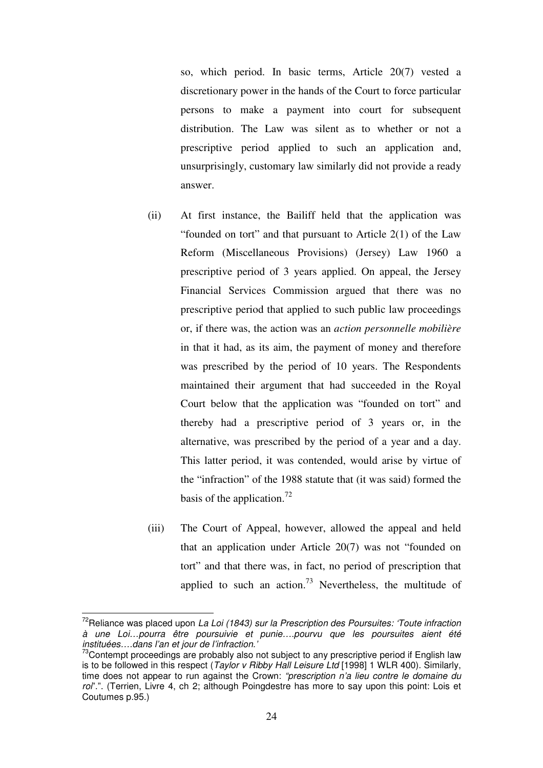so, which period. In basic terms, Article 20(7) vested a discretionary power in the hands of the Court to force particular persons to make a payment into court for subsequent distribution. The Law was silent as to whether or not a prescriptive period applied to such an application and, unsurprisingly, customary law similarly did not provide a ready answer.

(ii) At first instance, the Bailiff held that the application was "founded on tort" and that pursuant to Article 2(1) of the Law Reform (Miscellaneous Provisions) (Jersey) Law 1960 a prescriptive period of 3 years applied. On appeal, the Jersey Financial Services Commission argued that there was no prescriptive period that applied to such public law proceedings or, if there was, the action was an *action personnelle mobilière* in that it had, as its aim, the payment of money and therefore was prescribed by the period of 10 years. The Respondents maintained their argument that had succeeded in the Royal Court below that the application was "founded on tort" and thereby had a prescriptive period of 3 years or, in the alternative, was prescribed by the period of a year and a day. This latter period, it was contended, would arise by virtue of the "infraction" of the 1988 statute that (it was said) formed the basis of the application.[72]

(iii) The Court of Appeal, however, allowed the appeal and held that an application under Article 20(7) was not "founded on tort" and that there was, in fact, no period of prescription that applied to such an action.[73] Nevertheless, the multitude of

---

[72] Reliance was placed upon *La Loi (1843) sur la Prescription des Poursuites: 'Toute infraction à une Loi…pourra être poursuivie et punie….pourvu que les poursuites aient été instituées….dans l'an et jour de l'infraction.'*

[73] Contempt proceedings are probably also not subject to any prescriptive period if English law is to be followed in this respect (*Taylor v Ribby Hall Leisure Ltd* [1998] 1 WLR 400). Similarly, time does not appear to run against the Crown: *"prescription n'a lieu contre le domaine du roi*".". (Terrien, Livre 4, ch 2; although Poingdestre has more to say upon this point: Lois et Coutumes p.95.)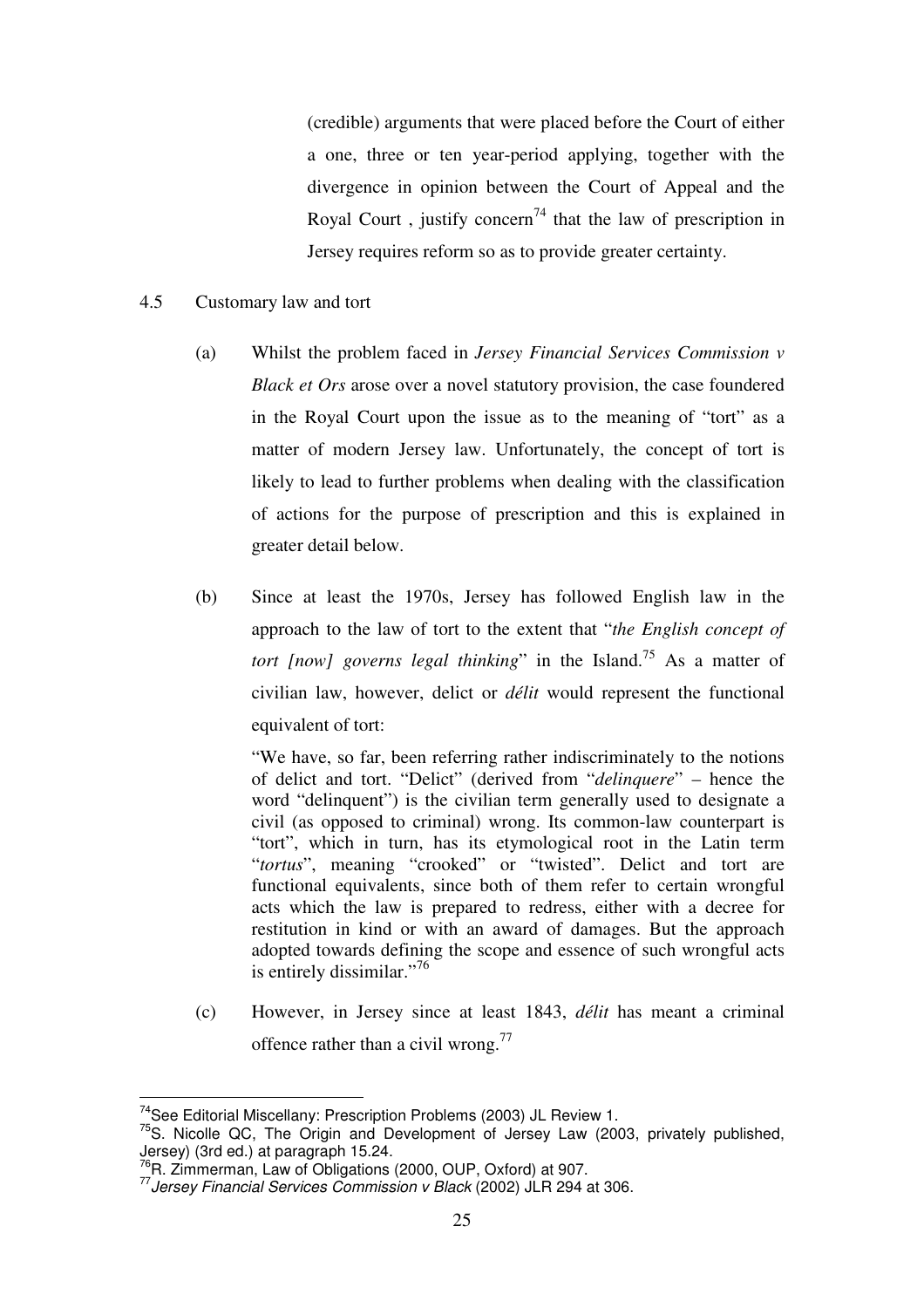(credible) arguments that were placed before the Court of either a one, three or ten year-period applying, together with the divergence in opinion between the Court of Appeal and the Royal Court , justify concern[74] that the law of prescription in Jersey requires reform so as to provide greater certainty.

4.5 Customary law and tort

(a) Whilst the problem faced in *Jersey Financial Services Commission v Black et Ors* arose over a novel statutory provision, the case foundered in the Royal Court upon the issue as to the meaning of "tort" as a matter of modern Jersey law. Unfortunately, the concept of tort is likely to lead to further problems when dealing with the classification of actions for the purpose of prescription and this is explained in greater detail below.

(b) Since at least the 1970s, Jersey has followed English law in the approach to the law of tort to the extent that "*the English concept of tort [now] governs legal thinking*" in the Island.[75] As a matter of civilian law, however, delict or *délit* would represent the functional equivalent of tort:

> "We have, so far, been referring rather indiscriminately to the notions of delict and tort. "Delict" (derived from "*delinquere*" – hence the word "delinquent") is the civilian term generally used to designate a civil (as opposed to criminal) wrong. Its common-law counterpart is "tort", which in turn, has its etymological root in the Latin term "*tortus*", meaning "crooked" or "twisted". Delict and tort are functional equivalents, since both of them refer to certain wrongful acts which the law is prepared to redress, either with a decree for restitution in kind or with an award of damages. But the approach adopted towards defining the scope and essence of such wrongful acts is entirely dissimilar."[76]

(c) However, in Jersey since at least 1843, *délit* has meant a criminal offence rather than a civil wrong.[77]

---

[74] See Editorial Miscellany: Prescription Problems (2003) JL Review 1.

[75] S. Nicolle QC, The Origin and Development of Jersey Law (2003, privately published, Jersey) (3rd ed.) at paragraph 15.24.

[76] R. Zimmerman, Law of Obligations (2000, OUP, Oxford) at 907.

[77] *Jersey Financial Services Commission v Black* (2002) JLR 294 at 306.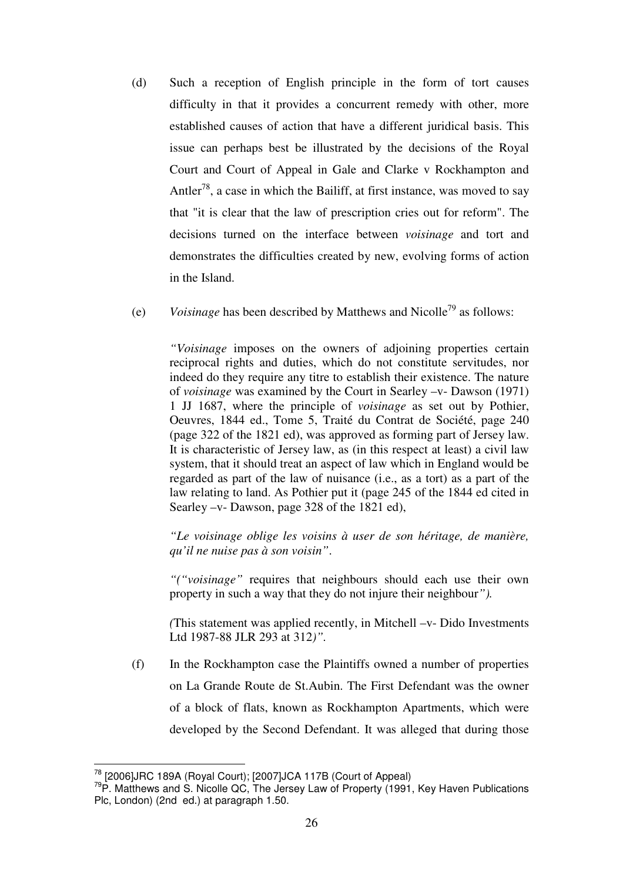(d) Such a reception of English principle in the form of tort causes difficulty in that it provides a concurrent remedy with other, more established causes of action that have a different juridical basis. This issue can perhaps best be illustrated by the decisions of the Royal Court and Court of Appeal in Gale and Clarke v Rockhampton and Antler[78], a case in which the Bailiff, at first instance, was moved to say that "it is clear that the law of prescription cries out for reform". The decisions turned on the interface between *voisinage* and tort and demonstrates the difficulties created by new, evolving forms of action in the Island.

(e) *Voisinage* has been described by Matthews and Nicolle[79] as follows:

> *"Voisinage* imposes on the owners of adjoining properties certain reciprocal rights and duties, which do not constitute servitudes, nor indeed do they require any titre to establish their existence. The nature of *voisinage* was examined by the Court in Searley –v- Dawson (1971) 1 JJ 1687, where the principle of *voisinage* as set out by Pothier, Oeuvres, 1844 ed., Tome 5, Traité du Contrat de Société, page 240 (page 322 of the 1821 ed), was approved as forming part of Jersey law. It is characteristic of Jersey law, as (in this respect at least) a civil law system, that it should treat an aspect of law which in England would be regarded as part of the law of nuisance (i.e., as a tort) as a part of the law relating to land. As Pothier put it (page 245 of the 1844 ed cited in Searley –v- Dawson, page 328 of the 1821 ed),
>
> *"Le voisinage oblige les voisins à user de son héritage, de manière, qu'il ne nuise pas à son voisin"*.
>
> *("*"voisinage"* requires that neighbours should each use their own property in such a way that they do not injure their neighbour*").*
>
> *(*This statement was applied recently, in Mitchell –v- Dido Investments Ltd 1987-88 JLR 293 at 312*)".*

(f) In the Rockhampton case the Plaintiffs owned a number of properties on La Grande Route de St.Aubin. The First Defendant was the owner of a block of flats, known as Rockhampton Apartments, which were developed by the Second Defendant. It was alleged that during those

---

[78] [2006]JRC 189A (Royal Court); [2007]JCA 117B (Court of Appeal)

[79] P. Matthews and S. Nicolle QC, The Jersey Law of Property (1991, Key Haven Publications Plc, London) (2nd ed.) at paragraph 1.50.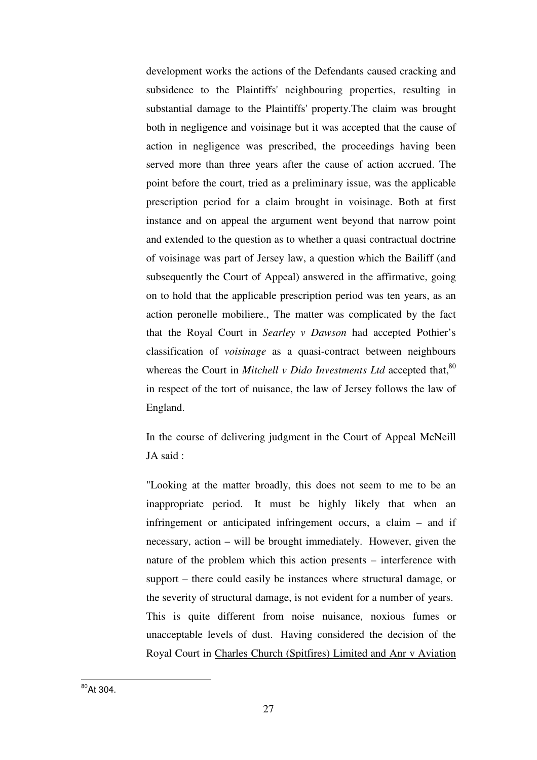development works the actions of the Defendants caused cracking and subsidence to the Plaintiffs' neighbouring properties, resulting in substantial damage to the Plaintiffs' property.The claim was brought both in negligence and voisinage but it was accepted that the cause of action in negligence was prescribed, the proceedings having been served more than three years after the cause of action accrued. The point before the court, tried as a preliminary issue, was the applicable prescription period for a claim brought in voisinage. Both at first instance and on appeal the argument went beyond that narrow point and extended to the question as to whether a quasi contractual doctrine of voisinage was part of Jersey law, a question which the Bailiff (and subsequently the Court of Appeal) answered in the affirmative, going on to hold that the applicable prescription period was ten years, as an action peronelle mobiliere., The matter was complicated by the fact that the Royal Court in *Searley v Dawson* had accepted Pothier's classification of *voisinage* as a quasi-contract between neighbours whereas the Court in *Mitchell v Dido Investments Ltd* accepted that,[80] in respect of the tort of nuisance, the law of Jersey follows the law of England.

In the course of delivering judgment in the Court of Appeal McNeill JA said :

"Looking at the matter broadly, this does not seem to me to be an inappropriate period. It must be highly likely that when an infringement or anticipated infringement occurs, a claim – and if necessary, action – will be brought immediately. However, given the nature of the problem which this action presents – interference with support – there could easily be instances where structural damage, or the severity of structural damage, is not evident for a number of years. This is quite different from noise nuisance, noxious fumes or unacceptable levels of dust. Having considered the decision of the Royal Court in Charles Church (Spitfires) Limited and Anr v Aviation

[80] At 304.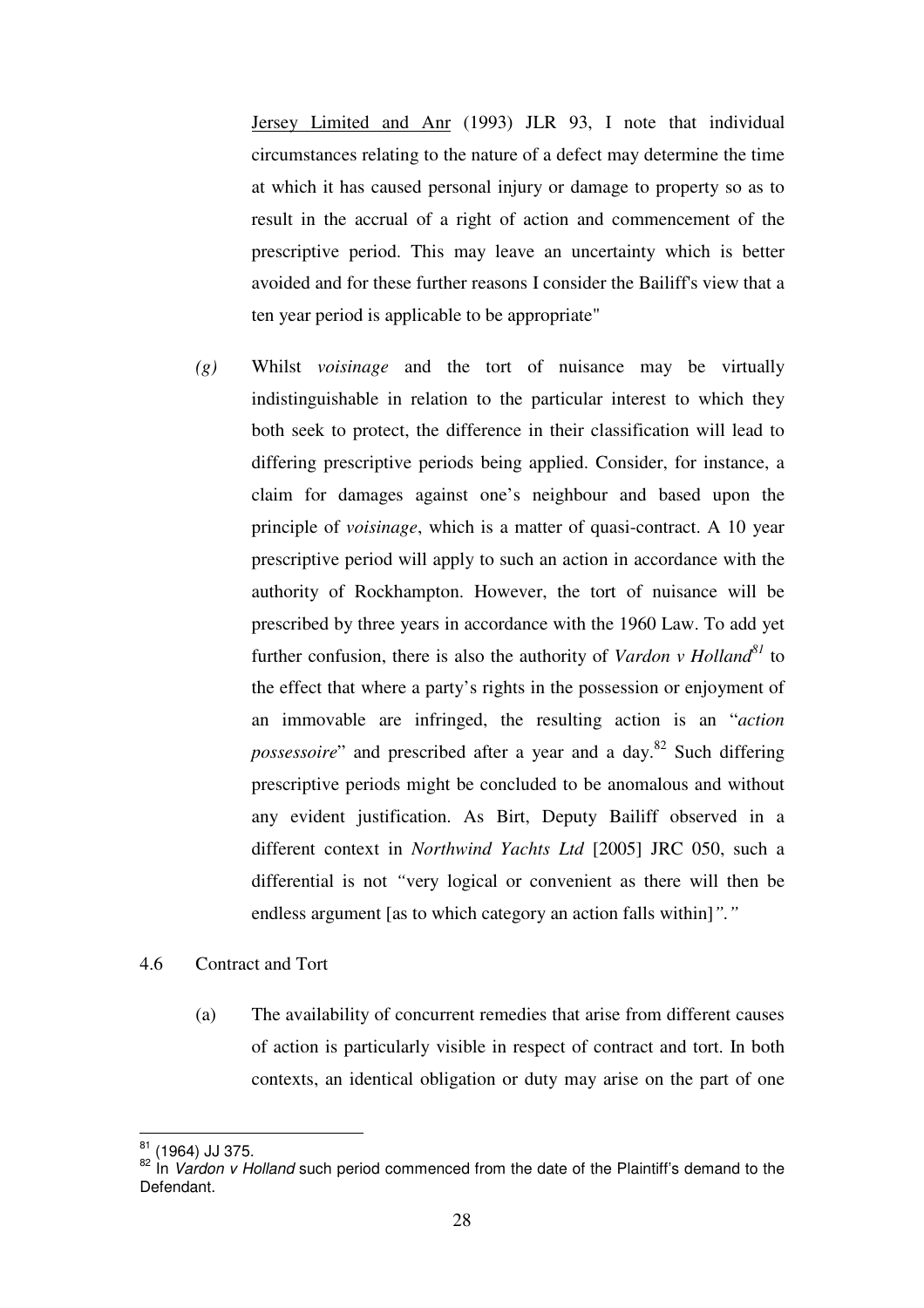Jersey Limited and Anr (1993) JLR 93, I note that individual circumstances relating to the nature of a defect may determine the time at which it has caused personal injury or damage to property so as to result in the accrual of a right of action and commencement of the prescriptive period. This may leave an uncertainty which is better avoided and for these further reasons I consider the Bailiff's view that a ten year period is applicable to be appropriate"

*(g)* Whilst *voisinage* and the tort of nuisance may be virtually indistinguishable in relation to the particular interest to which they both seek to protect, the difference in their classification will lead to differing prescriptive periods being applied. Consider, for instance, a claim for damages against one's neighbour and based upon the principle of *voisinage*, which is a matter of quasi-contract. A 10 year prescriptive period will apply to such an action in accordance with the authority of Rockhampton. However, the tort of nuisance will be prescribed by three years in accordance with the 1960 Law. To add yet further confusion, there is also the authority of *Vardon v Holland*[81] to the effect that where a party's rights in the possession or enjoyment of an immovable are infringed, the resulting action is an "*action possessoire*" and prescribed after a year and a day.[82] Such differing prescriptive periods might be concluded to be anomalous and without any evident justification. As Birt, Deputy Bailiff observed in a different context in *Northwind Yachts Ltd* [2005] JRC 050, such a differential is not *"*very logical or convenient as there will then be endless argument [as to which category an action falls within]*"."*

4.6 Contract and Tort

(a) The availability of concurrent remedies that arise from different causes of action is particularly visible in respect of contract and tort. In both contexts, an identical obligation or duty may arise on the part of one

---

[81] (1964) JJ 375.

[82] In *Vardon v Holland* such period commenced from the date of the Plaintiff's demand to the Defendant.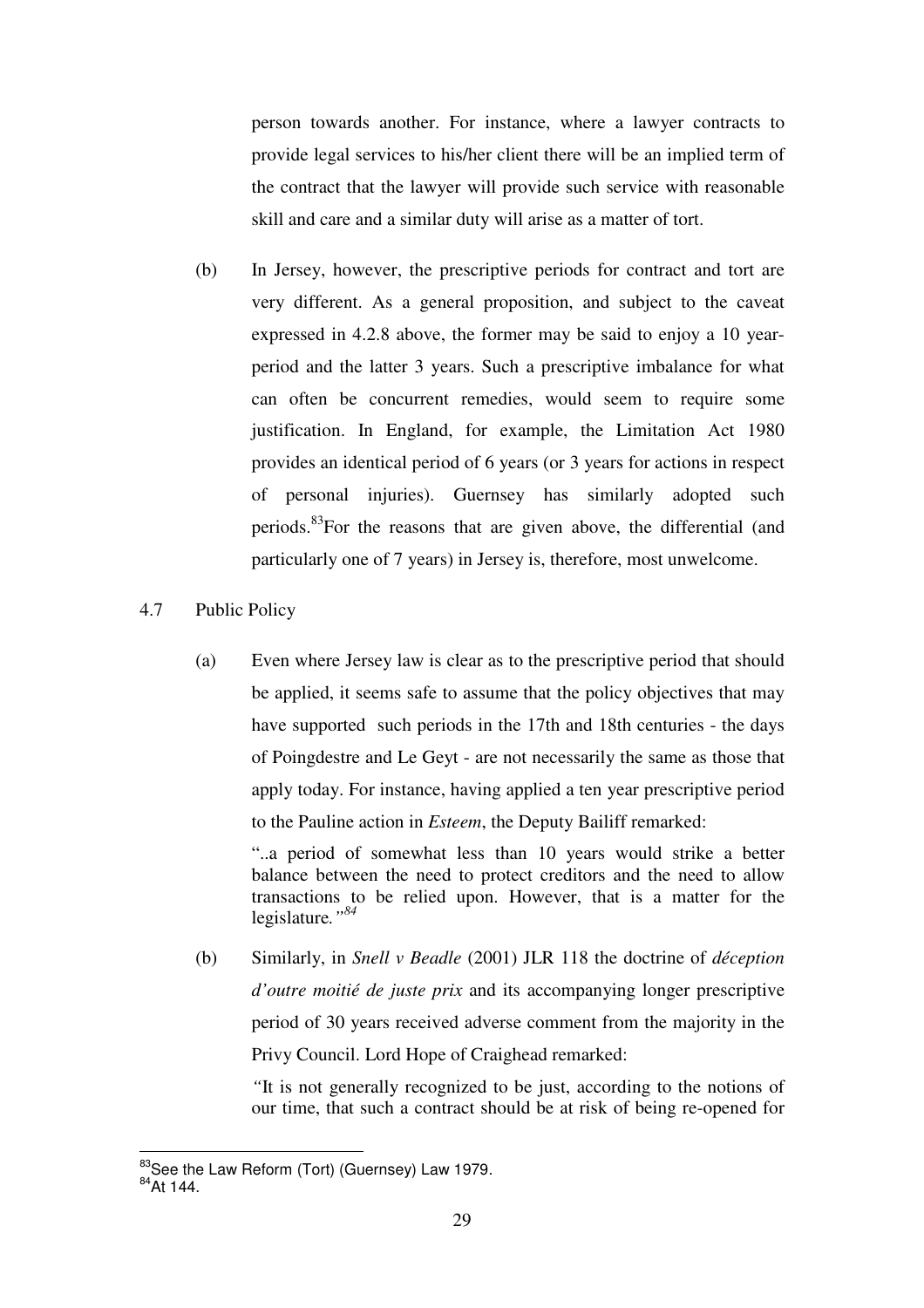person towards another. For instance, where a lawyer contracts to provide legal services to his/her client there will be an implied term of the contract that the lawyer will provide such service with reasonable skill and care and a similar duty will arise as a matter of tort.

(b) In Jersey, however, the prescriptive periods for contract and tort are very different. As a general proposition, and subject to the caveat expressed in 4.2.8 above, the former may be said to enjoy a 10 year-period and the latter 3 years. Such a prescriptive imbalance for what can often be concurrent remedies, would seem to require some justification. In England, for example, the Limitation Act 1980 provides an identical period of 6 years (or 3 years for actions in respect of personal injuries). Guernsey has similarly adopted such periods.[83] For the reasons that are given above, the differential (and particularly one of 7 years) in Jersey is, therefore, most unwelcome.

4.7 Public Policy

(a) Even where Jersey law is clear as to the prescriptive period that should be applied, it seems safe to assume that the policy objectives that may have supported such periods in the 17th and 18th centuries - the days of Poingdestre and Le Geyt - are not necessarily the same as those that apply today. For instance, having applied a ten year prescriptive period to the Pauline action in *Esteem*, the Deputy Bailiff remarked:

> "..a period of somewhat less than 10 years would strike a better balance between the need to protect creditors and the need to allow transactions to be relied upon. However, that is a matter for the legislature."[84]

(b) Similarly, in *Snell v Beadle* (2001) JLR 118 the doctrine of *déception d'outre moitié de juste prix* and its accompanying longer prescriptive period of 30 years received adverse comment from the majority in the Privy Council. Lord Hope of Craighead remarked:

> "It is not generally recognized to be just, according to the notions of our time, that such a contract should be at risk of being re-opened for

---

[83] See the Law Reform (Tort) (Guernsey) Law 1979.

[84] At 144.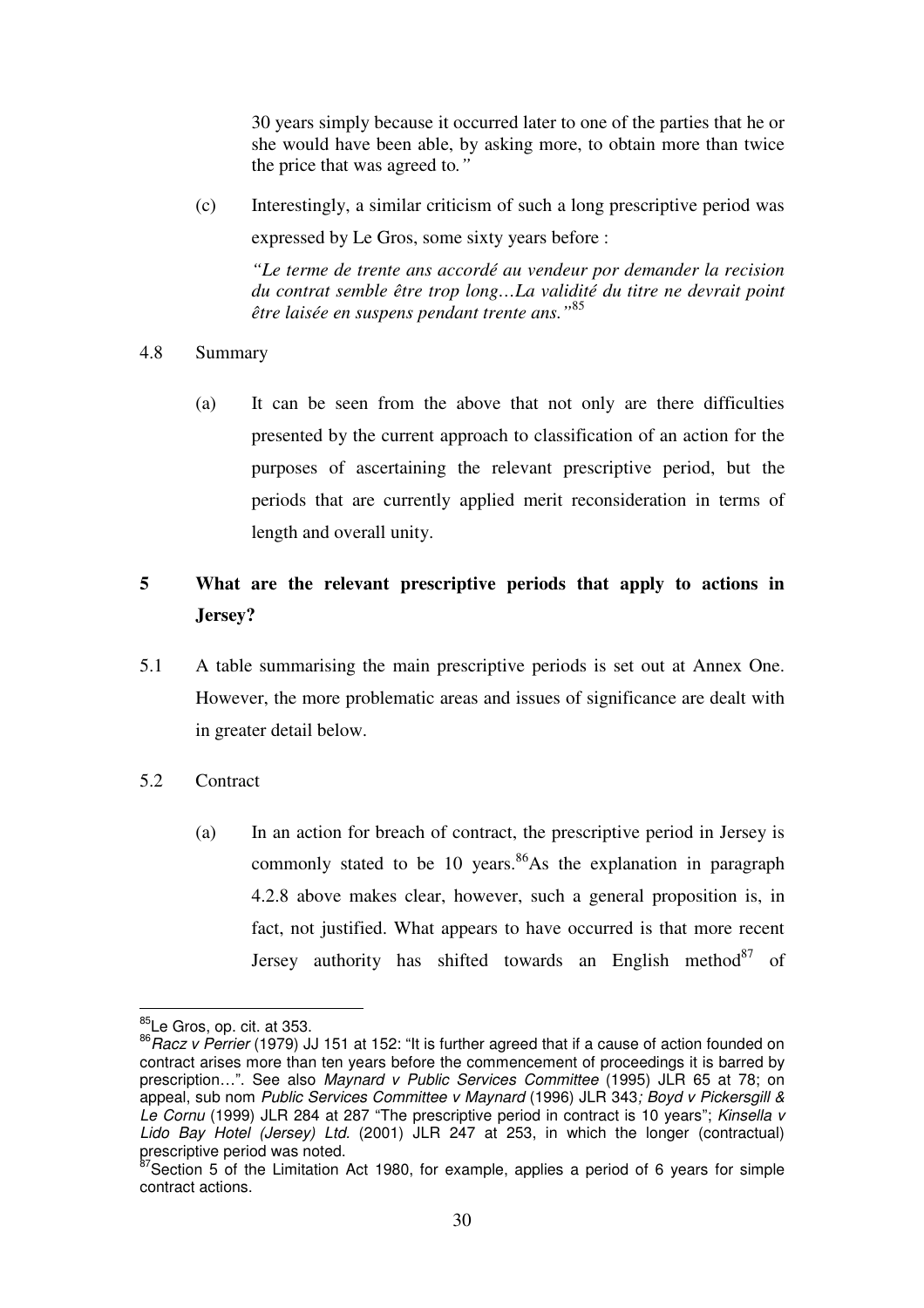30 years simply because it occurred later to one of the parties that he or she would have been able, by asking more, to obtain more than twice the price that was agreed to.*"*

(c) Interestingly, a similar criticism of such a long prescriptive period was expressed by Le Gros, some sixty years before :

*"Le terme de trente ans accordé au vendeur por demander la recision du contrat semble être trop long…La validité du titre ne devrait point être laisée en suspens pendant trente ans."*[85]

4.8 Summary

(a) It can be seen from the above that not only are there difficulties presented by the current approach to classification of an action for the purposes of ascertaining the relevant prescriptive period, but the periods that are currently applied merit reconsideration in terms of length and overall unity.

## 5 What are the relevant prescriptive periods that apply to actions in Jersey?

5.1 A table summarising the main prescriptive periods is set out at Annex One. However, the more problematic areas and issues of significance are dealt with in greater detail below.

5.2 Contract

(a) In an action for breach of contract, the prescriptive period in Jersey is commonly stated to be 10 years.[86] As the explanation in paragraph 4.2.8 above makes clear, however, such a general proposition is, in fact, not justified. What appears to have occurred is that more recent Jersey authority has shifted towards an English method[87] of

---

[85] Le Gros, op. cit. at 353.

[86] *Racz v Perrier* (1979) JJ 151 at 152: "It is further agreed that if a cause of action founded on contract arises more than ten years before the commencement of proceedings it is barred by prescription…". See also *Maynard v Public Services Committee* (1995) JLR 65 at 78; on appeal, sub nom *Public Services Committee v Maynard* (1996) JLR 343*; Boyd v Pickersgill & Le Cornu* (1999) JLR 284 at 287 "The prescriptive period in contract is 10 years"; *Kinsella v Lido Bay Hotel (Jersey) Ltd.* (2001) JLR 247 at 253, in which the longer (contractual) prescriptive period was noted.

[87] Section 5 of the Limitation Act 1980, for example, applies a period of 6 years for simple contract actions.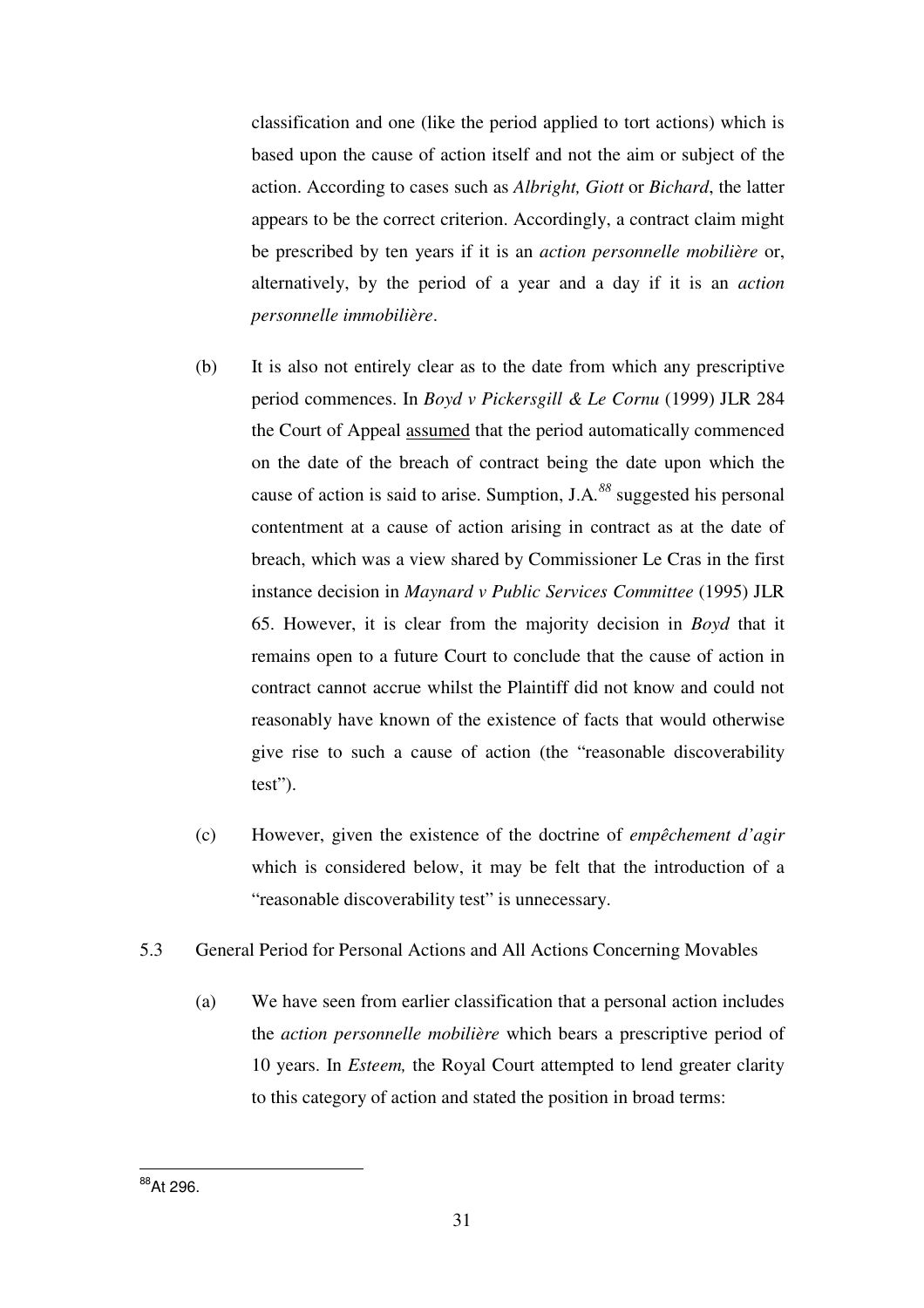classification and one (like the period applied to tort actions) which is based upon the cause of action itself and not the aim or subject of the action. According to cases such as *Albright, Giott* or *Bichard*, the latter appears to be the correct criterion. Accordingly, a contract claim might be prescribed by ten years if it is an *action personnelle mobilière* or, alternatively, by the period of a year and a day if it is an *action personnelle immobilière*.

(b) It is also not entirely clear as to the date from which any prescriptive period commences. In *Boyd v Pickersgill & Le Cornu* (1999) JLR 284 the Court of Appeal <u>assumed</u> that the period automatically commenced on the date of the breach of contract being the date upon which the cause of action is said to arise. Sumption, J.A.[88] suggested his personal contentment at a cause of action arising in contract as at the date of breach, which was a view shared by Commissioner Le Cras in the first instance decision in *Maynard v Public Services Committee* (1995) JLR 65. However, it is clear from the majority decision in *Boyd* that it remains open to a future Court to conclude that the cause of action in contract cannot accrue whilst the Plaintiff did not know and could not reasonably have known of the existence of facts that would otherwise give rise to such a cause of action (the "reasonable discoverability test").

(c) However, given the existence of the doctrine of *empêchement d'agir* which is considered below, it may be felt that the introduction of a "reasonable discoverability test" is unnecessary.

5.3 General Period for Personal Actions and All Actions Concerning Movables

(a) We have seen from earlier classification that a personal action includes the *action personnelle mobilière* which bears a prescriptive period of 10 years. In *Esteem,* the Royal Court attempted to lend greater clarity to this category of action and stated the position in broad terms:

---

[88] At 296.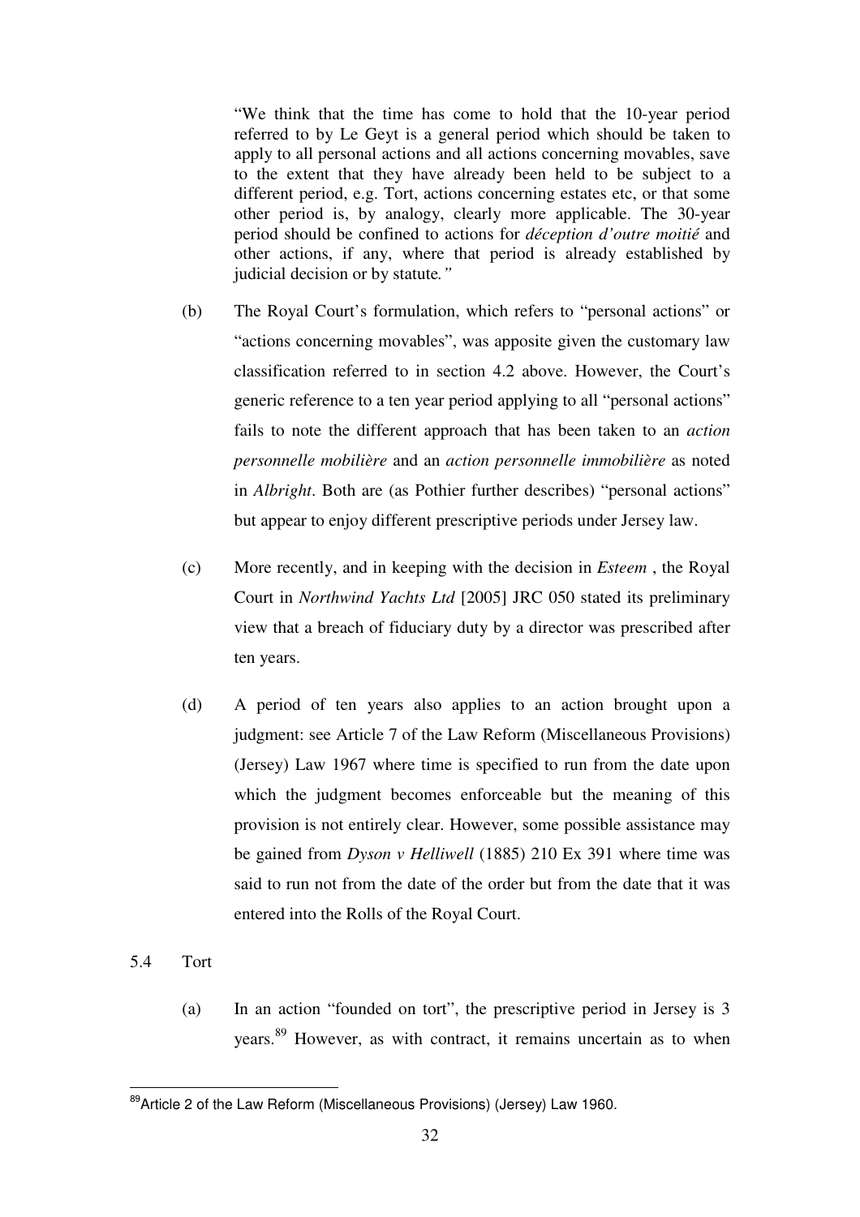> "We think that the time has come to hold that the 10-year period referred to by Le Geyt is a general period which should be taken to apply to all personal actions and all actions concerning movables, save to the extent that they have already been held to be subject to a different period, e.g. Tort, actions concerning estates etc, or that some other period is, by analogy, clearly more applicable. The 30-year period should be confined to actions for *déception d'outre moitié* and other actions, if any, where that period is already established by judicial decision or by statute*."*

(b) The Royal Court's formulation, which refers to "personal actions" or "actions concerning movables", was apposite given the customary law classification referred to in section 4.2 above. However, the Court's generic reference to a ten year period applying to all "personal actions" fails to note the different approach that has been taken to an *action personnelle mobilière* and an *action personnelle immobilière* as noted in *Albright*. Both are (as Pothier further describes) "personal actions" but appear to enjoy different prescriptive periods under Jersey law.

(c) More recently, and in keeping with the decision in *Esteem* , the Royal Court in *Northwind Yachts Ltd* [2005] JRC 050 stated its preliminary view that a breach of fiduciary duty by a director was prescribed after ten years.

(d) A period of ten years also applies to an action brought upon a judgment: see Article 7 of the Law Reform (Miscellaneous Provisions) (Jersey) Law 1967 where time is specified to run from the date upon which the judgment becomes enforceable but the meaning of this provision is not entirely clear. However, some possible assistance may be gained from *Dyson v Helliwell* (1885) 210 Ex 391 where time was said to run not from the date of the order but from the date that it was entered into the Rolls of the Royal Court.

5.4 Tort

(a) In an action "founded on tort", the prescriptive period in Jersey is 3 years.[89] However, as with contract, it remains uncertain as to when

[89] Article 2 of the Law Reform (Miscellaneous Provisions) (Jersey) Law 1960.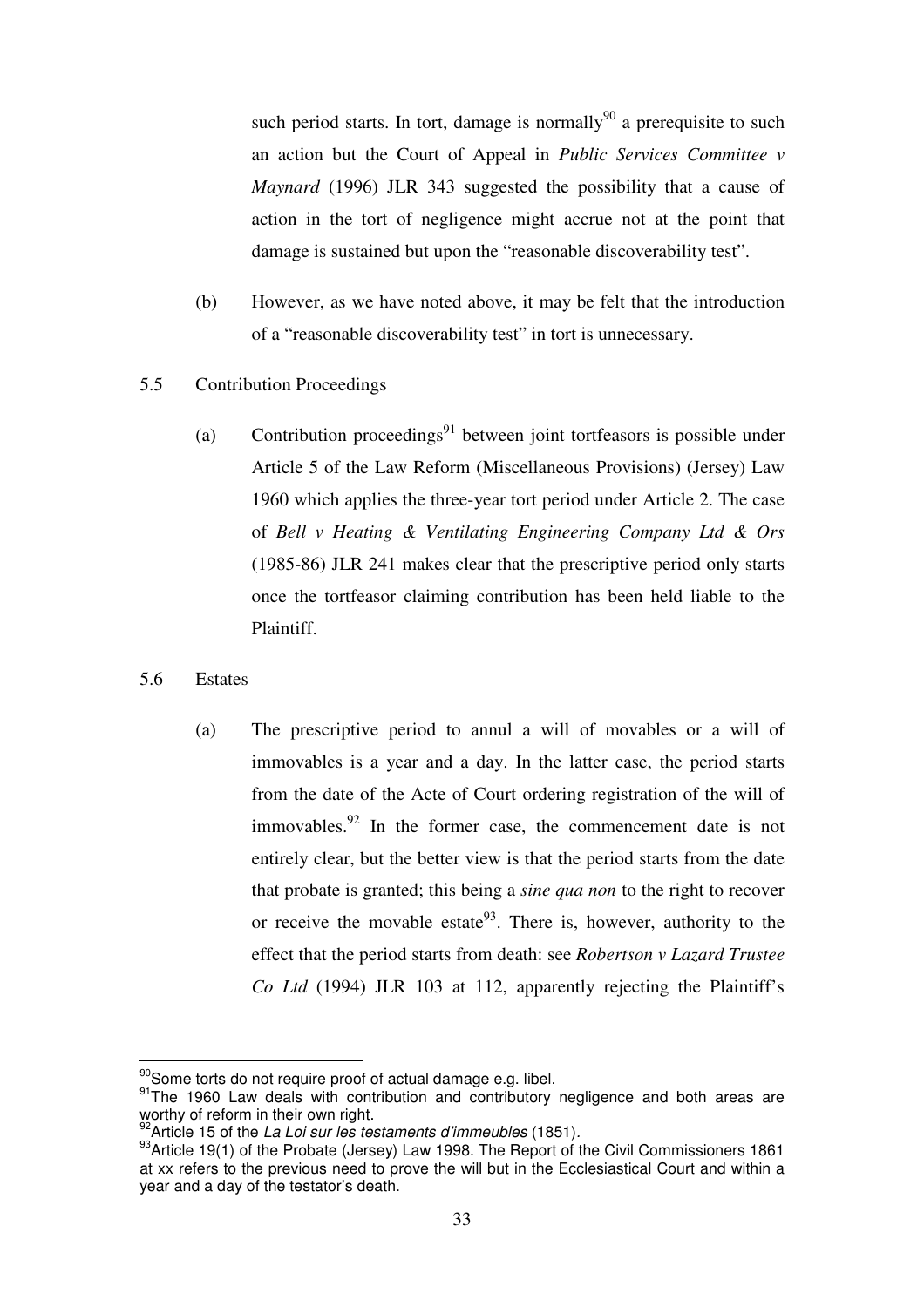such period starts. In tort, damage is normally[90] a prerequisite to such an action but the Court of Appeal in *Public Services Committee v Maynard* (1996) JLR 343 suggested the possibility that a cause of action in the tort of negligence might accrue not at the point that damage is sustained but upon the "reasonable discoverability test".

(b) However, as we have noted above, it may be felt that the introduction of a "reasonable discoverability test" in tort is unnecessary.

5.5 Contribution Proceedings

(a) Contribution proceedings[91] between joint tortfeasors is possible under Article 5 of the Law Reform (Miscellaneous Provisions) (Jersey) Law 1960 which applies the three-year tort period under Article 2. The case of *Bell v Heating & Ventilating Engineering Company Ltd & Ors* (1985-86) JLR 241 makes clear that the prescriptive period only starts once the tortfeasor claiming contribution has been held liable to the Plaintiff.

5.6 Estates

(a) The prescriptive period to annul a will of movables or a will of immovables is a year and a day. In the latter case, the period starts from the date of the Acte of Court ordering registration of the will of immovables.[92] In the former case, the commencement date is not entirely clear, but the better view is that the period starts from the date that probate is granted; this being a *sine qua non* to the right to recover or receive the movable estate[93]. There is, however, authority to the effect that the period starts from death: see *Robertson v Lazard Trustee Co Ltd* (1994) JLR 103 at 112, apparently rejecting the Plaintiff's

---

[90] Some torts do not require proof of actual damage e.g. libel.

[91] The 1960 Law deals with contribution and contributory negligence and both areas are worthy of reform in their own right.

[92] Article 15 of the *La Loi sur les testaments d'immeubles* (1851).

[93] Article 19(1) of the Probate (Jersey) Law 1998. The Report of the Civil Commissioners 1861 at xx refers to the previous need to prove the will but in the Ecclesiastical Court and within a year and a day of the testator's death.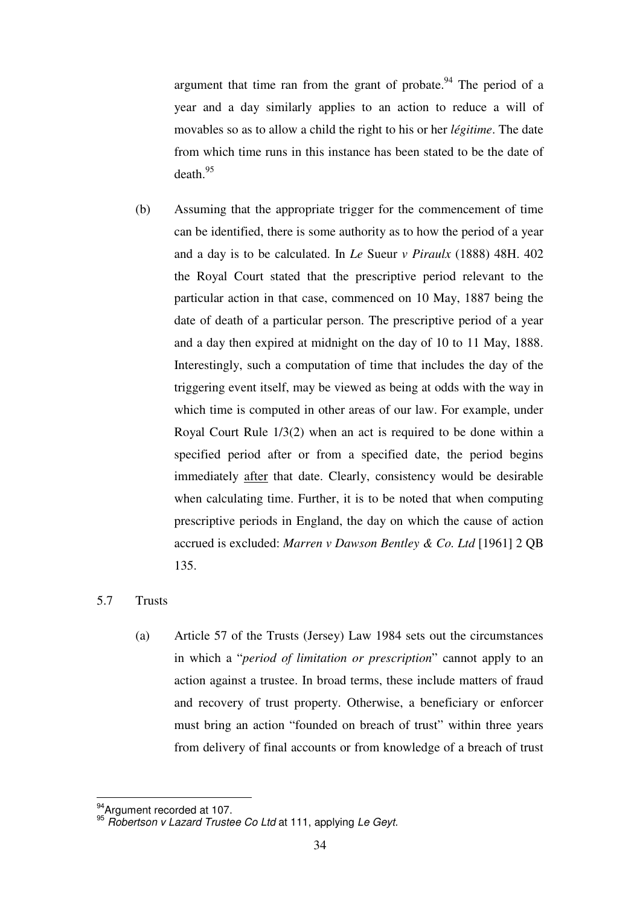argument that time ran from the grant of probate.[94] The period of a year and a day similarly applies to an action to reduce a will of movables so as to allow a child the right to his or her *légitime*. The date from which time runs in this instance has been stated to be the date of death.[95]

(b) Assuming that the appropriate trigger for the commencement of time can be identified, there is some authority as to how the period of a year and a day is to be calculated. In *Le* Sueur *v Piraulx* (1888) 48H. 402 the Royal Court stated that the prescriptive period relevant to the particular action in that case, commenced on 10 May, 1887 being the date of death of a particular person. The prescriptive period of a year and a day then expired at midnight on the day of 10 to 11 May, 1888. Interestingly, such a computation of time that includes the day of the triggering event itself, may be viewed as being at odds with the way in which time is computed in other areas of our law. For example, under Royal Court Rule 1/3(2) when an act is required to be done within a specified period after or from a specified date, the period begins immediately <u>after</u> that date. Clearly, consistency would be desirable when calculating time. Further, it is to be noted that when computing prescriptive periods in England, the day on which the cause of action accrued is excluded: *Marren v Dawson Bentley & Co. Ltd* [1961] 2 QB 135.

5.7 Trusts

(a) Article 57 of the Trusts (Jersey) Law 1984 sets out the circumstances in which a "*period of limitation or prescription*" cannot apply to an action against a trustee. In broad terms, these include matters of fraud and recovery of trust property. Otherwise, a beneficiary or enforcer must bring an action "founded on breach of trust" within three years from delivery of final accounts or from knowledge of a breach of trust

---

[94] Argument recorded at 107.

[95] *Robertson v Lazard Trustee Co Ltd* at 111, applying *Le Geyt.*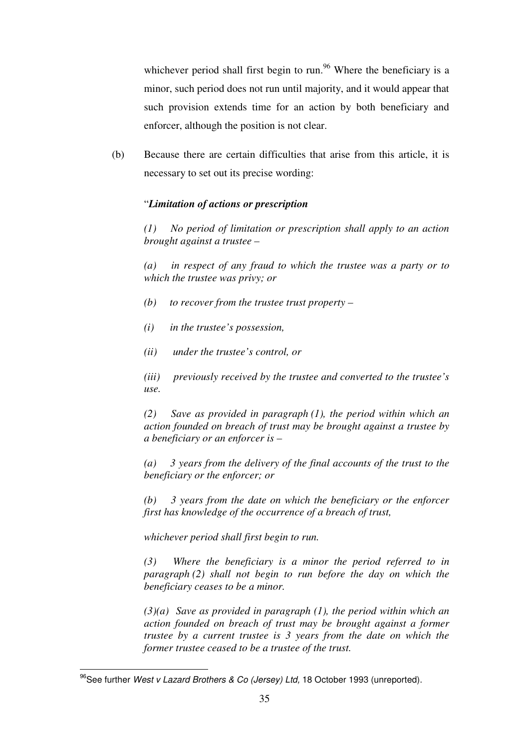whichever period shall first begin to run.[96] Where the beneficiary is a minor, such period does not run until majority, and it would appear that such provision extends time for an action by both beneficiary and enforcer, although the position is not clear.

(b) Because there are certain difficulties that arise from this article, it is necessary to set out its precise wording:

"***Limitation of actions or prescription***

*(1) No period of limitation or prescription shall apply to an action brought against a trustee –*

*(a) in respect of any fraud to which the trustee was a party or to which the trustee was privy; or*

*(b) to recover from the trustee trust property –*

*(i) in the trustee's possession,*

*(ii) under the trustee's control, or*

*(iii) previously received by the trustee and converted to the trustee's use.*

*(2) Save as provided in paragraph (1), the period within which an action founded on breach of trust may be brought against a trustee by a beneficiary or an enforcer is –*

*(a) 3 years from the delivery of the final accounts of the trust to the beneficiary or the enforcer; or*

*(b) 3 years from the date on which the beneficiary or the enforcer first has knowledge of the occurrence of a breach of trust,*

*whichever period shall first begin to run.*

*(3) Where the beneficiary is a minor the period referred to in paragraph (2) shall not begin to run before the day on which the beneficiary ceases to be a minor.*

*(3)(a) Save as provided in paragraph (1), the period within which an action founded on breach of trust may be brought against a former trustee by a current trustee is 3 years from the date on which the former trustee ceased to be a trustee of the trust.*

---

[96] See further *West v Lazard Brothers & Co (Jersey) Ltd,* 18 October 1993 (unreported).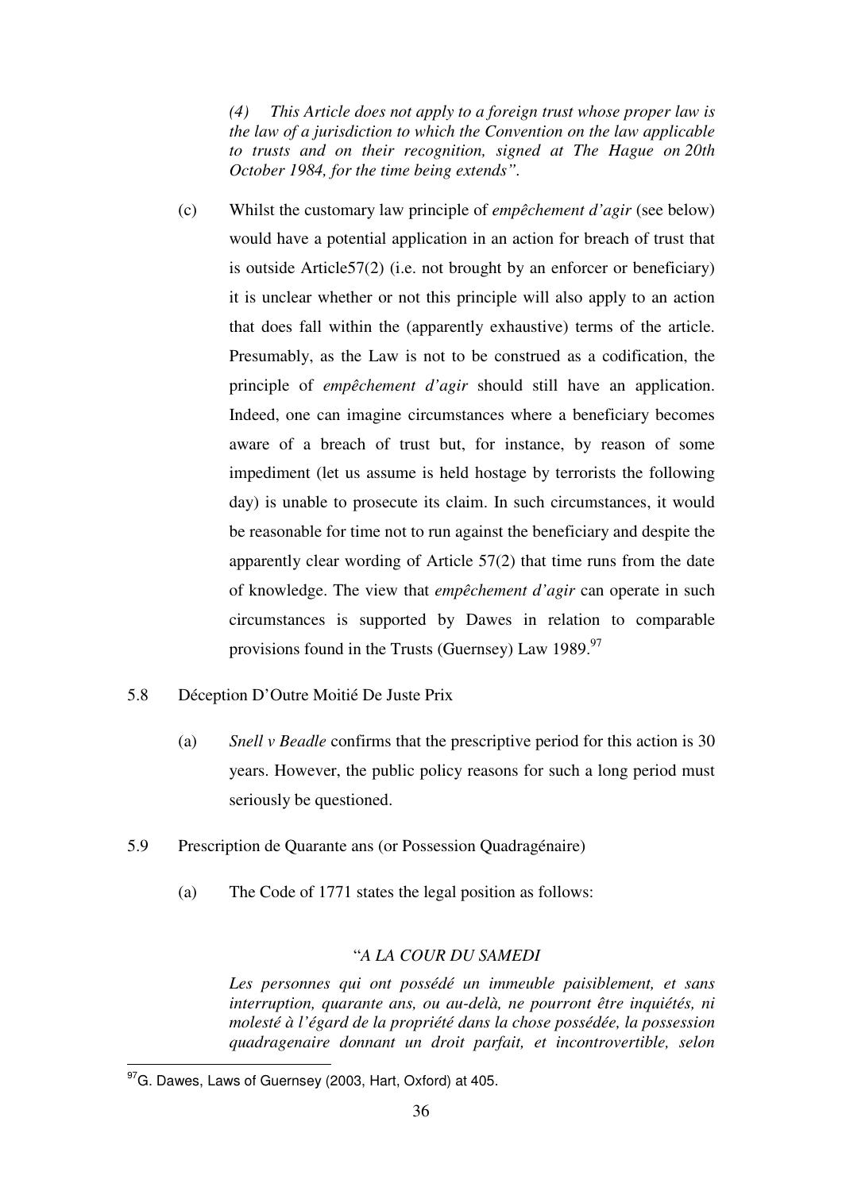*(4) This Article does not apply to a foreign trust whose proper law is the law of a jurisdiction to which the Convention on the law applicable to trusts and on their recognition, signed at The Hague on 20th October 1984, for the time being extends".*

(c) Whilst the customary law principle of *empêchement d'agir* (see below) would have a potential application in an action for breach of trust that is outside Article57(2) (i.e. not brought by an enforcer or beneficiary) it is unclear whether or not this principle will also apply to an action that does fall within the (apparently exhaustive) terms of the article. Presumably, as the Law is not to be construed as a codification, the principle of *empêchement d'agir* should still have an application. Indeed, one can imagine circumstances where a beneficiary becomes aware of a breach of trust but, for instance, by reason of some impediment (let us assume is held hostage by terrorists the following day) is unable to prosecute its claim. In such circumstances, it would be reasonable for time not to run against the beneficiary and despite the apparently clear wording of Article 57(2) that time runs from the date of knowledge. The view that *empêchement d'agir* can operate in such circumstances is supported by Dawes in relation to comparable provisions found in the Trusts (Guernsey) Law 1989.[97]

5.8 Déception D'Outre Moitié De Juste Prix

(a) *Snell v Beadle* confirms that the prescriptive period for this action is 30 years. However, the public policy reasons for such a long period must seriously be questioned.

5.9 Prescription de Quarante ans (or Possession Quadragénaire)

(a) The Code of 1771 states the legal position as follows:

"*A LA COUR DU SAMEDI*

*Les personnes qui ont possédé un immeuble paisiblement, et sans interruption, quarante ans, ou au-delà, ne pourront être inquiétés, ni molesté à l'égard de la propriété dans la chose possédée, la possession quadragenaire donnant un droit parfait, et incontrovertible, selon*

---

[97] G. Dawes, Laws of Guernsey (2003, Hart, Oxford) at 405.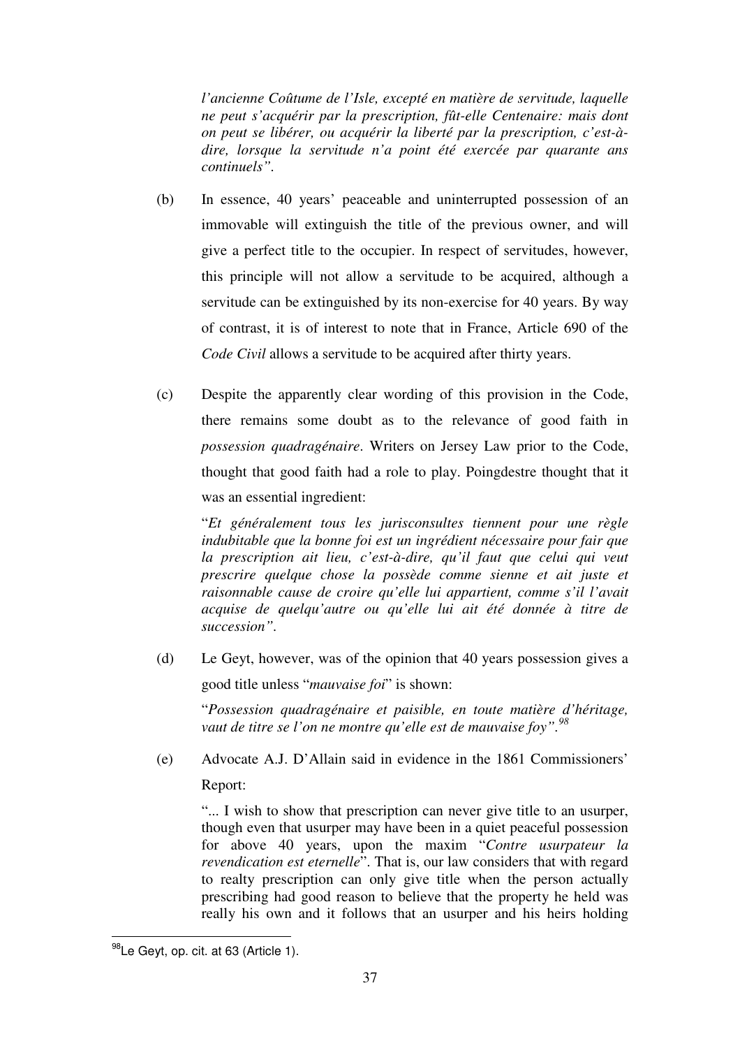*l'ancienne Coûtume de l'Isle, excepté en matière de servitude, laquelle ne peut s'acquérir par la prescription, fût-elle Centenaire: mais dont on peut se libérer, ou acquérir la liberté par la prescription, c'est-à-dire, lorsque la servitude n'a point été exercée par quarante ans continuels".*

(b) In essence, 40 years' peaceable and uninterrupted possession of an immovable will extinguish the title of the previous owner, and will give a perfect title to the occupier. In respect of servitudes, however, this principle will not allow a servitude to be acquired, although a servitude can be extinguished by its non-exercise for 40 years. By way of contrast, it is of interest to note that in France, Article 690 of the *Code Civil* allows a servitude to be acquired after thirty years.

(c) Despite the apparently clear wording of this provision in the Code, there remains some doubt as to the relevance of good faith in *possession quadragénaire*. Writers on Jersey Law prior to the Code, thought that good faith had a role to play. Poingdestre thought that it was an essential ingredient:

> "*Et généralement tous les jurisconsultes tiennent pour une règle indubitable que la bonne foi est un ingrédient nécessaire pour fair que la prescription ait lieu, c'est-à-dire, qu'il faut que celui qui veut prescrire quelque chose la possède comme sienne et ait juste et raisonnable cause de croire qu'elle lui appartient, comme s'il l'avait acquise de quelqu'autre ou qu'elle lui ait été donnée à titre de succession"*.

(d) Le Geyt, however, was of the opinion that 40 years possession gives a good title unless "*mauvaise foi*" is shown:

> "*Possession quadragénaire et paisible, en toute matière d'héritage, vaut de titre se l'on ne montre qu'elle est de mauvaise foy"*.[98]

(e) Advocate A.J. D'Allain said in evidence in the 1861 Commissioners' Report:

> "... I wish to show that prescription can never give title to an usurper, though even that usurper may have been in a quiet peaceful possession for above 40 years, upon the maxim "*Contre usurpateur la revendication est eternelle*". That is, our law considers that with regard to realty prescription can only give title when the person actually prescribing had good reason to believe that the property he held was really his own and it follows that an usurper and his heirs holding

---

[98] Le Geyt, op. cit. at 63 (Article 1).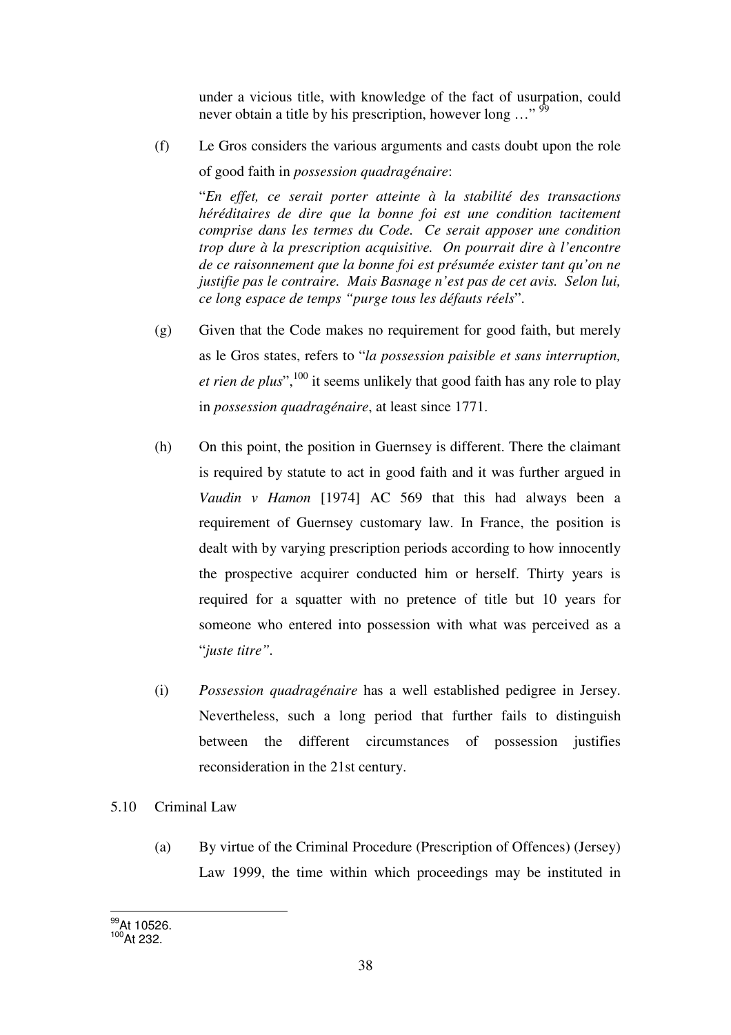under a vicious title, with knowledge of the fact of usurpation, could never obtain a title by his prescription, however long …"[99]

(f) Le Gros considers the various arguments and casts doubt upon the role of good faith in *possession quadragénaire*:

"*En effet, ce serait porter atteinte à la stabilité des transactions héréditaires de dire que la bonne foi est une condition tacitement comprise dans les termes du Code. Ce serait apposer une condition trop dure à la prescription acquisitive. On pourrait dire à l'encontre de ce raisonnement que la bonne foi est présumée exister tant qu'on ne justifie pas le contraire. Mais Basnage n'est pas de cet avis. Selon lui, ce long espace de temps "purge tous les défauts réels*".

(g) Given that the Code makes no requirement for good faith, but merely as le Gros states, refers to "*la possession paisible et sans interruption, et rien de plus*",[100] it seems unlikely that good faith has any role to play in *possession quadragénaire*, at least since 1771.

(h) On this point, the position in Guernsey is different. There the claimant is required by statute to act in good faith and it was further argued in *Vaudin v Hamon* [1974] AC 569 that this had always been a requirement of Guernsey customary law. In France, the position is dealt with by varying prescription periods according to how innocently the prospective acquirer conducted him or herself. Thirty years is required for a squatter with no pretence of title but 10 years for someone who entered into possession with what was perceived as a "*juste titre"*.

(i) *Possession quadragénaire* has a well established pedigree in Jersey. Nevertheless, such a long period that further fails to distinguish between the different circumstances of possession justifies reconsideration in the 21st century.

5.10 Criminal Law

(a) By virtue of the Criminal Procedure (Prescription of Offences) (Jersey) Law 1999, the time within which proceedings may be instituted in

[99] At 10526.
[100] At 232.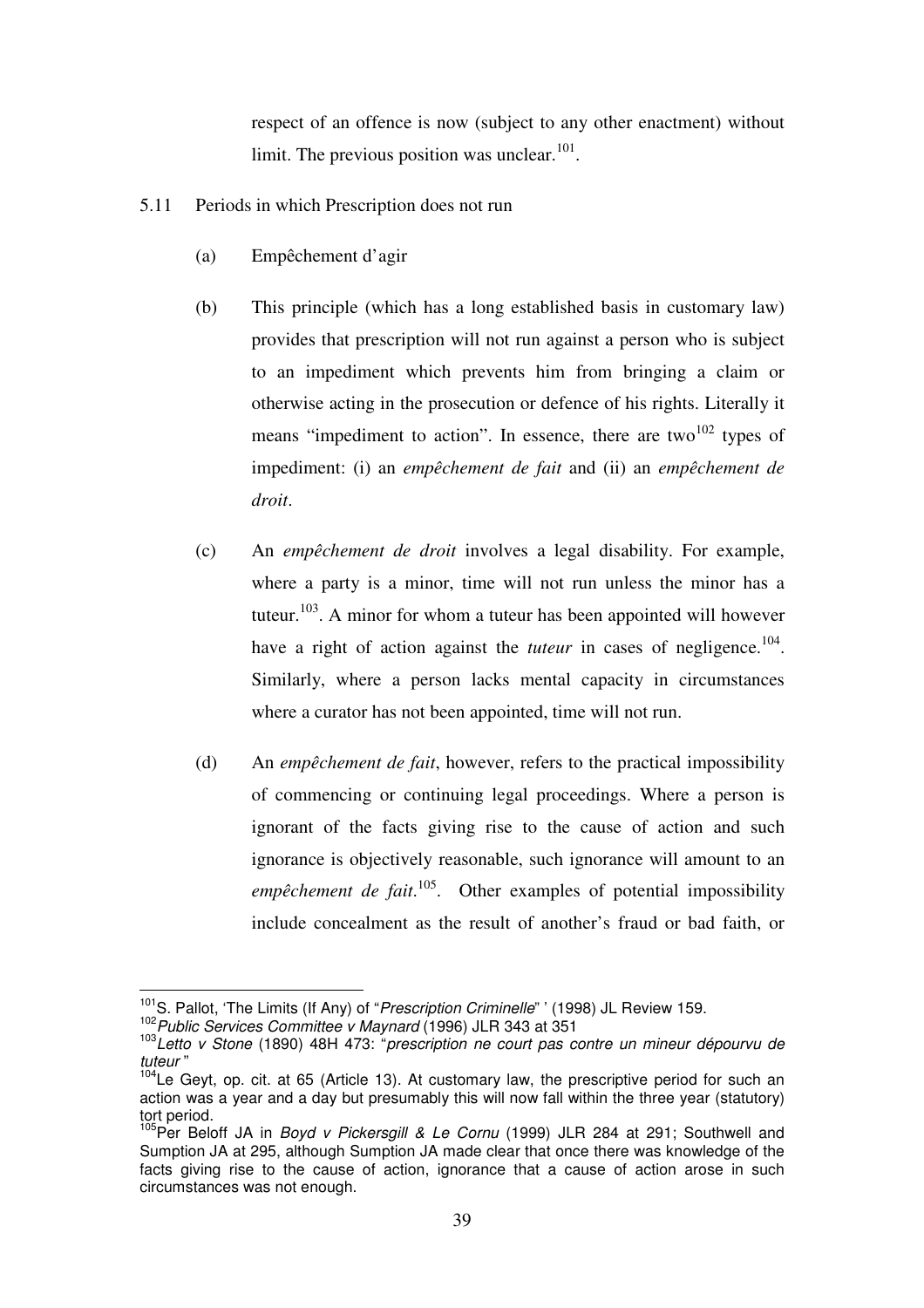respect of an offence is now (subject to any other enactment) without limit. The previous position was unclear.[101].

5.11 Periods in which Prescription does not run

(a) Empêchement d'agir

(b) This principle (which has a long established basis in customary law) provides that prescription will not run against a person who is subject to an impediment which prevents him from bringing a claim or otherwise acting in the prosecution or defence of his rights. Literally it means "impediment to action". In essence, there are two[102] types of impediment: (i) an *empêchement de fait* and (ii) an *empêchement de droit*.

(c) An *empêchement de droit* involves a legal disability. For example, where a party is a minor, time will not run unless the minor has a tuteur.[103]. A minor for whom a tuteur has been appointed will however have a right of action against the *tuteur* in cases of negligence.[104]. Similarly, where a person lacks mental capacity in circumstances where a curator has not been appointed, time will not run.

(d) An *empêchement de fait*, however, refers to the practical impossibility of commencing or continuing legal proceedings. Where a person is ignorant of the facts giving rise to the cause of action and such ignorance is objectively reasonable, such ignorance will amount to an *empêchement de fait*.[105]. Other examples of potential impossibility include concealment as the result of another's fraud or bad faith, or

---

[101] S. Pallot, 'The Limits (If Any) of "*Prescription Criminelle*" ' (1998) JL Review 159.

[102] *Public Services Committee v Maynard* (1996) JLR 343 at 351

[103] *Letto v Stone* (1890) 48H 473: "*prescription ne court pas contre un mineur dépourvu de tuteur* "

[104] Le Geyt, op. cit. at 65 (Article 13). At customary law, the prescriptive period for such an action was a year and a day but presumably this will now fall within the three year (statutory) tort period.

[105] Per Beloff JA in *Boyd v Pickersgill & Le Cornu* (1999) JLR 284 at 291; Southwell and Sumption JA at 295, although Sumption JA made clear that once there was knowledge of the facts giving rise to the cause of action, ignorance that a cause of action arose in such circumstances was not enough.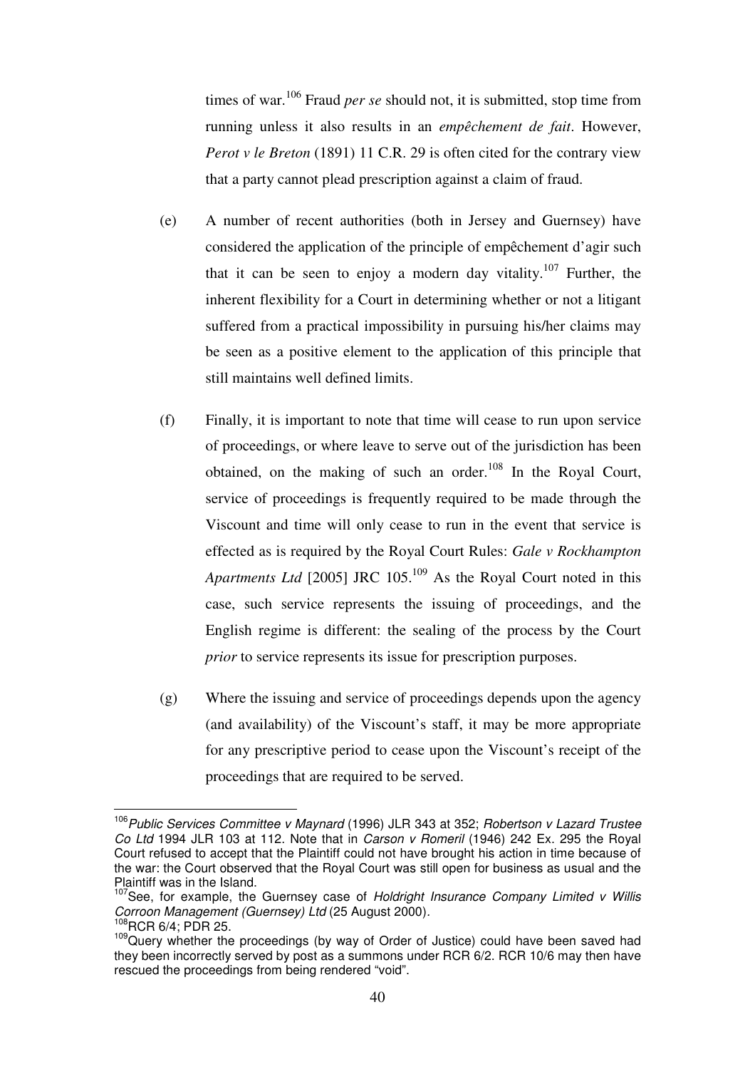times of war.[106] Fraud *per se* should not, it is submitted, stop time from running unless it also results in an *empêchement de fait*. However, *Perot v le Breton* (1891) 11 C.R. 29 is often cited for the contrary view that a party cannot plead prescription against a claim of fraud.

(e) A number of recent authorities (both in Jersey and Guernsey) have considered the application of the principle of empêchement d'agir such that it can be seen to enjoy a modern day vitality.[107] Further, the inherent flexibility for a Court in determining whether or not a litigant suffered from a practical impossibility in pursuing his/her claims may be seen as a positive element to the application of this principle that still maintains well defined limits.

(f) Finally, it is important to note that time will cease to run upon service of proceedings, or where leave to serve out of the jurisdiction has been obtained, on the making of such an order.[108] In the Royal Court, service of proceedings is frequently required to be made through the Viscount and time will only cease to run in the event that service is effected as is required by the Royal Court Rules: *Gale v Rockhampton Apartments Ltd* [2005] JRC 105.[109] As the Royal Court noted in this case, such service represents the issuing of proceedings, and the English regime is different: the sealing of the process by the Court *prior* to service represents its issue for prescription purposes.

(g) Where the issuing and service of proceedings depends upon the agency (and availability) of the Viscount's staff, it may be more appropriate for any prescriptive period to cease upon the Viscount's receipt of the proceedings that are required to be served.

---

[106] *Public Services Committee v Maynard* (1996) JLR 343 at 352; *Robertson v Lazard Trustee Co Ltd* 1994 JLR 103 at 112. Note that in *Carson v Romeril* (1946) 242 Ex. 295 the Royal Court refused to accept that the Plaintiff could not have brought his action in time because of the war: the Court observed that the Royal Court was still open for business as usual and the Plaintiff was in the Island.

[107] See, for example, the Guernsey case of *Holdright Insurance Company Limited v Willis Corroon Management (Guernsey) Ltd* (25 August 2000).

[108] RCR 6/4; PDR 25.

[109] Query whether the proceedings (by way of Order of Justice) could have been saved had they been incorrectly served by post as a summons under RCR 6/2. RCR 10/6 may then have rescued the proceedings from being rendered "void".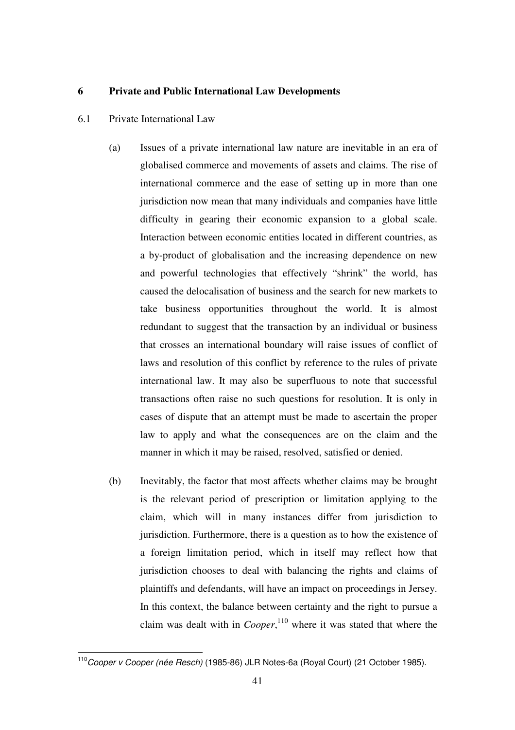## 6 Private and Public International Law Developments

### 6.1 Private International Law

(a) Issues of a private international law nature are inevitable in an era of globalised commerce and movements of assets and claims. The rise of international commerce and the ease of setting up in more than one jurisdiction now mean that many individuals and companies have little difficulty in gearing their economic expansion to a global scale. Interaction between economic entities located in different countries, as a by-product of globalisation and the increasing dependence on new and powerful technologies that effectively "shrink" the world, has caused the delocalisation of business and the search for new markets to take business opportunities throughout the world. It is almost redundant to suggest that the transaction by an individual or business that crosses an international boundary will raise issues of conflict of laws and resolution of this conflict by reference to the rules of private international law. It may also be superfluous to note that successful transactions often raise no such questions for resolution. It is only in cases of dispute that an attempt must be made to ascertain the proper law to apply and what the consequences are on the claim and the manner in which it may be raised, resolved, satisfied or denied.

(b) Inevitably, the factor that most affects whether claims may be brought is the relevant period of prescription or limitation applying to the claim, which will in many instances differ from jurisdiction to jurisdiction. Furthermore, there is a question as to how the existence of a foreign limitation period, which in itself may reflect how that jurisdiction chooses to deal with balancing the rights and claims of plaintiffs and defendants, will have an impact on proceedings in Jersey. In this context, the balance between certainty and the right to pursue a claim was dealt with in *Cooper*,[110] where it was stated that where the

---

[110] *Cooper v Cooper (née Resch)* (1985-86) JLR Notes-6a (Royal Court) (21 October 1985).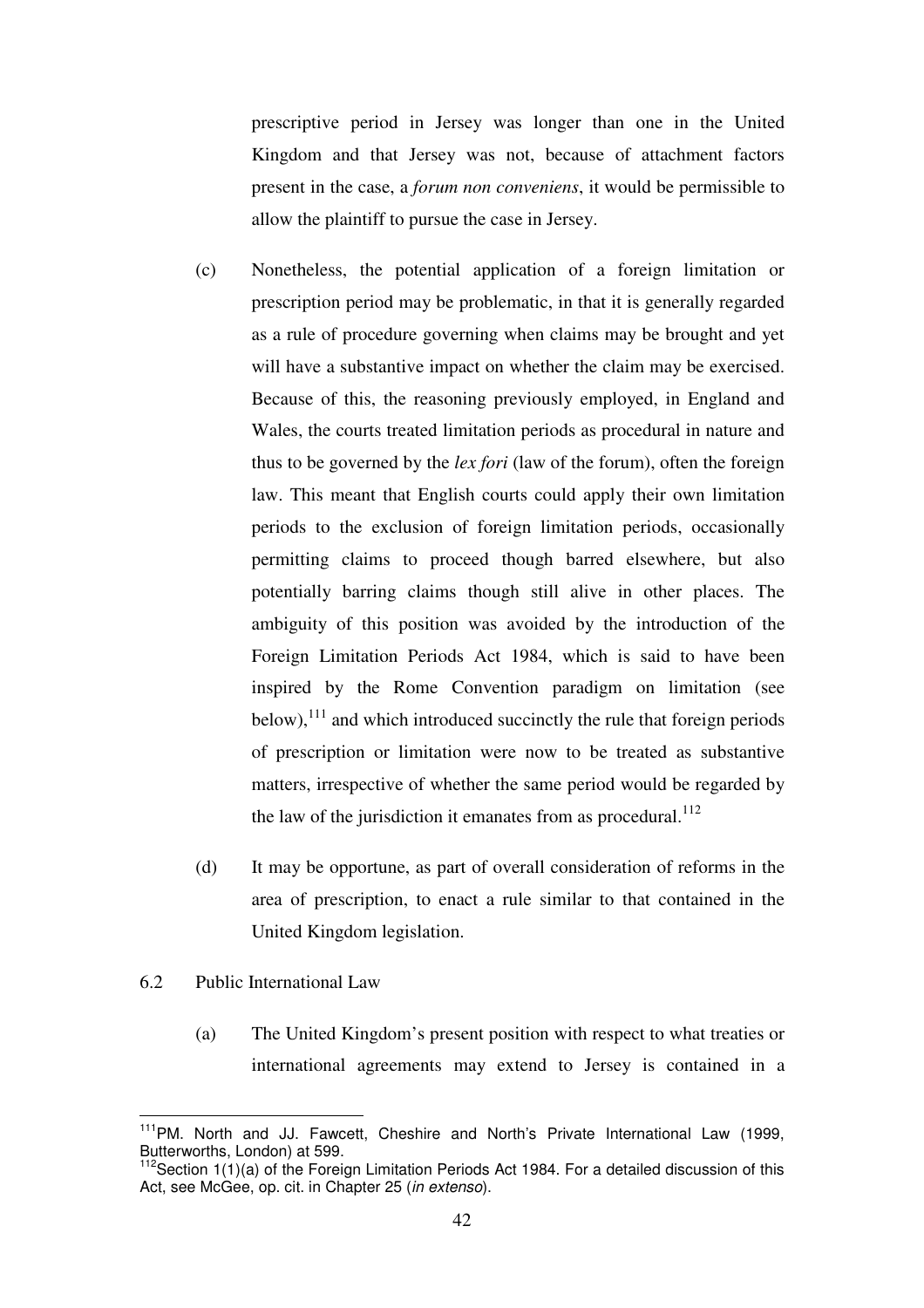prescriptive period in Jersey was longer than one in the United Kingdom and that Jersey was not, because of attachment factors present in the case, a *forum non conveniens*, it would be permissible to allow the plaintiff to pursue the case in Jersey.

(c) Nonetheless, the potential application of a foreign limitation or prescription period may be problematic, in that it is generally regarded as a rule of procedure governing when claims may be brought and yet will have a substantive impact on whether the claim may be exercised. Because of this, the reasoning previously employed, in England and Wales, the courts treated limitation periods as procedural in nature and thus to be governed by the *lex fori* (law of the forum), often the foreign law. This meant that English courts could apply their own limitation periods to the exclusion of foreign limitation periods, occasionally permitting claims to proceed though barred elsewhere, but also potentially barring claims though still alive in other places. The ambiguity of this position was avoided by the introduction of the Foreign Limitation Periods Act 1984, which is said to have been inspired by the Rome Convention paradigm on limitation (see below),[111] and which introduced succinctly the rule that foreign periods of prescription or limitation were now to be treated as substantive matters, irrespective of whether the same period would be regarded by the law of the jurisdiction it emanates from as procedural.[112]

(d) It may be opportune, as part of overall consideration of reforms in the area of prescription, to enact a rule similar to that contained in the United Kingdom legislation.

6.2 Public International Law

(a) The United Kingdom's present position with respect to what treaties or international agreements may extend to Jersey is contained in a

---

[111] PM. North and JJ. Fawcett, Cheshire and North's Private International Law (1999, Butterworths, London) at 599.

[112] Section 1(1)(a) of the Foreign Limitation Periods Act 1984. For a detailed discussion of this Act, see McGee, op. cit. in Chapter 25 (*in extenso*).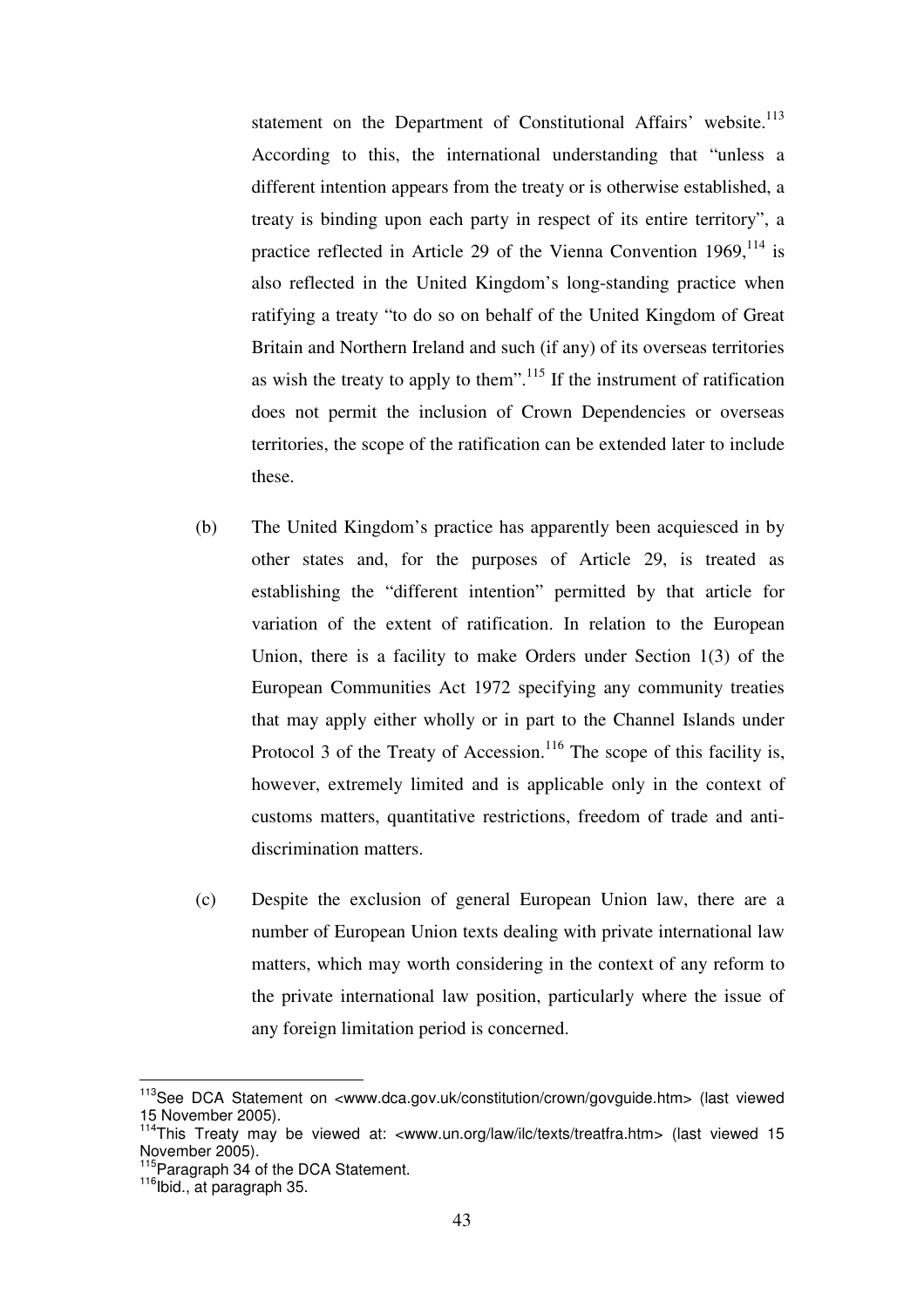statement on the Department of Constitutional Affairs' website.[113] According to this, the international understanding that "unless a different intention appears from the treaty or is otherwise established, a treaty is binding upon each party in respect of its entire territory", a practice reflected in Article 29 of the Vienna Convention 1969,[114] is also reflected in the United Kingdom's long-standing practice when ratifying a treaty "to do so on behalf of the United Kingdom of Great Britain and Northern Ireland and such (if any) of its overseas territories as wish the treaty to apply to them".[115] If the instrument of ratification does not permit the inclusion of Crown Dependencies or overseas territories, the scope of the ratification can be extended later to include these.

(b) The United Kingdom's practice has apparently been acquiesced in by other states and, for the purposes of Article 29, is treated as establishing the "different intention" permitted by that article for variation of the extent of ratification. In relation to the European Union, there is a facility to make Orders under Section 1(3) of the European Communities Act 1972 specifying any community treaties that may apply either wholly or in part to the Channel Islands under Protocol 3 of the Treaty of Accession.[116] The scope of this facility is, however, extremely limited and is applicable only in the context of customs matters, quantitative restrictions, freedom of trade and anti-discrimination matters.

(c) Despite the exclusion of general European Union law, there are a number of European Union texts dealing with private international law matters, which may worth considering in the context of any reform to the private international law position, particularly where the issue of any foreign limitation period is concerned.

---

[113] See DCA Statement on <www.dca.gov.uk/constitution/crown/govguide.htm> (last viewed 15 November 2005).

[114] This Treaty may be viewed at: <www.un.org/law/ilc/texts/treatfra.htm> (last viewed 15 November 2005).

[115] Paragraph 34 of the DCA Statement.

[116] Ibid., at paragraph 35.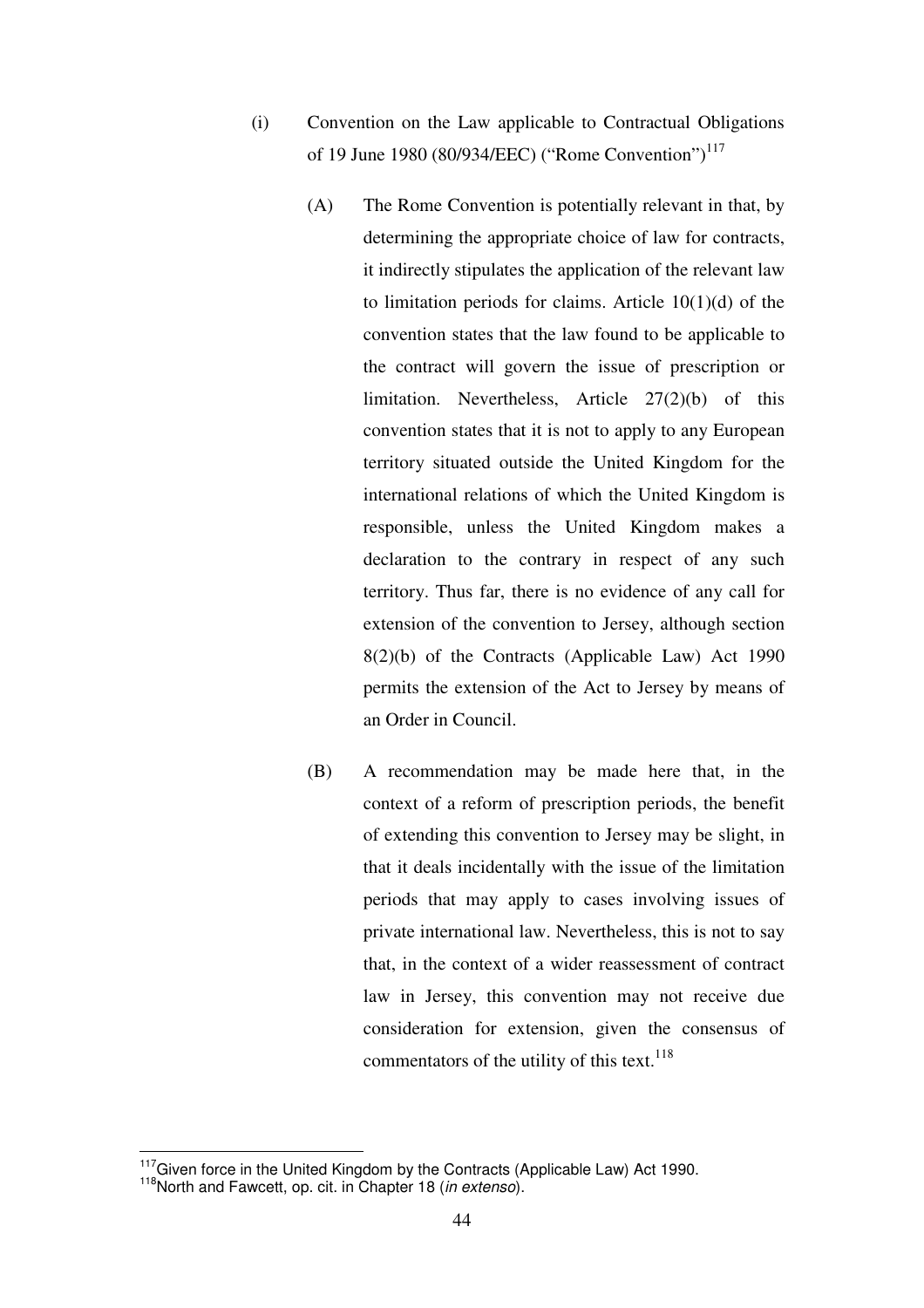(i) Convention on the Law applicable to Contractual Obligations of 19 June 1980 (80/934/EEC) ("Rome Convention")[117]

(A) The Rome Convention is potentially relevant in that, by determining the appropriate choice of law for contracts, it indirectly stipulates the application of the relevant law to limitation periods for claims. Article 10(1)(d) of the convention states that the law found to be applicable to the contract will govern the issue of prescription or limitation. Nevertheless, Article 27(2)(b) of this convention states that it is not to apply to any European territory situated outside the United Kingdom for the international relations of which the United Kingdom is responsible, unless the United Kingdom makes a declaration to the contrary in respect of any such territory. Thus far, there is no evidence of any call for extension of the convention to Jersey, although section 8(2)(b) of the Contracts (Applicable Law) Act 1990 permits the extension of the Act to Jersey by means of an Order in Council.

(B) A recommendation may be made here that, in the context of a reform of prescription periods, the benefit of extending this convention to Jersey may be slight, in that it deals incidentally with the issue of the limitation periods that may apply to cases involving issues of private international law. Nevertheless, this is not to say that, in the context of a wider reassessment of contract law in Jersey, this convention may not receive due consideration for extension, given the consensus of commentators of the utility of this text.[118]

---

[117] Given force in the United Kingdom by the Contracts (Applicable Law) Act 1990.

[118] North and Fawcett, op. cit. in Chapter 18 (*in extenso*).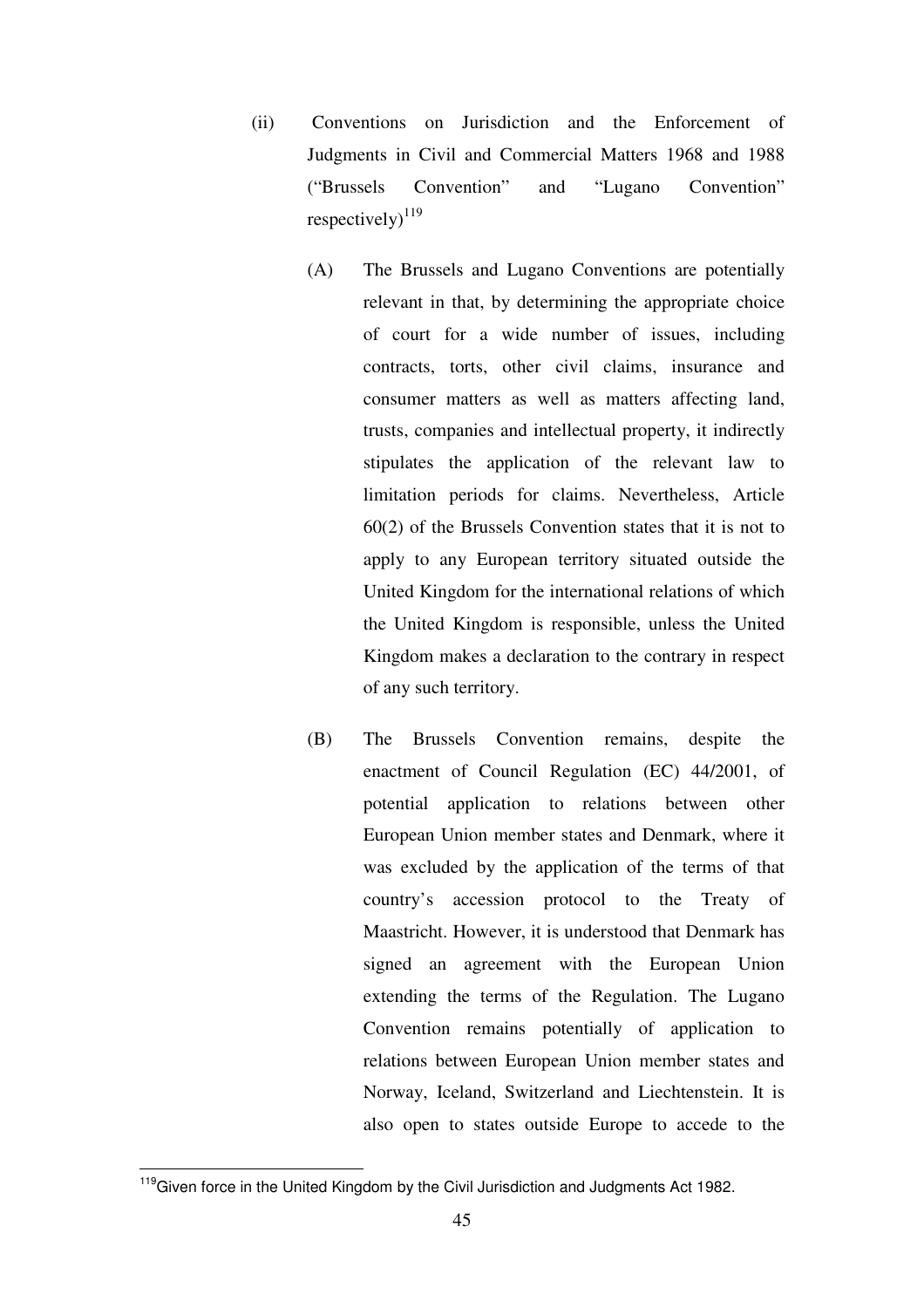(ii) Conventions on Jurisdiction and the Enforcement of Judgments in Civil and Commercial Matters 1968 and 1988 ("Brussels Convention" and "Lugano Convention" respectively)[119]

(A) The Brussels and Lugano Conventions are potentially relevant in that, by determining the appropriate choice of court for a wide number of issues, including contracts, torts, other civil claims, insurance and consumer matters as well as matters affecting land, trusts, companies and intellectual property, it indirectly stipulates the application of the relevant law to limitation periods for claims. Nevertheless, Article 60(2) of the Brussels Convention states that it is not to apply to any European territory situated outside the United Kingdom for the international relations of which the United Kingdom is responsible, unless the United Kingdom makes a declaration to the contrary in respect of any such territory.

(B) The Brussels Convention remains, despite the enactment of Council Regulation (EC) 44/2001, of potential application to relations between other European Union member states and Denmark, where it was excluded by the application of the terms of that country's accession protocol to the Treaty of Maastricht. However, it is understood that Denmark has signed an agreement with the European Union extending the terms of the Regulation. The Lugano Convention remains potentially of application to relations between European Union member states and Norway, Iceland, Switzerland and Liechtenstein. It is also open to states outside Europe to accede to the

---

[119] Given force in the United Kingdom by the Civil Jurisdiction and Judgments Act 1982.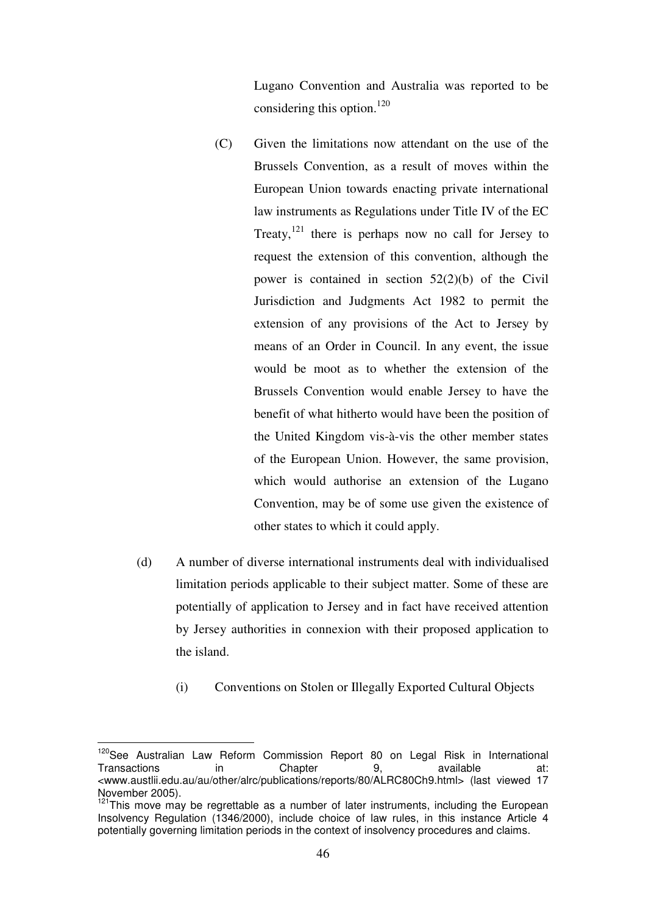Lugano Convention and Australia was reported to be considering this option.[120]

(C) Given the limitations now attendant on the use of the Brussels Convention, as a result of moves within the European Union towards enacting private international law instruments as Regulations under Title IV of the EC Treaty,[121] there is perhaps now no call for Jersey to request the extension of this convention, although the power is contained in section 52(2)(b) of the Civil Jurisdiction and Judgments Act 1982 to permit the extension of any provisions of the Act to Jersey by means of an Order in Council. In any event, the issue would be moot as to whether the extension of the Brussels Convention would enable Jersey to have the benefit of what hitherto would have been the position of the United Kingdom vis-à-vis the other member states of the European Union. However, the same provision, which would authorise an extension of the Lugano Convention, may be of some use given the existence of other states to which it could apply.

(d) A number of diverse international instruments deal with individualised limitation periods applicable to their subject matter. Some of these are potentially of application to Jersey and in fact have received attention by Jersey authorities in connexion with their proposed application to the island.

(i) Conventions on Stolen or Illegally Exported Cultural Objects

---

[120] See Australian Law Reform Commission Report 80 on Legal Risk in International Transactions in Chapter 9, available at: <www.austlii.edu.au/au/other/alrc/publications/reports/80/ALRC80Ch9.html> (last viewed 17 November 2005).

[121] This move may be regrettable as a number of later instruments, including the European Insolvency Regulation (1346/2000), include choice of law rules, in this instance Article 4 potentially governing limitation periods in the context of insolvency procedures and claims.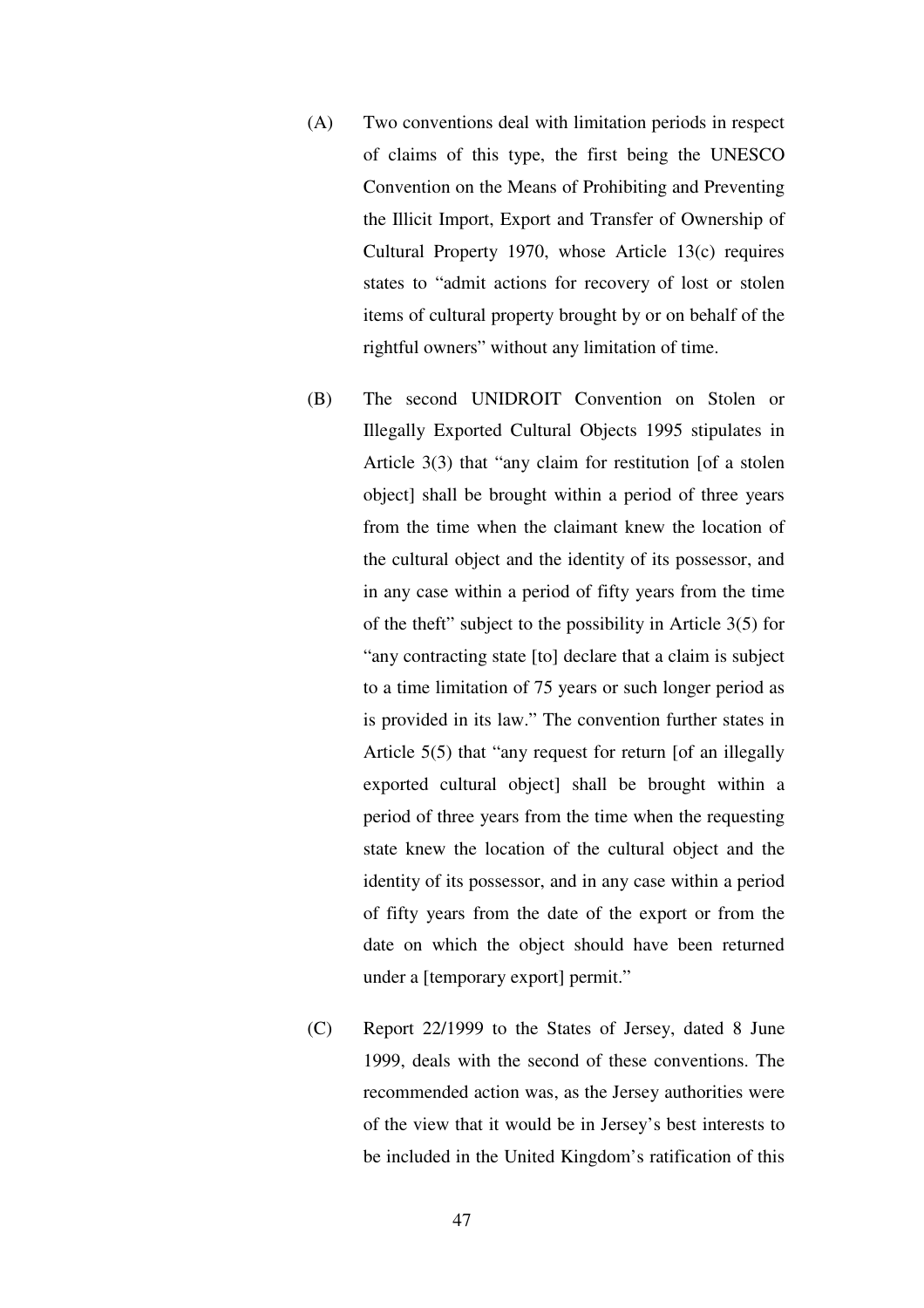(A) Two conventions deal with limitation periods in respect of claims of this type, the first being the UNESCO Convention on the Means of Prohibiting and Preventing the Illicit Import, Export and Transfer of Ownership of Cultural Property 1970, whose Article 13(c) requires states to "admit actions for recovery of lost or stolen items of cultural property brought by or on behalf of the rightful owners" without any limitation of time.

(B) The second UNIDROIT Convention on Stolen or Illegally Exported Cultural Objects 1995 stipulates in Article 3(3) that "any claim for restitution [of a stolen object] shall be brought within a period of three years from the time when the claimant knew the location of the cultural object and the identity of its possessor, and in any case within a period of fifty years from the time of the theft" subject to the possibility in Article 3(5) for "any contracting state [to] declare that a claim is subject to a time limitation of 75 years or such longer period as is provided in its law." The convention further states in Article 5(5) that "any request for return [of an illegally exported cultural object] shall be brought within a period of three years from the time when the requesting state knew the location of the cultural object and the identity of its possessor, and in any case within a period of fifty years from the date of the export or from the date on which the object should have been returned under a [temporary export] permit."

(C) Report 22/1999 to the States of Jersey, dated 8 June 1999, deals with the second of these conventions. The recommended action was, as the Jersey authorities were of the view that it would be in Jersey's best interests to be included in the United Kingdom's ratification of this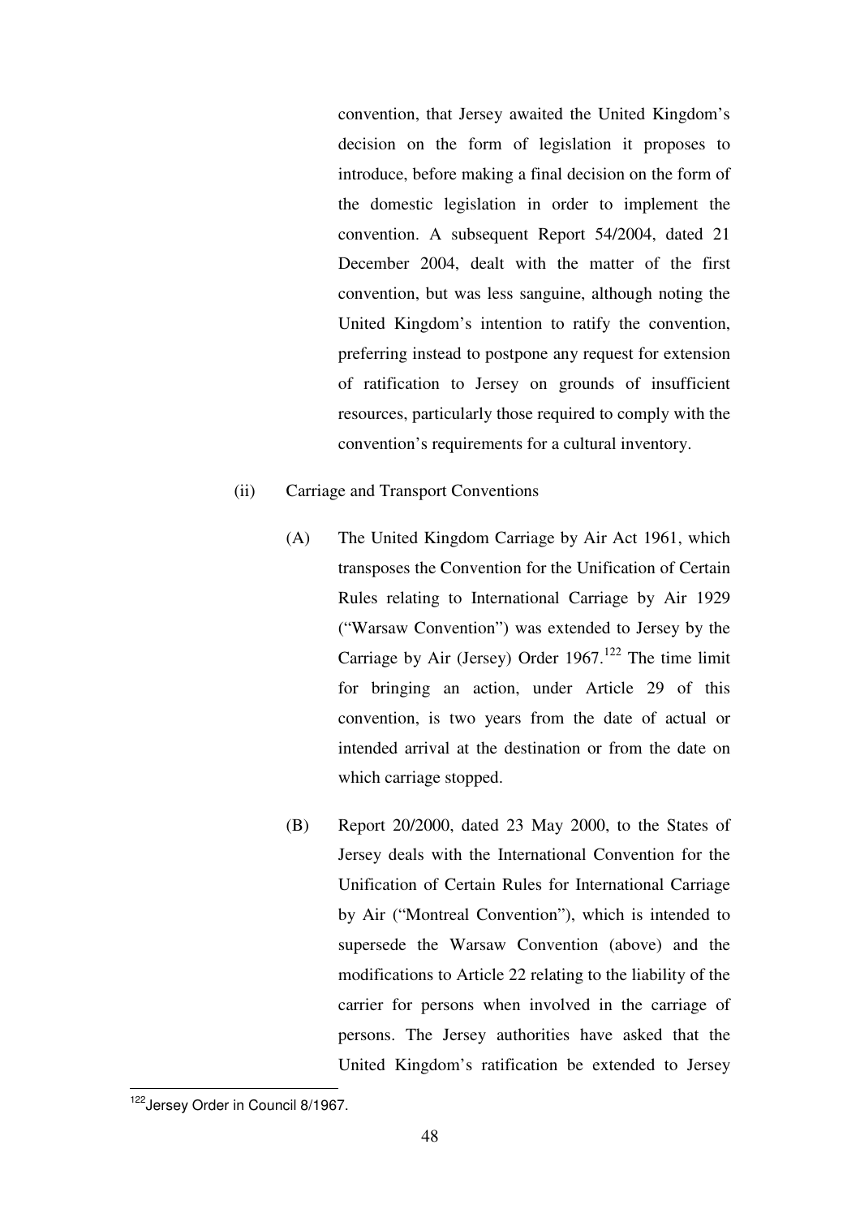convention, that Jersey awaited the United Kingdom's decision on the form of legislation it proposes to introduce, before making a final decision on the form of the domestic legislation in order to implement the convention. A subsequent Report 54/2004, dated 21 December 2004, dealt with the matter of the first convention, but was less sanguine, although noting the United Kingdom's intention to ratify the convention, preferring instead to postpone any request for extension of ratification to Jersey on grounds of insufficient resources, particularly those required to comply with the convention's requirements for a cultural inventory.

(ii) Carriage and Transport Conventions

(A) The United Kingdom Carriage by Air Act 1961, which transposes the Convention for the Unification of Certain Rules relating to International Carriage by Air 1929 ("Warsaw Convention") was extended to Jersey by the Carriage by Air (Jersey) Order 1967.[122] The time limit for bringing an action, under Article 29 of this convention, is two years from the date of actual or intended arrival at the destination or from the date on which carriage stopped.

(B) Report 20/2000, dated 23 May 2000, to the States of Jersey deals with the International Convention for the Unification of Certain Rules for International Carriage by Air ("Montreal Convention"), which is intended to supersede the Warsaw Convention (above) and the modifications to Article 22 relating to the liability of the carrier for persons when involved in the carriage of persons. The Jersey authorities have asked that the United Kingdom's ratification be extended to Jersey

[122] Jersey Order in Council 8/1967.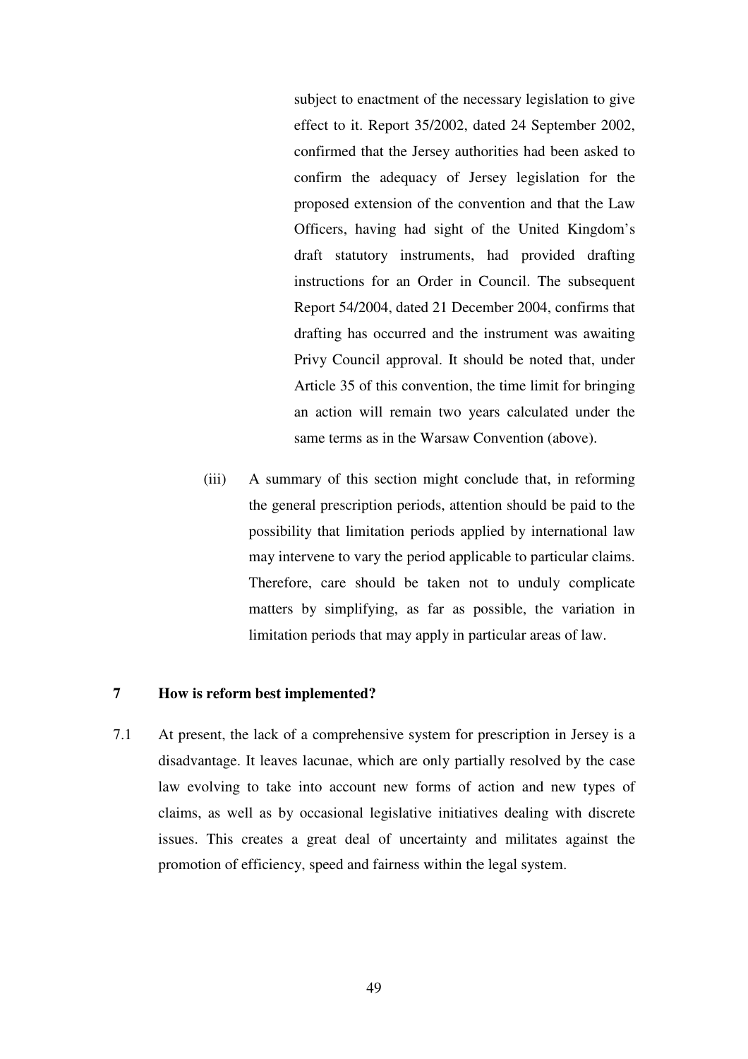subject to enactment of the necessary legislation to give effect to it. Report 35/2002, dated 24 September 2002, confirmed that the Jersey authorities had been asked to confirm the adequacy of Jersey legislation for the proposed extension of the convention and that the Law Officers, having had sight of the United Kingdom's draft statutory instruments, had provided drafting instructions for an Order in Council. The subsequent Report 54/2004, dated 21 December 2004, confirms that drafting has occurred and the instrument was awaiting Privy Council approval. It should be noted that, under Article 35 of this convention, the time limit for bringing an action will remain two years calculated under the same terms as in the Warsaw Convention (above).

(iii) A summary of this section might conclude that, in reforming the general prescription periods, attention should be paid to the possibility that limitation periods applied by international law may intervene to vary the period applicable to particular claims. Therefore, care should be taken not to unduly complicate matters by simplifying, as far as possible, the variation in limitation periods that may apply in particular areas of law.

## 7 How is reform best implemented?

7.1 At present, the lack of a comprehensive system for prescription in Jersey is a disadvantage. It leaves lacunae, which are only partially resolved by the case law evolving to take into account new forms of action and new types of claims, as well as by occasional legislative initiatives dealing with discrete issues. This creates a great deal of uncertainty and militates against the promotion of efficiency, speed and fairness within the legal system.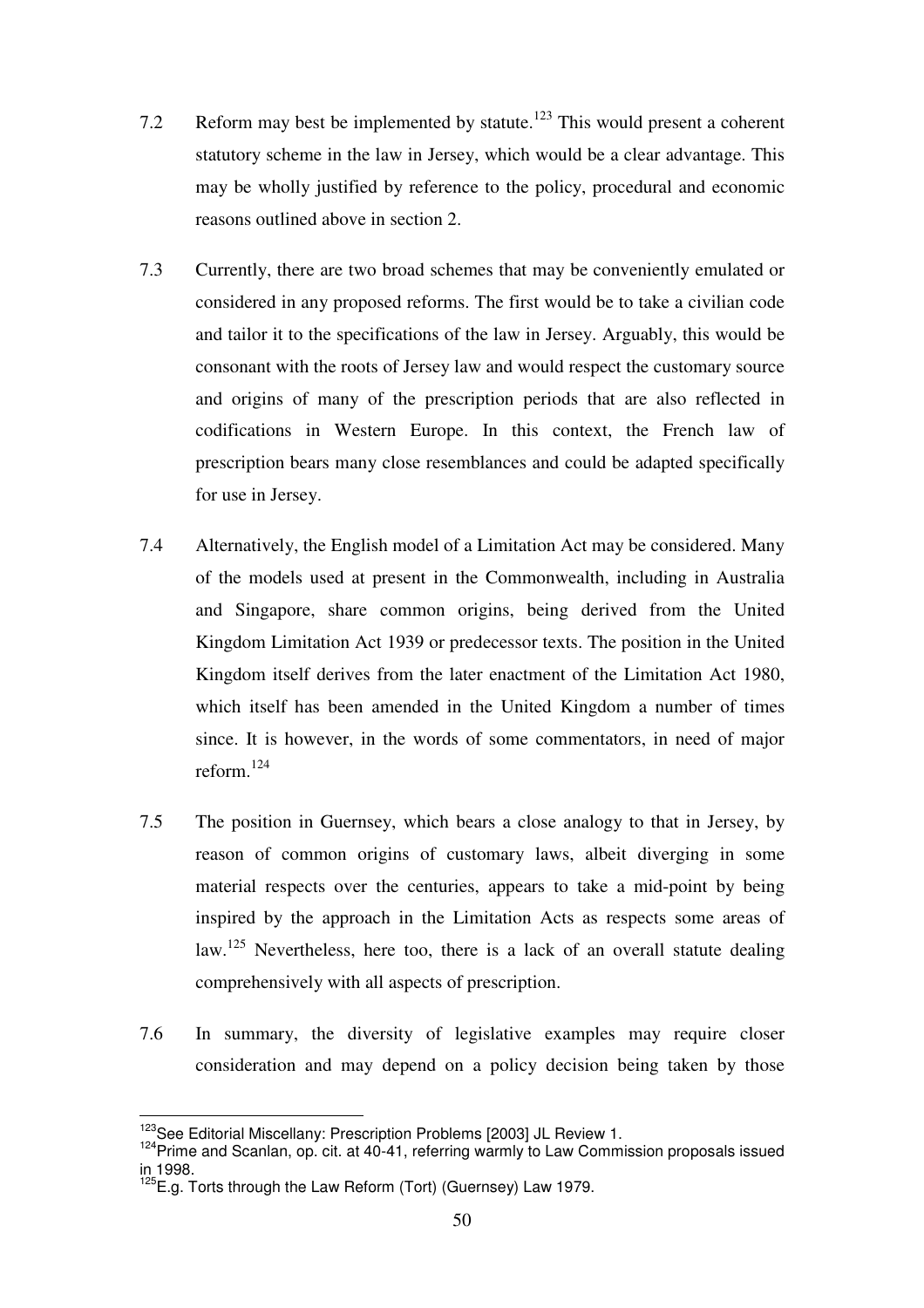7.2 Reform may best be implemented by statute.[123] This would present a coherent statutory scheme in the law in Jersey, which would be a clear advantage. This may be wholly justified by reference to the policy, procedural and economic reasons outlined above in section 2.

7.3 Currently, there are two broad schemes that may be conveniently emulated or considered in any proposed reforms. The first would be to take a civilian code and tailor it to the specifications of the law in Jersey. Arguably, this would be consonant with the roots of Jersey law and would respect the customary source and origins of many of the prescription periods that are also reflected in codifications in Western Europe. In this context, the French law of prescription bears many close resemblances and could be adapted specifically for use in Jersey.

7.4 Alternatively, the English model of a Limitation Act may be considered. Many of the models used at present in the Commonwealth, including in Australia and Singapore, share common origins, being derived from the United Kingdom Limitation Act 1939 or predecessor texts. The position in the United Kingdom itself derives from the later enactment of the Limitation Act 1980, which itself has been amended in the United Kingdom a number of times since. It is however, in the words of some commentators, in need of major reform.[124]

7.5 The position in Guernsey, which bears a close analogy to that in Jersey, by reason of common origins of customary laws, albeit diverging in some material respects over the centuries, appears to take a mid-point by being inspired by the approach in the Limitation Acts as respects some areas of law.[125] Nevertheless, here too, there is a lack of an overall statute dealing comprehensively with all aspects of prescription.

7.6 In summary, the diversity of legislative examples may require closer consideration and may depend on a policy decision being taken by those

---

[123] See Editorial Miscellany: Prescription Problems [2003] JL Review 1.

[124] Prime and Scanlan, op. cit. at 40-41, referring warmly to Law Commission proposals issued in 1998.

[125] E.g. Torts through the Law Reform (Tort) (Guernsey) Law 1979.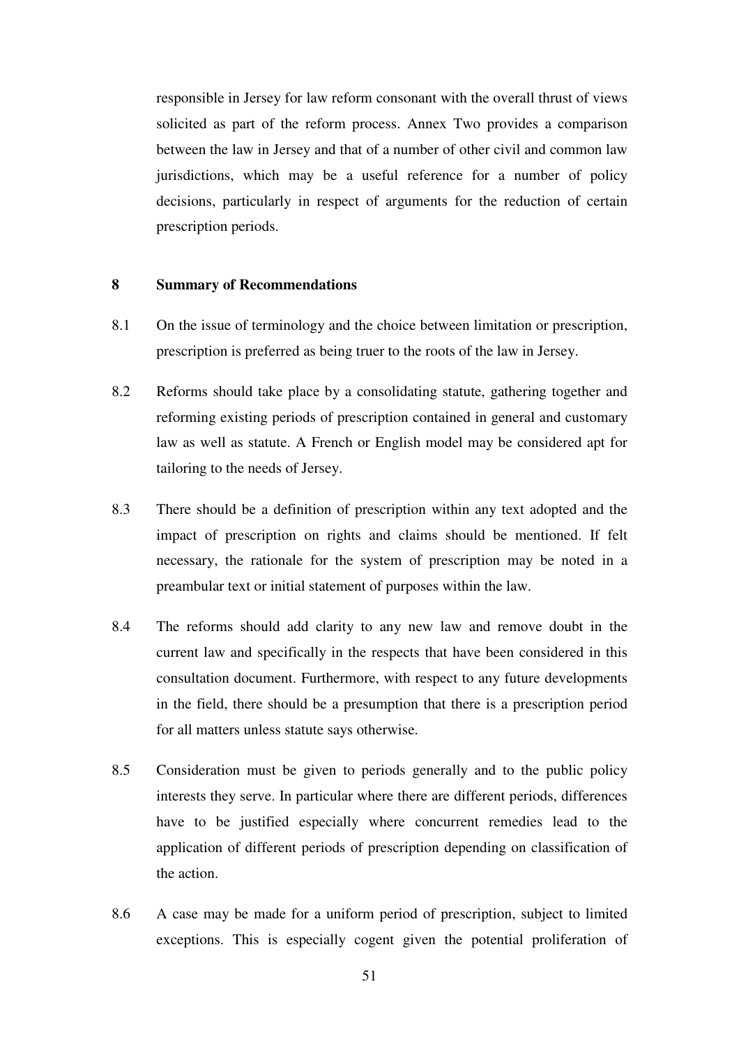responsible in Jersey for law reform consonant with the overall thrust of views solicited as part of the reform process. Annex Two provides a comparison between the law in Jersey and that of a number of other civil and common law jurisdictions, which may be a useful reference for a number of policy decisions, particularly in respect of arguments for the reduction of certain prescription periods.

## 8 Summary of Recommendations

8.1 On the issue of terminology and the choice between limitation or prescription, prescription is preferred as being truer to the roots of the law in Jersey.

8.2 Reforms should take place by a consolidating statute, gathering together and reforming existing periods of prescription contained in general and customary law as well as statute. A French or English model may be considered apt for tailoring to the needs of Jersey.

8.3 There should be a definition of prescription within any text adopted and the impact of prescription on rights and claims should be mentioned. If felt necessary, the rationale for the system of prescription may be noted in a preambular text or initial statement of purposes within the law.

8.4 The reforms should add clarity to any new law and remove doubt in the current law and specifically in the respects that have been considered in this consultation document. Furthermore, with respect to any future developments in the field, there should be a presumption that there is a prescription period for all matters unless statute says otherwise.

8.5 Consideration must be given to periods generally and to the public policy interests they serve. In particular where there are different periods, differences have to be justified especially where concurrent remedies lead to the application of different periods of prescription depending on classification of the action.

8.6 A case may be made for a uniform period of prescription, subject to limited exceptions. This is especially cogent given the potential proliferation of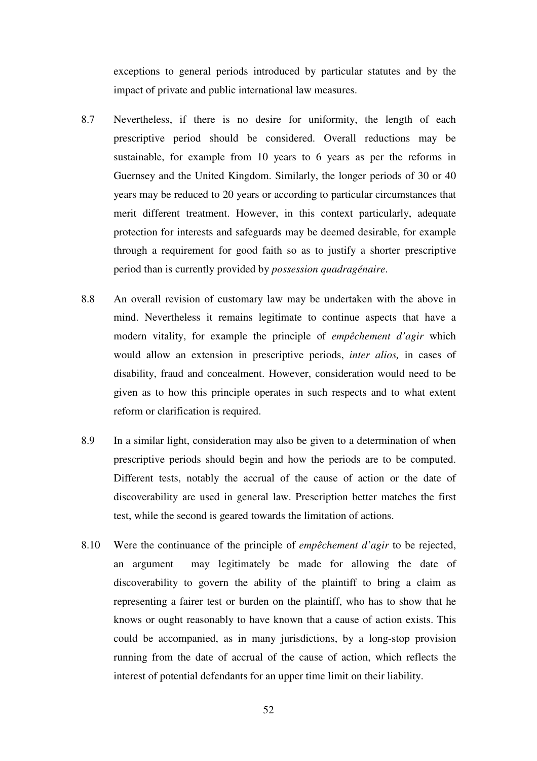exceptions to general periods introduced by particular statutes and by the impact of private and public international law measures.

8.7 Nevertheless, if there is no desire for uniformity, the length of each prescriptive period should be considered. Overall reductions may be sustainable, for example from 10 years to 6 years as per the reforms in Guernsey and the United Kingdom. Similarly, the longer periods of 30 or 40 years may be reduced to 20 years or according to particular circumstances that merit different treatment. However, in this context particularly, adequate protection for interests and safeguards may be deemed desirable, for example through a requirement for good faith so as to justify a shorter prescriptive period than is currently provided by *possession quadragénaire*.

8.8 An overall revision of customary law may be undertaken with the above in mind. Nevertheless it remains legitimate to continue aspects that have a modern vitality, for example the principle of *empêchement d'agir* which would allow an extension in prescriptive periods, *inter alios,* in cases of disability, fraud and concealment. However, consideration would need to be given as to how this principle operates in such respects and to what extent reform or clarification is required.

8.9 In a similar light, consideration may also be given to a determination of when prescriptive periods should begin and how the periods are to be computed. Different tests, notably the accrual of the cause of action or the date of discoverability are used in general law. Prescription better matches the first test, while the second is geared towards the limitation of actions.

8.10 Were the continuance of the principle of *empêchement d'agir* to be rejected, an argument may legitimately be made for allowing the date of discoverability to govern the ability of the plaintiff to bring a claim as representing a fairer test or burden on the plaintiff, who has to show that he knows or ought reasonably to have known that a cause of action exists. This could be accompanied, as in many jurisdictions, by a long-stop provision running from the date of accrual of the cause of action, which reflects the interest of potential defendants for an upper time limit on their liability.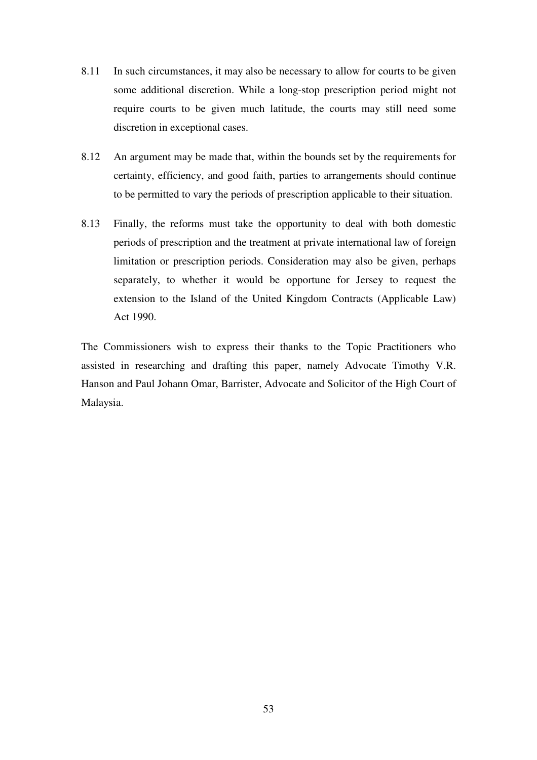8.11 In such circumstances, it may also be necessary to allow for courts to be given some additional discretion. While a long-stop prescription period might not require courts to be given much latitude, the courts may still need some discretion in exceptional cases.

8.12 An argument may be made that, within the bounds set by the requirements for certainty, efficiency, and good faith, parties to arrangements should continue to be permitted to vary the periods of prescription applicable to their situation.

8.13 Finally, the reforms must take the opportunity to deal with both domestic periods of prescription and the treatment at private international law of foreign limitation or prescription periods. Consideration may also be given, perhaps separately, to whether it would be opportune for Jersey to request the extension to the Island of the United Kingdom Contracts (Applicable Law) Act 1990.

The Commissioners wish to express their thanks to the Topic Practitioners who assisted in researching and drafting this paper, namely Advocate Timothy V.R. Hanson and Paul Johann Omar, Barrister, Advocate and Solicitor of the High Court of Malaysia.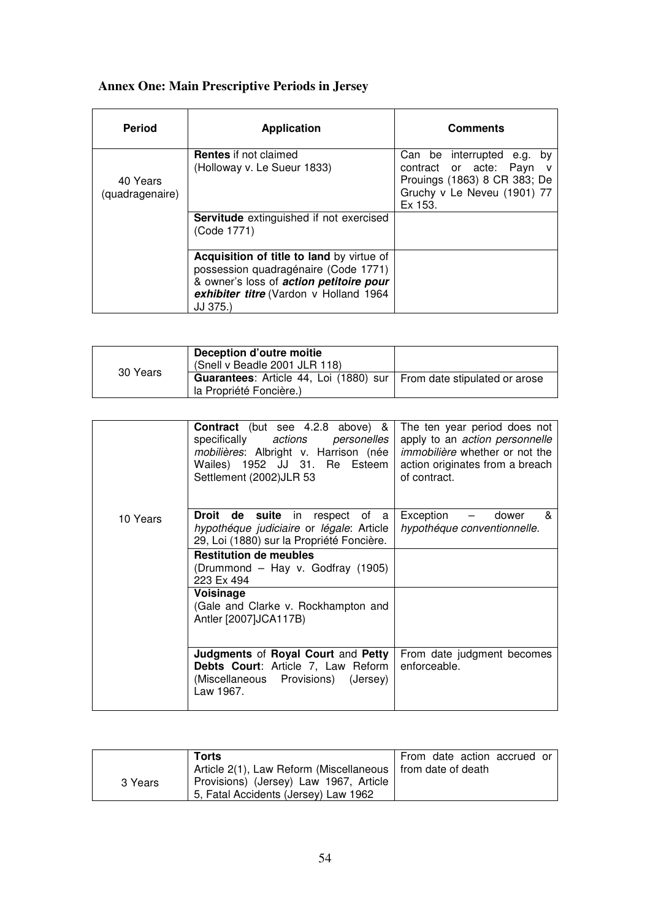## Annex One: Main Prescriptive Periods in Jersey

| Period | Application | Comments |
|---|---|---|
| 40 Years (quadragenaire) | **Rentes** if not claimed (Holloway v. Le Sueur 1833) | Can be interrupted e.g. by contract or acte: Payn v Prouings (1863) 8 CR 383; De Gruchy v Le Neveu (1901) 77 Ex 153. |
| | **Servitude** extinguished if not exercised (Code 1771) | |
| | **Acquisition of title to land** by virtue of possession quadragénaire (Code 1771) & owner's loss of ***action petitoire pour exhibiter titre*** (Vardon v Holland 1964 JJ 375.) | |
| 30 Years | **Deception d'outre moitie** (Snell v Beadle 2001 JLR 118) | |
| | **Guarantees**: Article 44, Loi (1880) sur la Propriété Foncière.) | From date stipulated or arose |
| 10 Years | **Contract** (but see 4.2.8 above) & specifically *actions personelles mobilières*: Albright v. Harrison (née Wailes) 1952 JJ 31. Re Esteem Settlement (2002)JLR 53 | The ten year period does not apply to an *action personnelle immobilière* whether or not the action originates from a breach of contract. |
| | **Droit de suite** in respect of a *hypothéque judiciaire* or *légale*: Article 29, Loi (1880) sur la Propriété Foncière. | Exception – dower & *hypothéque conventionnelle.* |
| | **Restitution de meubles** (Drummond – Hay v. Godfray (1905) 223 Ex 494 | |
| | **Voisinage** (Gale and Clarke v. Rockhampton and Antler [2007]JCA117B) | |
| | **Judgments** of **Royal Court** and **Petty Debts Court**: Article 7, Law Reform (Miscellaneous Provisions) (Jersey) Law 1967. | From date judgment becomes enforceable. |
| 3 Years | **Torts** Article 2(1), Law Reform (Miscellaneous Provisions) (Jersey) Law 1967, Article 5, Fatal Accidents (Jersey) Law 1962 | From date action accrued or from date of death |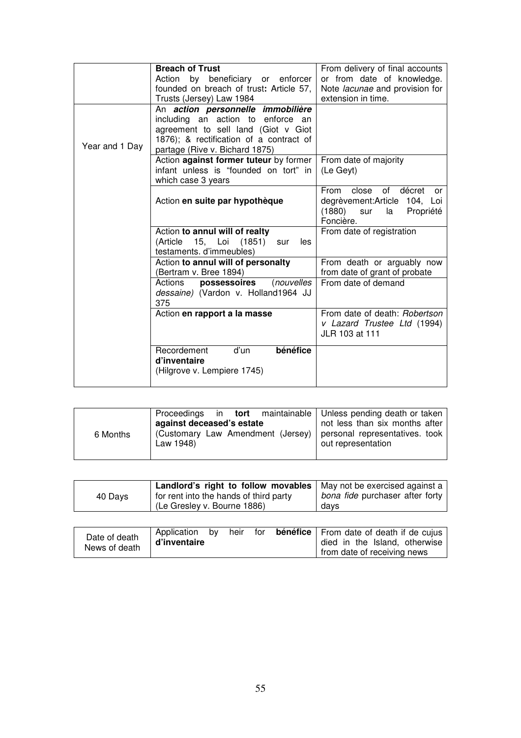| | | |
|---|---|---|
| | **Breach of Trust**<br>Action by beneficiary or enforcer founded on breach of trust**:** Article 57, Trusts (Jersey) Law 1984 | From delivery of final accounts or from date of knowledge. Note *lacunae* and provision for extension in time. |
| Year and 1 Day | An ***action personnelle immobilière*** including an action to enforce an agreement to sell land (Giot v Giot 1876); & rectification of a contract of partage (Rive v. Bichard 1875) | |
| | Action **against former tuteur** by former infant unless is "founded on tort" in which case 3 years | From date of majority (Le Geyt) |
| | Action **en suite par hypothèque** | From close of décret or degrèvement:Article 104, Loi (1880) sur la Propriété Foncière. |
| | Action **to annul will of realty** (Article 15, Loi (1851) sur les testaments. d'immeubles) | From date of registration |
| | Action **to annul will of personalty** (Bertram v. Bree 1894) | From death or arguably now from date of grant of probate |
| | Actions **possessoires** (*nouvelles dessaine)* (Vardon v. Holland1964 JJ 375 | From date of demand |
| | Action **en rapport a la masse** | From date of death: *Robertson v Lazard Trustee Ltd* (1994) JLR 103 at 111 |
| | Recordement d'un **bénéfice d'inventaire**<br>(Hilgrove v. Lempiere 1745) | |

| | | |
|---|---|---|
| 6 Months | Proceedings in **tort** maintainable **against deceased's estate**<br>(Customary Law Amendment (Jersey) Law 1948) | Unless pending death or taken not less than six months after personal representatives. took out representation |

| | | |
|---|---|---|
| 40 Days | **Landlord's right to follow movables** for rent into the hands of third party (Le Gresley v. Bourne 1886) | May not be exercised against a *bona fide* purchaser after forty days |

| | | |
|---|---|---|
| Date of death<br>News of death | Application by heir for **bénéfice d'inventaire** | From date of death if de cujus died in the Island, otherwise from date of receiving news |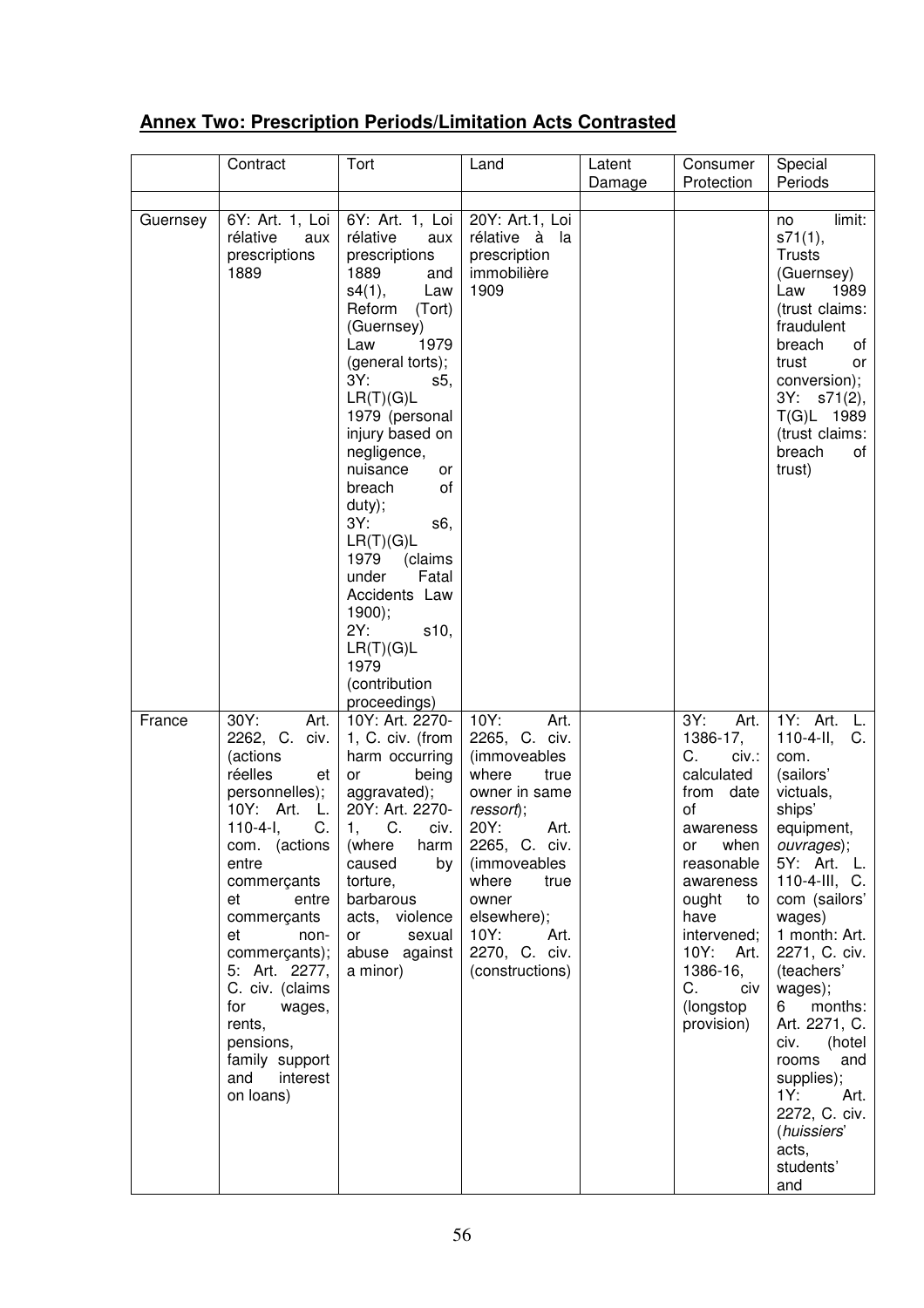## **Annex Two: Prescription Periods/Limitation Acts Contrasted**

| | Contract | Tort | Land | Latent Damage | Consumer Protection | Special Periods |
|---|---|---|---|---|---|---|
| | | | | | | |
| Guernsey | 6Y: Art. 1, Loi rélative aux prescriptions 1889 | 6Y: Art. 1, Loi rélative aux prescriptions 1889 and s4(1), Law Reform (Tort) (Guernsey) Law 1979 (general torts); 3Y: s5, LR(T)(G)L 1979 (personal injury based on negligence, nuisance or breach of duty); 3Y: s6, LR(T)(G)L 1979 (claims under Fatal Accidents Law 1900); 2Y: s10, LR(T)(G)L 1979 (contribution proceedings) | 20Y: Art.1, Loi rélative à la prescription immobilière 1909 | | | no limit: s71(1), Trusts (Guernsey) Law 1989 (trust claims: fraudulent breach of trust or conversion); 3Y: s71(2), T(G)L 1989 (trust claims: breach of trust) |
| France | 30Y: Art. 2262, C. civ. (actions réelles et personnelles); 10Y: Art. L. 110-4-I, C. com. (actions entre commerçants et entre commerçants et non-commerçants); 5: Art. 2277, C. civ. (claims for wages, rents, pensions, family support and interest on loans) | 10Y: Art. 2270-1, C. civ. (from harm occurring or being aggravated); 20Y: Art. 2270-1, C. civ. (where harm caused by torture, barbarous acts, violence or sexual abuse against a minor) | 10Y: Art. 2265, C. civ. (immoveables where true owner in same *ressort*); 20Y: Art. 2265, C. civ. (immoveables where true owner elsewhere); 10Y: Art. 2270, C. civ. (constructions) | | 3Y: Art. 1386-17, C. civ.: calculated from date of awareness or when reasonable awareness ought to have intervened; 10Y: Art. 1386-16, C. civ (longstop provision) | 1Y: Art. L. 110-4-II, C. com. (sailors' victuals, ships' equipment, *ouvrages*); 5Y: Art. L. 110-4-III, C. com (sailors' wages) 1 month: Art. 2271, C. civ. (teachers' wages); 6 months: Art. 2271, C. civ. (hotel rooms and supplies); 1Y: Art. 2272, C. civ. (*huissiers*' acts, students' and |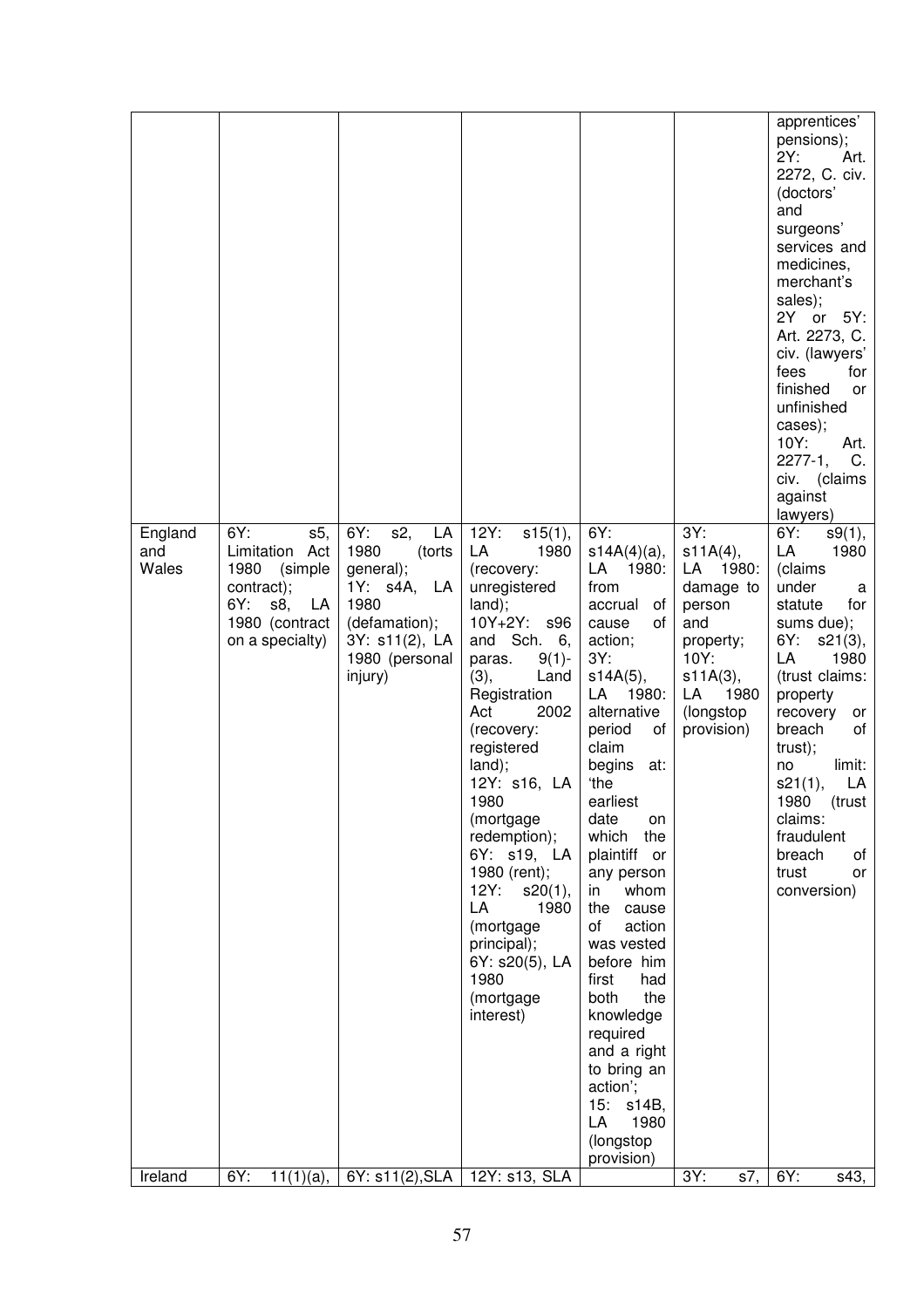| | | | | | | |
|---|---|---|---|---|---|---|
| | | | | | | apprentices' pensions); 2Y: Art. 2272, C. civ. (doctors' and surgeons' services and medicines, merchant's sales); 2Y or 5Y: Art. 2273, C. civ. (lawyers' fees for finished or unfinished cases); 10Y: Art. 2277-1, C. civ. (claims against lawyers) |
| England and Wales | 6Y: s5, Limitation Act 1980 (simple contract); 6Y: s8, LA 1980 (contract on a specialty) | 6Y: s2, LA 1980 (torts general); 1Y: s4A, LA 1980 (defamation); 3Y: s11(2), LA 1980 (personal injury) | 12Y: s15(1), LA 1980 (recovery: unregistered land); 10Y+2Y: s96 and Sch. 6, paras. 9(1)-(3), Land Registration Act 2002 (recovery: registered land); 12Y: s16, LA 1980 (mortgage redemption); 6Y: s19, LA 1980 (rent); 12Y: s20(1), LA 1980 (mortgage principal); 6Y: s20(5), LA 1980 (mortgage interest) | 6Y: s14A(4)(a), LA 1980: from accrual of cause of action; 3Y: s14A(5), LA 1980: alternative period of claim begins at: 'the earliest date on which the plaintiff or any person in whom the cause of action was vested before him first had both the knowledge required and a right to bring an action'; 15: s14B, LA 1980 (longstop provision) | 3Y: s11A(4), LA 1980: damage to person and property; 10Y: s11A(3), LA 1980 (longstop provision) | 6Y: s9(1), LA 1980 (claims under a statute for sums due); 6Y: s21(3), LA 1980 (trust claims: property recovery or breach of trust); no limit: s21(1), LA 1980 (trust claims: fraudulent breach of trust or conversion) |
| Ireland | 6Y: 11(1)(a), | 6Y: s11(2),SLA | 12Y: s13, SLA | | 3Y: s7, | 6Y: s43, |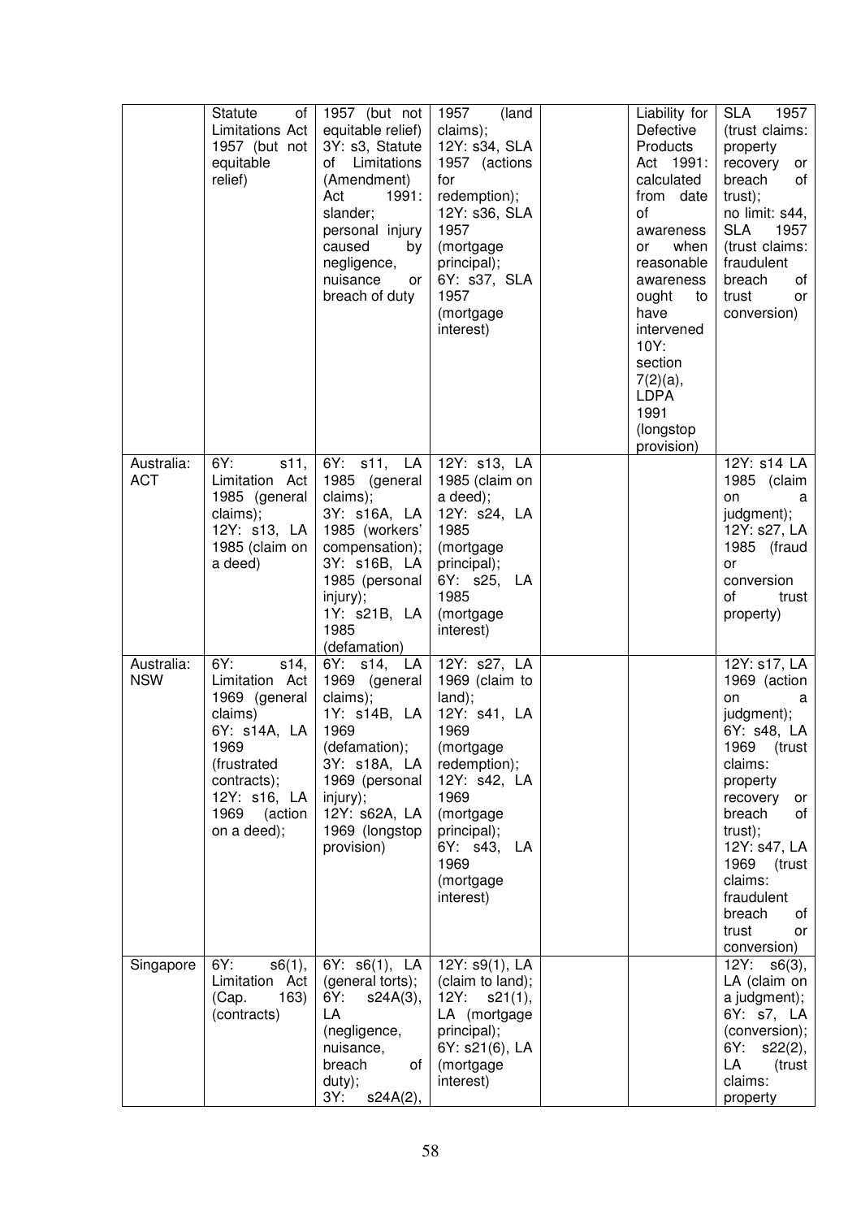| | | | | | | |
|---|---|---|---|---|---|---|
| | Statute of Limitations Act 1957 (but not equitable relief) | 1957 (but not equitable relief) 3Y: s3, Statute of Limitations (Amendment) Act 1991: slander; personal injury caused by negligence, nuisance or breach of duty | 1957 (land claims); 12Y: s34, SLA 1957 (actions for redemption); 12Y: s36, SLA 1957 (mortgage principal); 6Y: s37, SLA 1957 (mortgage interest) | | Liability for Defective Products Act 1991: calculated from date of awareness or when reasonable awareness ought to have intervened 10Y: section 7(2)(a), LDPA 1991 (longstop provision) | SLA 1957 (trust claims: property recovery or breach of trust); no limit: s44, SLA 1957 (trust claims: fraudulent breach of trust or conversion) |
| Australia: ACT | 6Y: s11, Limitation Act 1985 (general claims); 12Y: s13, LA 1985 (claim on a deed) | 6Y: s11, LA 1985 (general claims); 3Y: s16A, LA 1985 (workers' compensation); 3Y: s16B, LA 1985 (personal injury); 1Y: s21B, LA 1985 (defamation) | 12Y: s13, LA 1985 (claim on a deed); 12Y: s24, LA 1985 (mortgage principal); 6Y: s25, LA 1985 (mortgage interest) | | | 12Y: s14 LA 1985 (claim on a judgment); 12Y: s27, LA 1985 (fraud or conversion of trust property) |
| Australia: NSW | 6Y: s14, Limitation Act 1969 (general claims) 6Y: s14A, LA 1969 (frustrated contracts); 12Y: s16, LA 1969 (action on a deed); | 6Y: s14, LA 1969 (general claims); 1Y: s14B, LA 1969 (defamation); 3Y: s18A, LA 1969 (personal injury); 12Y: s62A, LA 1969 (longstop provision) | 12Y: s27, LA 1969 (claim to land); 12Y: s41, LA 1969 (mortgage redemption); 12Y: s42, LA 1969 (mortgage principal); 6Y: s43, LA 1969 (mortgage interest) | | | 12Y: s17, LA 1969 (action on a judgment); 6Y: s48, LA 1969 (trust claims: property recovery or breach of trust); 12Y: s47, LA 1969 (trust claims: fraudulent breach of trust or conversion) |
| Singapore | 6Y: s6(1), Limitation Act (Cap. 163) (contracts) | 6Y: s6(1), LA (general torts); 6Y: s24A(3), LA (negligence, nuisance, breach of duty); 3Y: s24A(2), | 12Y: s9(1), LA (claim to land); 12Y: s21(1), LA (mortgage principal); 6Y: s21(6), LA (mortgage interest) | | | 12Y: s6(3), LA (claim on a judgment); 6Y: s7, LA (conversion); 6Y: s22(2), LA (trust claims: property |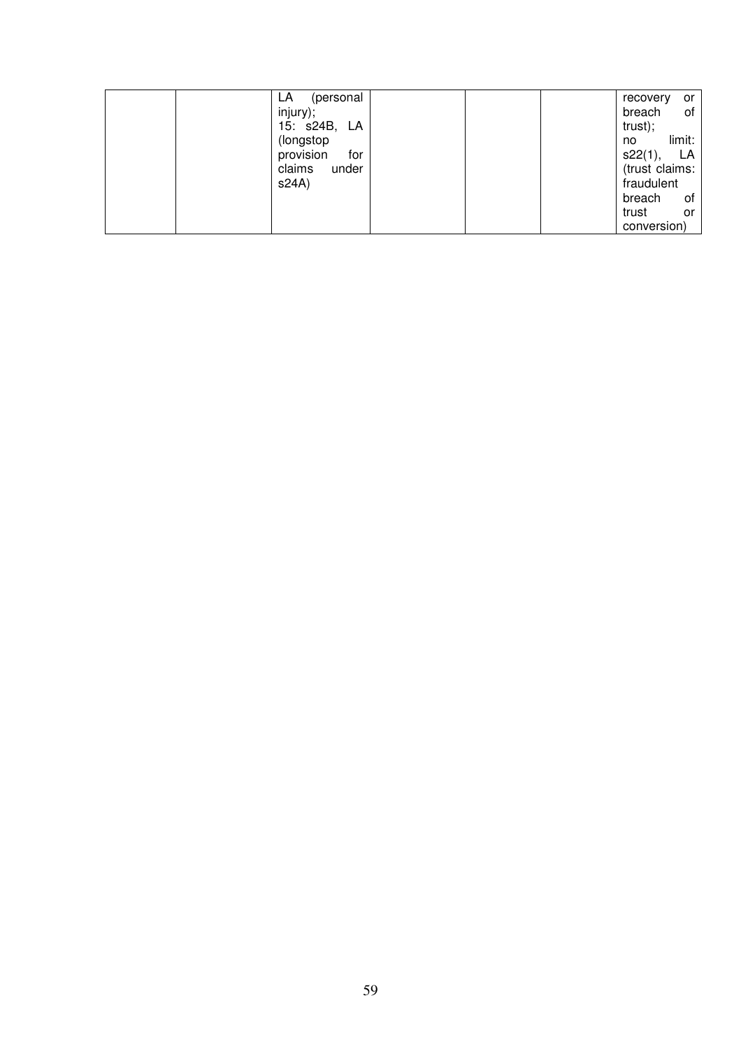| | | | | | | |
|---|---|---|---|---|---|---|
| | | LA (personal injury); 15: s24B, LA (longstop provision for claims under s24A) | | | | recovery or breach of trust); no limit: s22(1), LA (trust claims: fraudulent breach of trust or conversion) |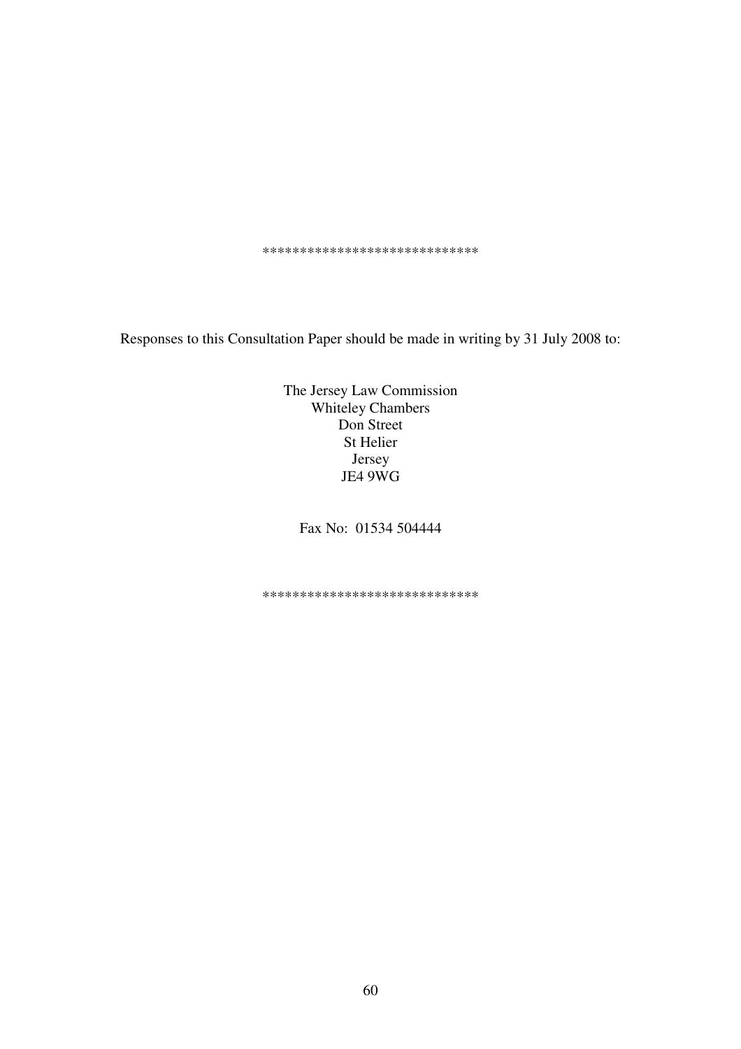*****************************

Responses to this Consultation Paper should be made in writing by 31 July 2008 to:

The Jersey Law Commission
Whiteley Chambers
Don Street
St Helier
Jersey
JE4 9WG

Fax No: 01534 504444

*****************************